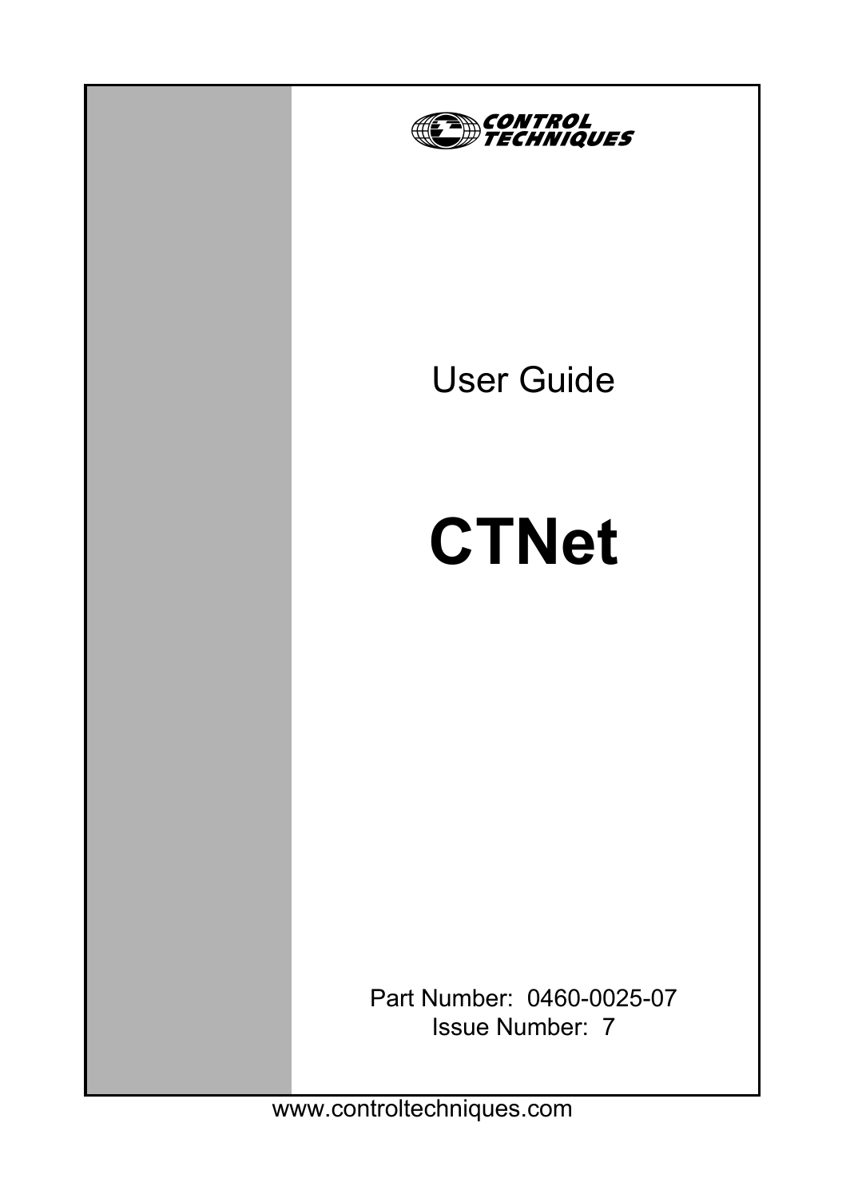CONTROL TECHNIQUES

User Guide

# CTNet

Part Number: 0460-0025-07
Issue Number: 7

www.controltechniques.com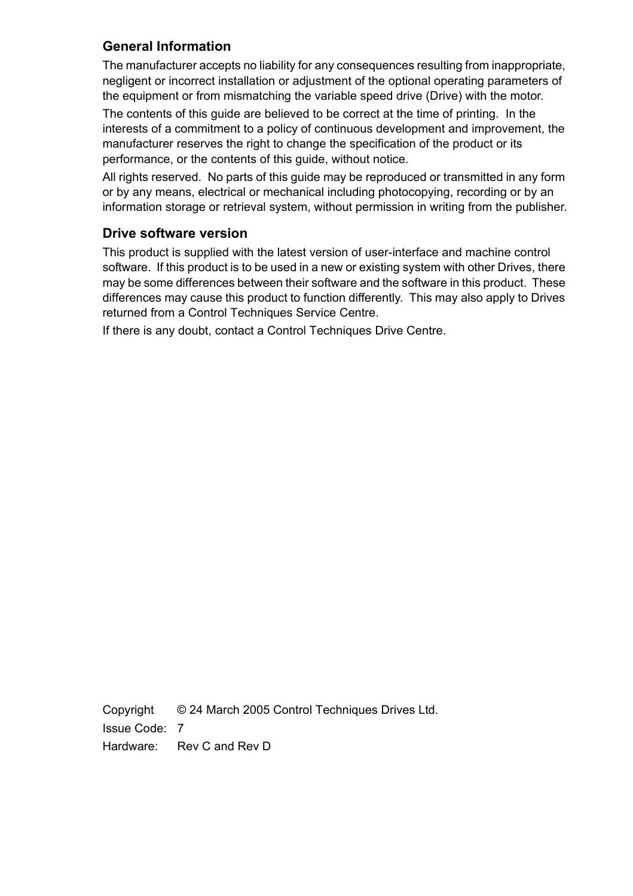## General Information

The manufacturer accepts no liability for any consequences resulting from inappropriate, negligent or incorrect installation or adjustment of the optional operating parameters of the equipment or from mismatching the variable speed drive (Drive) with the motor.

The contents of this guide are believed to be correct at the time of printing. In the interests of a commitment to a policy of continuous development and improvement, the manufacturer reserves the right to change the specification of the product or its performance, or the contents of this guide, without notice.

All rights reserved. No parts of this guide may be reproduced or transmitted in any form or by any means, electrical or mechanical including photocopying, recording or by an information storage or retrieval system, without permission in writing from the publisher.

## Drive software version

This product is supplied with the latest version of user-interface and machine control software. If this product is to be used in a new or existing system with other Drives, there may be some differences between their software and the software in this product. These differences may cause this product to function differently. This may also apply to Drives returned from a Control Techniques Service Centre.

If there is any doubt, contact a Control Techniques Drive Centre.

Copyright © 24 March 2005 Control Techniques Drives Ltd.

Issue Code: 7

Hardware: Rev C and Rev D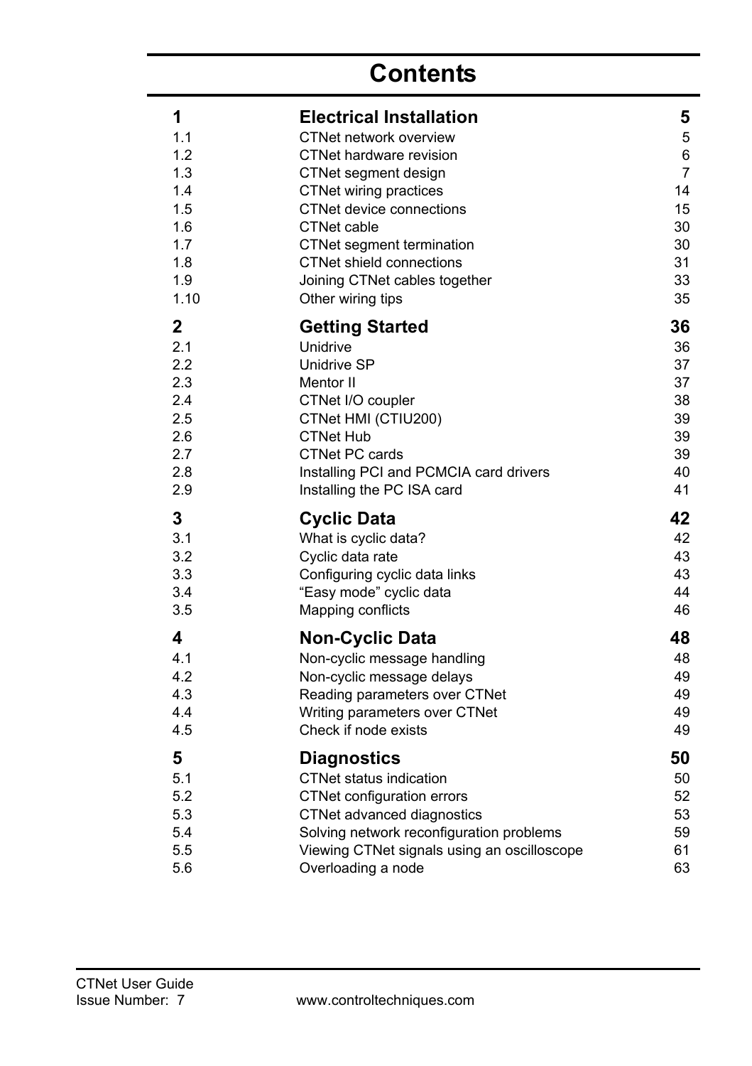# Contents

| | | |
|---|---|---|
| **1** | **Electrical Installation** | **5** |
| 1.1 | CTNet network overview | 5 |
| 1.2 | CTNet hardware revision | 6 |
| 1.3 | CTNet segment design | 7 |
| 1.4 | CTNet wiring practices | 14 |
| 1.5 | CTNet device connections | 15 |
| 1.6 | CTNet cable | 30 |
| 1.7 | CTNet segment termination | 30 |
| 1.8 | CTNet shield connections | 31 |
| 1.9 | Joining CTNet cables together | 33 |
| 1.10 | Other wiring tips | 35 |
| **2** | **Getting Started** | **36** |
| 2.1 | Unidrive | 36 |
| 2.2 | Unidrive SP | 37 |
| 2.3 | Mentor II | 37 |
| 2.4 | CTNet I/O coupler | 38 |
| 2.5 | CTNet HMI (CTIU200) | 39 |
| 2.6 | CTNet Hub | 39 |
| 2.7 | CTNet PC cards | 39 |
| 2.8 | Installing PCI and PCMCIA card drivers | 40 |
| 2.9 | Installing the PC ISA card | 41 |
| **3** | **Cyclic Data** | **42** |
| 3.1 | What is cyclic data? | 42 |
| 3.2 | Cyclic data rate | 43 |
| 3.3 | Configuring cyclic data links | 43 |
| 3.4 | “Easy mode” cyclic data | 44 |
| 3.5 | Mapping conflicts | 46 |
| **4** | **Non-Cyclic Data** | **48** |
| 4.1 | Non-cyclic message handling | 48 |
| 4.2 | Non-cyclic message delays | 49 |
| 4.3 | Reading parameters over CTNet | 49 |
| 4.4 | Writing parameters over CTNet | 49 |
| 4.5 | Check if node exists | 49 |
| **5** | **Diagnostics** | **50** |
| 5.1 | CTNet status indication | 50 |
| 5.2 | CTNet configuration errors | 52 |
| 5.3 | CTNet advanced diagnostics | 53 |
| 5.4 | Solving network reconfiguration problems | 59 |
| 5.5 | Viewing CTNet signals using an oscilloscope | 61 |
| 5.6 | Overloading a node | 63 |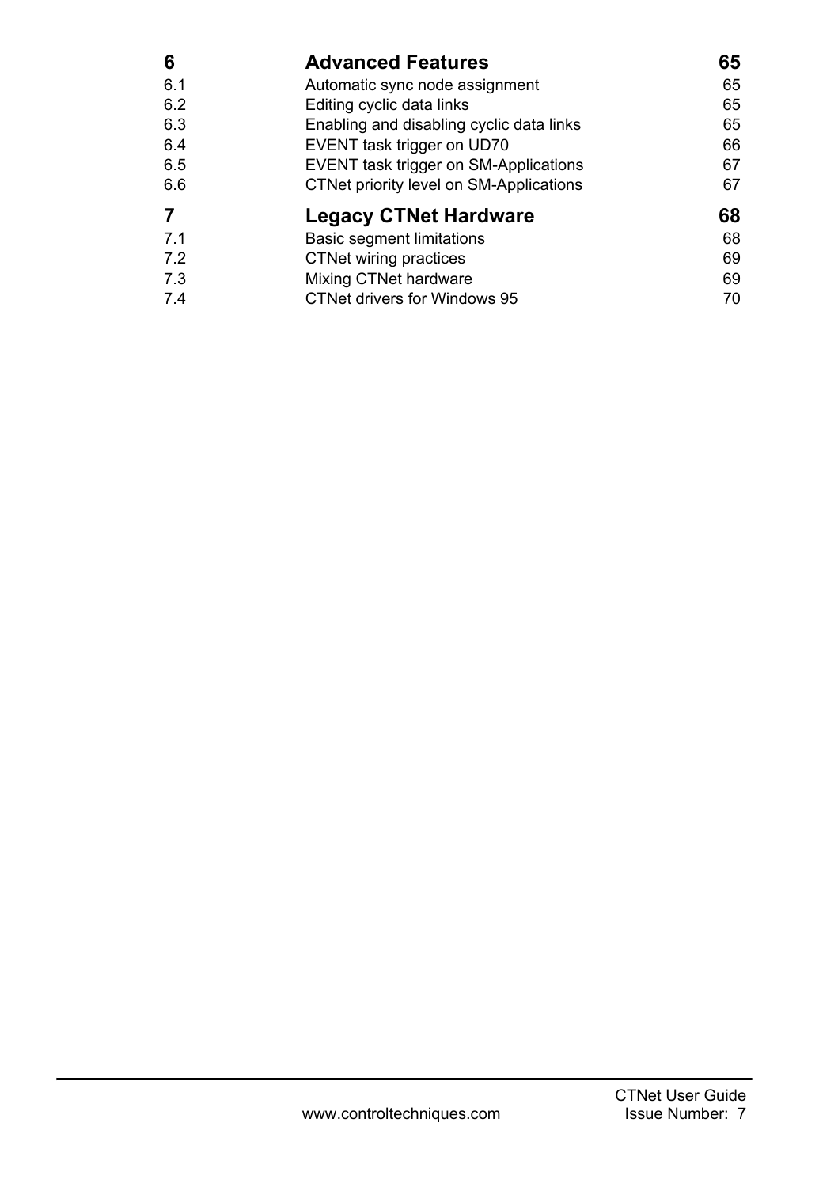| | | |
|---|---|---|
| **6** | **Advanced Features** | **65** |
| 6.1 | Automatic sync node assignment | 65 |
| 6.2 | Editing cyclic data links | 65 |
| 6.3 | Enabling and disabling cyclic data links | 65 |
| 6.4 | EVENT task trigger on UD70 | 66 |
| 6.5 | EVENT task trigger on SM-Applications | 67 |
| 6.6 | CTNet priority level on SM-Applications | 67 |
| **7** | **Legacy CTNet Hardware** | **68** |
| 7.1 | Basic segment limitations | 68 |
| 7.2 | CTNet wiring practices | 69 |
| 7.3 | Mixing CTNet hardware | 69 |
| 7.4 | CTNet drivers for Windows 95 | 70 |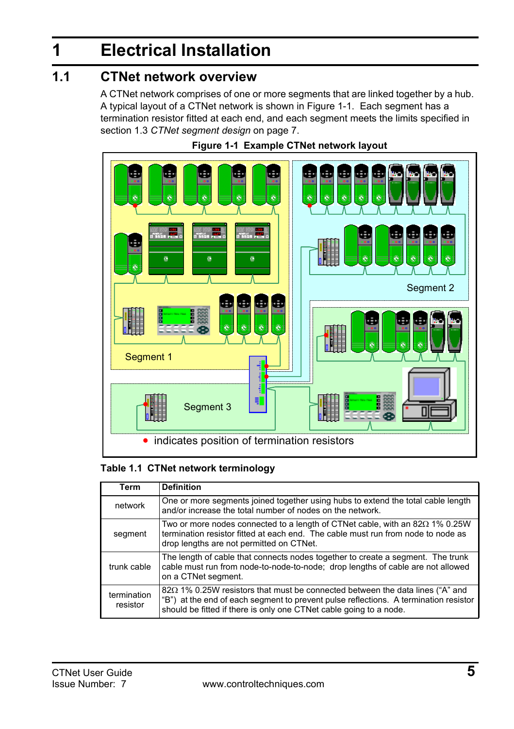# 1 Electrical Installation

## 1.1 CTNet network overview

A CTNet network comprises of one or more segments that are linked together by a hub. A typical layout of a CTNet network is shown in Figure 1-1. Each segment has a termination resistor fitted at each end, and each segment meets the limits specified in section 1.3 *CTNet segment design* on page 7.

**Figure 1-1 Example CTNet network layout**

Segment 1

Segment 2

Segment 3

• indicates position of termination resistors

**Table 1.1 CTNet network terminology**

| Term | Definition |
|---|---|
| network | One or more segments joined together using hubs to extend the total cable length and/or increase the total number of nodes on the network. |
| segment | Two or more nodes connected to a length of CTNet cable, with an 82Ω 1% 0.25W termination resistor fitted at each end. The cable must run from node to node as drop lengths are not permitted on CTNet. |
| trunk cable | The length of cable that connects nodes together to create a segment. The trunk cable must run from node-to-node-to-node; drop lengths of cable are not allowed on a CTNet segment. |
| termination resistor | 82Ω 1% 0.25W resistors that must be connected between the data lines (“A” and “B”) at the end of each segment to prevent pulse reflections. A termination resistor should be fitted if there is only one CTNet cable going to a node. |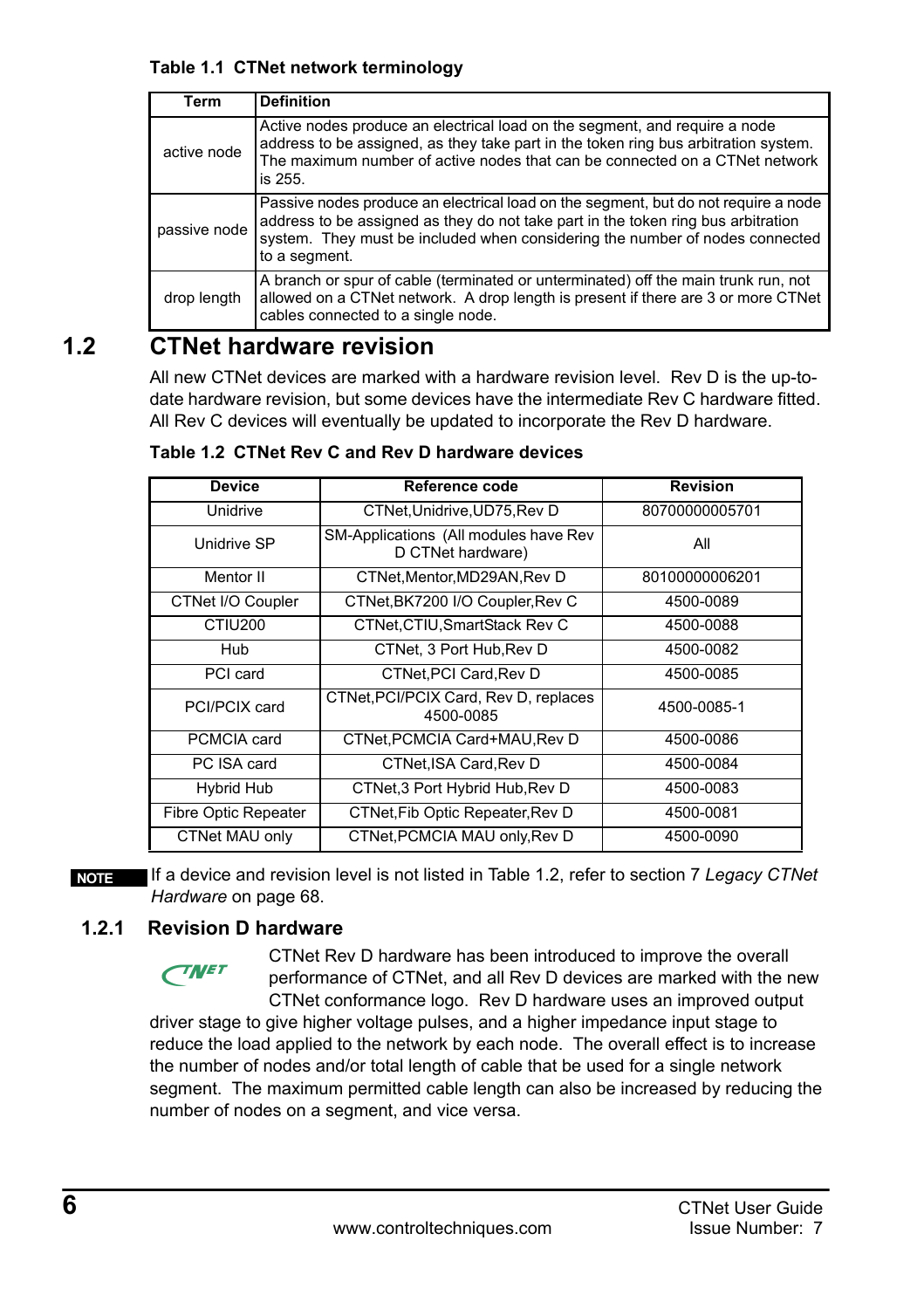**Table 1.1 CTNet network terminology**

| Term | Definition |
|---|---|
| active node | Active nodes produce an electrical load on the segment, and require a node address to be assigned, as they take part in the token ring bus arbitration system. The maximum number of active nodes that can be connected on a CTNet network is 255. |
| passive node | Passive nodes produce an electrical load on the segment, but do not require a node address to be assigned as they do not take part in the token ring bus arbitration system. They must be included when considering the number of nodes connected to a segment. |
| drop length | A branch or spur of cable (terminated or unterminated) off the main trunk run, not allowed on a CTNet network. A drop length is present if there are 3 or more CTNet cables connected to a single node. |

## 1.2 CTNet hardware revision

All new CTNet devices are marked with a hardware revision level. Rev D is the up-to-date hardware revision, but some devices have the intermediate Rev C hardware fitted. All Rev C devices will eventually be updated to incorporate the Rev D hardware.

**Table 1.2 CTNet Rev C and Rev D hardware devices**

| Device | Reference code | Revision |
|---|---|---|
| Unidrive | CTNet,Unidrive,UD75,Rev D | 80700000005701 |
| Unidrive SP | SM-Applications (All modules have Rev D CTNet hardware) | All |
| Mentor II | CTNet,Mentor,MD29AN,Rev D | 80100000006201 |
| CTNet I/O Coupler | CTNet,BK7200 I/O Coupler,Rev C | 4500-0089 |
| CTIU200 | CTNet,CTIU,SmartStack Rev C | 4500-0088 |
| Hub | CTNet, 3 Port Hub,Rev D | 4500-0082 |
| PCI card | CTNet,PCI Card,Rev D | 4500-0085 |
| PCI/PCIX card | CTNet,PCI/PCIX Card, Rev D, replaces 4500-0085 | 4500-0085-1 |
| PCMCIA card | CTNet,PCMCIA Card+MAU,Rev D | 4500-0086 |
| PC ISA card | CTNet,ISA Card,Rev D | 4500-0084 |
| Hybrid Hub | CTNet,3 Port Hybrid Hub,Rev D | 4500-0083 |
| Fibre Optic Repeater | CTNet,Fib Optic Repeater,Rev D | 4500-0081 |
| CTNet MAU only | CTNet,PCMCIA MAU only,Rev D | 4500-0090 |

**NOTE** If a device and revision level is not listed in Table 1.2, refer to section 7 *Legacy CTNet Hardware* on page 68.

### 1.2.1 Revision D hardware

CTNet Rev D hardware has been introduced to improve the overall performance of CTNet, and all Rev D devices are marked with the new CTNet conformance logo. Rev D hardware uses an improved output driver stage to give higher voltage pulses, and a higher impedance input stage to reduce the load applied to the network by each node. The overall effect is to increase the number of nodes and/or total length of cable that be used for a single network segment. The maximum permitted cable length can also be increased by reducing the number of nodes on a segment, and vice versa.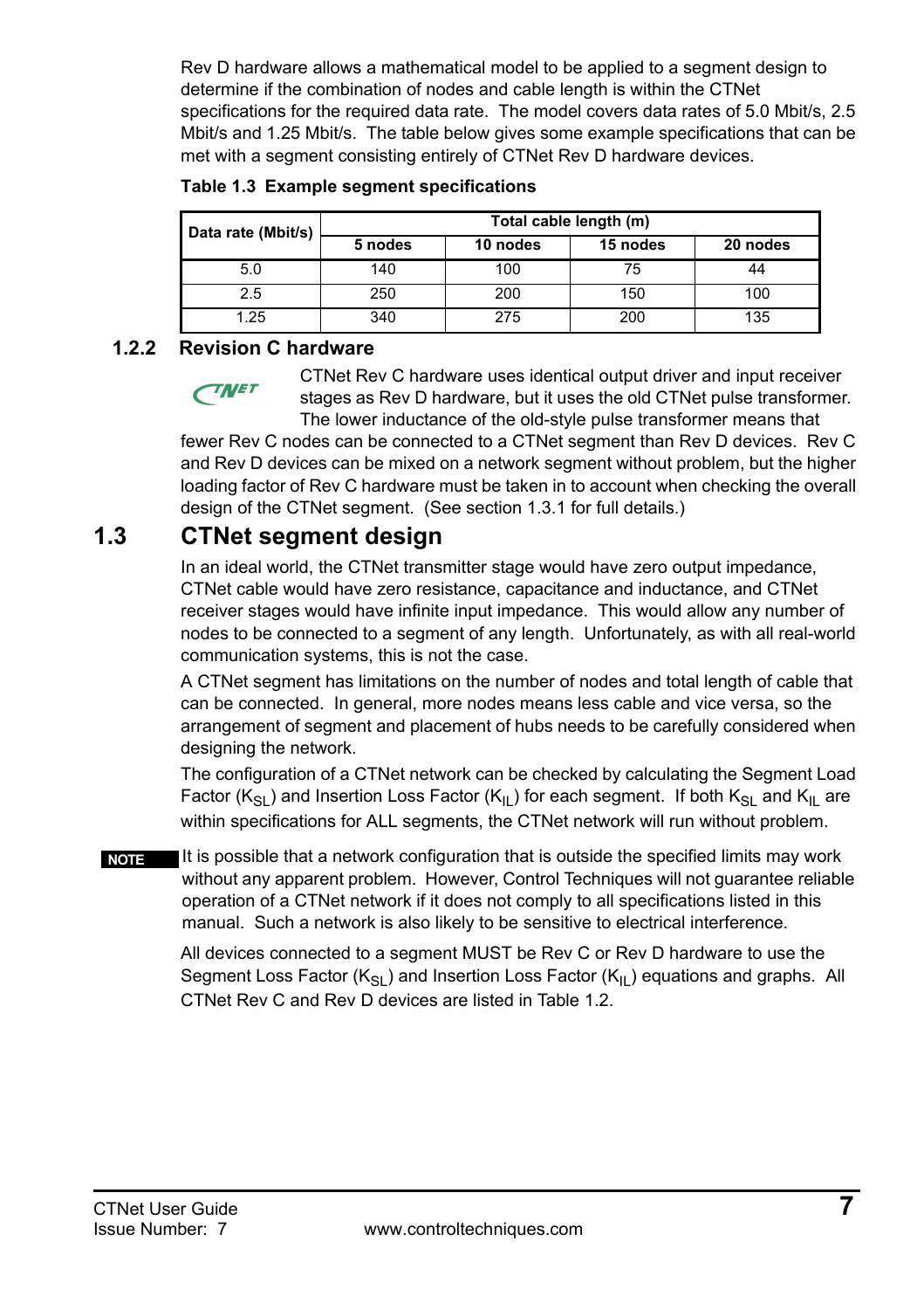Rev D hardware allows a mathematical model to be applied to a segment design to determine if the combination of nodes and cable length is within the CTNet specifications for the required data rate. The model covers data rates of 5.0 Mbit/s, 2.5 Mbit/s and 1.25 Mbit/s. The table below gives some example specifications that can be met with a segment consisting entirely of CTNet Rev D hardware devices.

**Table 1.3 Example segment specifications**

| Data rate (Mbit/s) | Total cable length (m) | | | |
|---|---|---|---|---|
| | 5 nodes | 10 nodes | 15 nodes | 20 nodes |
| 5.0 | 140 | 100 | 75 | 44 |
| 2.5 | 250 | 200 | 150 | 100 |
| 1.25 | 340 | 275 | 200 | 135 |

### 1.2.2 Revision C hardware

CTNet Rev C hardware uses identical output driver and input receiver stages as Rev D hardware, but it uses the old CTNet pulse transformer. The lower inductance of the old-style pulse transformer means that fewer Rev C nodes can be connected to a CTNet segment than Rev D devices. Rev C and Rev D devices can be mixed on a network segment without problem, but the higher loading factor of Rev C hardware must be taken in to account when checking the overall design of the CTNet segment. (See section 1.3.1 for full details.)

## 1.3 CTNet segment design

In an ideal world, the CTNet transmitter stage would have zero output impedance, CTNet cable would have zero resistance, capacitance and inductance, and CTNet receiver stages would have infinite input impedance. This would allow any number of nodes to be connected to a segment of any length. Unfortunately, as with all real-world communication systems, this is not the case.

A CTNet segment has limitations on the number of nodes and total length of cable that can be connected. In general, more nodes means less cable and vice versa, so the arrangement of segment and placement of hubs needs to be carefully considered when designing the network.

The configuration of a CTNet network can be checked by calculating the Segment Load Factor ($K_{SL}$) and Insertion Loss Factor ($K_{IL}$) for each segment. If both $K_{SL}$ and $K_{IL}$ are within specifications for ALL segments, the CTNet network will run without problem.

**NOTE** It is possible that a network configuration that is outside the specified limits may work without any apparent problem. However, Control Techniques will not guarantee reliable operation of a CTNet network if it does not comply to all specifications listed in this manual. Such a network is also likely to be sensitive to electrical interference.

All devices connected to a segment MUST be Rev C or Rev D hardware to use the Segment Loss Factor ($K_{SL}$) and Insertion Loss Factor ($K_{IL}$) equations and graphs. All CTNet Rev C and Rev D devices are listed in Table 1.2.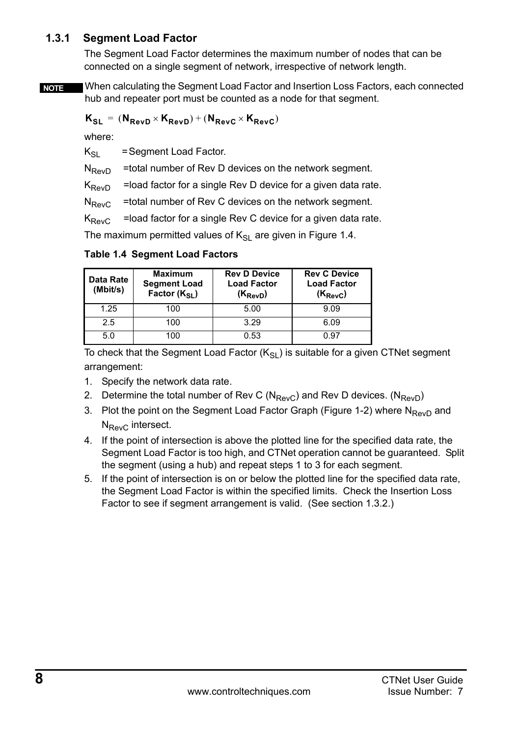### 1.3.1 Segment Load Factor

The Segment Load Factor determines the maximum number of nodes that can be connected on a single segment of network, irrespective of network length.

**NOTE** When calculating the Segment Load Factor and Insertion Loss Factors, each connected hub and repeater port must be counted as a node for that segment.

$$\mathbf{K_{SL}} = (\mathbf{N_{RevD}} \times \mathbf{K_{RevD}}) + (\mathbf{N_{RevC}} \times \mathbf{K_{RevC}})$$

where:

$K_{SL}$ = Segment Load Factor.

$N_{RevD}$ =total number of Rev D devices on the network segment.

$K_{RevD}$ =load factor for a single Rev D device for a given data rate.

$N_{RevC}$ =total number of Rev C devices on the network segment.

$K_{RevC}$ =load factor for a single Rev C device for a given data rate.

The maximum permitted values of $K_{SL}$ are given in Figure 1.4.

**Table 1.4 Segment Load Factors**

| Data Rate (Mbit/s) | Maximum Segment Load Factor ($K_{SL}$) | Rev D Device Load Factor ($K_{RevD}$) | Rev C Device Load Factor ($K_{RevC}$) |
|---|---|---|---|
| 1.25 | 100 | 5.00 | 9.09 |
| 2.5 | 100 | 3.29 | 6.09 |
| 5.0 | 100 | 0.53 | 0.97 |

To check that the Segment Load Factor ($K_{SL}$) is suitable for a given CTNet segment arrangement:

1. Specify the network data rate.
2. Determine the total number of Rev C ($N_{RevC}$) and Rev D devices. ($N_{RevD}$)
3. Plot the point on the Segment Load Factor Graph (Figure 1-2) where $N_{RevD}$ and $N_{RevC}$ intersect.
4. If the point of intersection is above the plotted line for the specified data rate, the Segment Load Factor is too high, and CTNet operation cannot be guaranteed. Split the segment (using a hub) and repeat steps 1 to 3 for each segment.
5. If the point of intersection is on or below the plotted line for the specified data rate, the Segment Load Factor is within the specified limits. Check the Insertion Loss Factor to see if segment arrangement is valid. (See section 1.3.2.)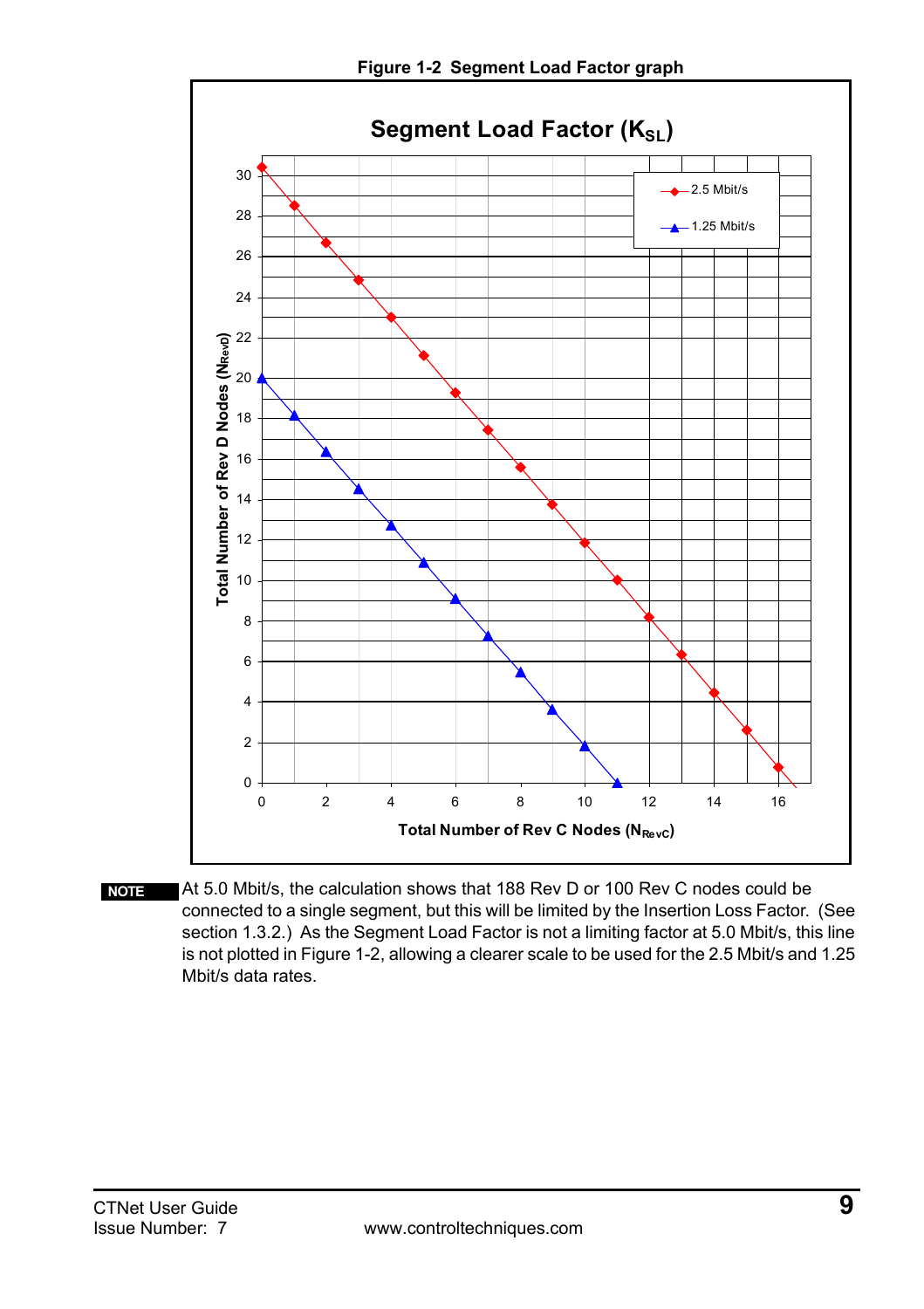**Figure 1-2 Segment Load Factor graph**

**NOTE** At 5.0 Mbit/s, the calculation shows that 188 Rev D or 100 Rev C nodes could be connected to a single segment, but this will be limited by the Insertion Loss Factor. (See section 1.3.2.) As the Segment Load Factor is not a limiting factor at 5.0 Mbit/s, this line is not plotted in Figure 1-2, allowing a clearer scale to be used for the 2.5 Mbit/s and 1.25 Mbit/s data rates.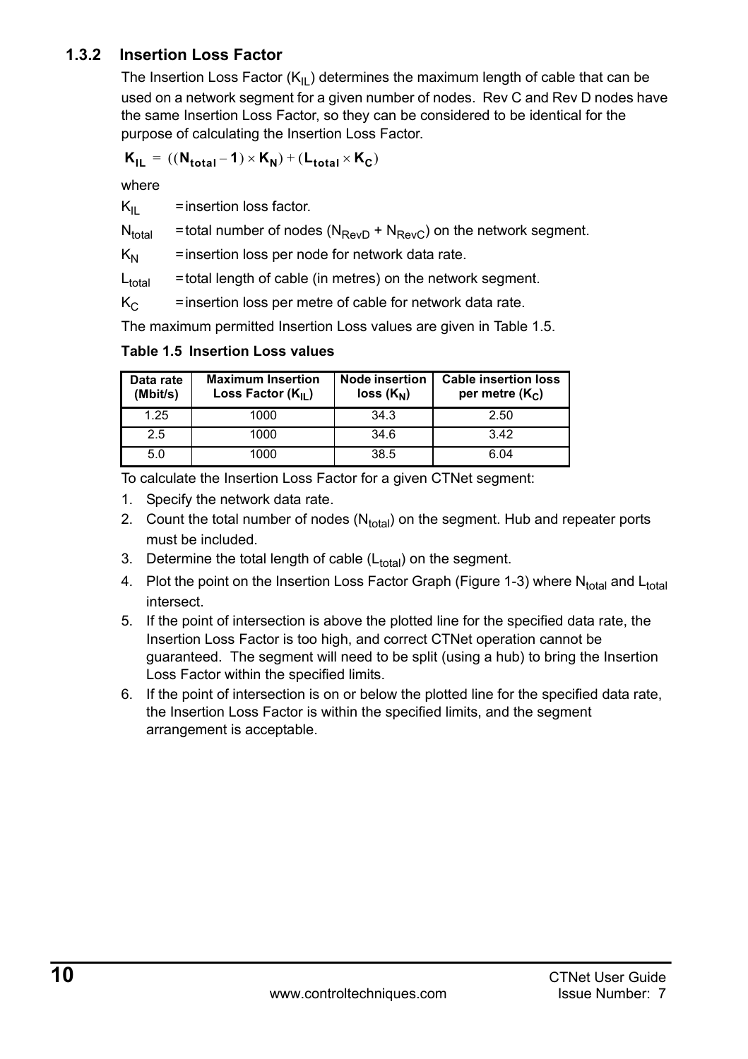### 1.3.2 Insertion Loss Factor

The Insertion Loss Factor ($K_{IL}$) determines the maximum length of cable that can be used on a network segment for a given number of nodes. Rev C and Rev D nodes have the same Insertion Loss Factor, so they can be considered to be identical for the purpose of calculating the Insertion Loss Factor.

$$\mathbf{K_{IL}} = ((\mathbf{N_{total}} - \mathbf{1}) \times \mathbf{K_N}) + (\mathbf{L_{total}} \times \mathbf{K_C})$$

where

$K_{IL}$ = insertion loss factor.

$N_{total}$ = total number of nodes ($N_{RevD}$ + $N_{RevC}$) on the network segment.

$K_N$ = insertion loss per node for network data rate.

$L_{total}$ = total length of cable (in metres) on the network segment.

$K_C$ = insertion loss per metre of cable for network data rate.

The maximum permitted Insertion Loss values are given in Table 1.5.

**Table 1.5 Insertion Loss values**

| Data rate (Mbit/s) | Maximum Insertion Loss Factor ($K_{IL}$) | Node insertion loss ($K_N$) | Cable insertion loss per metre ($K_C$) |
|---|---|---|---|
| 1.25 | 1000 | 34.3 | 2.50 |
| 2.5 | 1000 | 34.6 | 3.42 |
| 5.0 | 1000 | 38.5 | 6.04 |

To calculate the Insertion Loss Factor for a given CTNet segment:

1. Specify the network data rate.
2. Count the total number of nodes ($N_{total}$) on the segment. Hub and repeater ports must be included.
3. Determine the total length of cable ($L_{total}$) on the segment.
4. Plot the point on the Insertion Loss Factor Graph (Figure 1-3) where $N_{total}$ and $L_{total}$ intersect.
5. If the point of intersection is above the plotted line for the specified data rate, the Insertion Loss Factor is too high, and correct CTNet operation cannot be guaranteed. The segment will need to be split (using a hub) to bring the Insertion Loss Factor within the specified limits.
6. If the point of intersection is on or below the plotted line for the specified data rate, the Insertion Loss Factor is within the specified limits, and the segment arrangement is acceptable.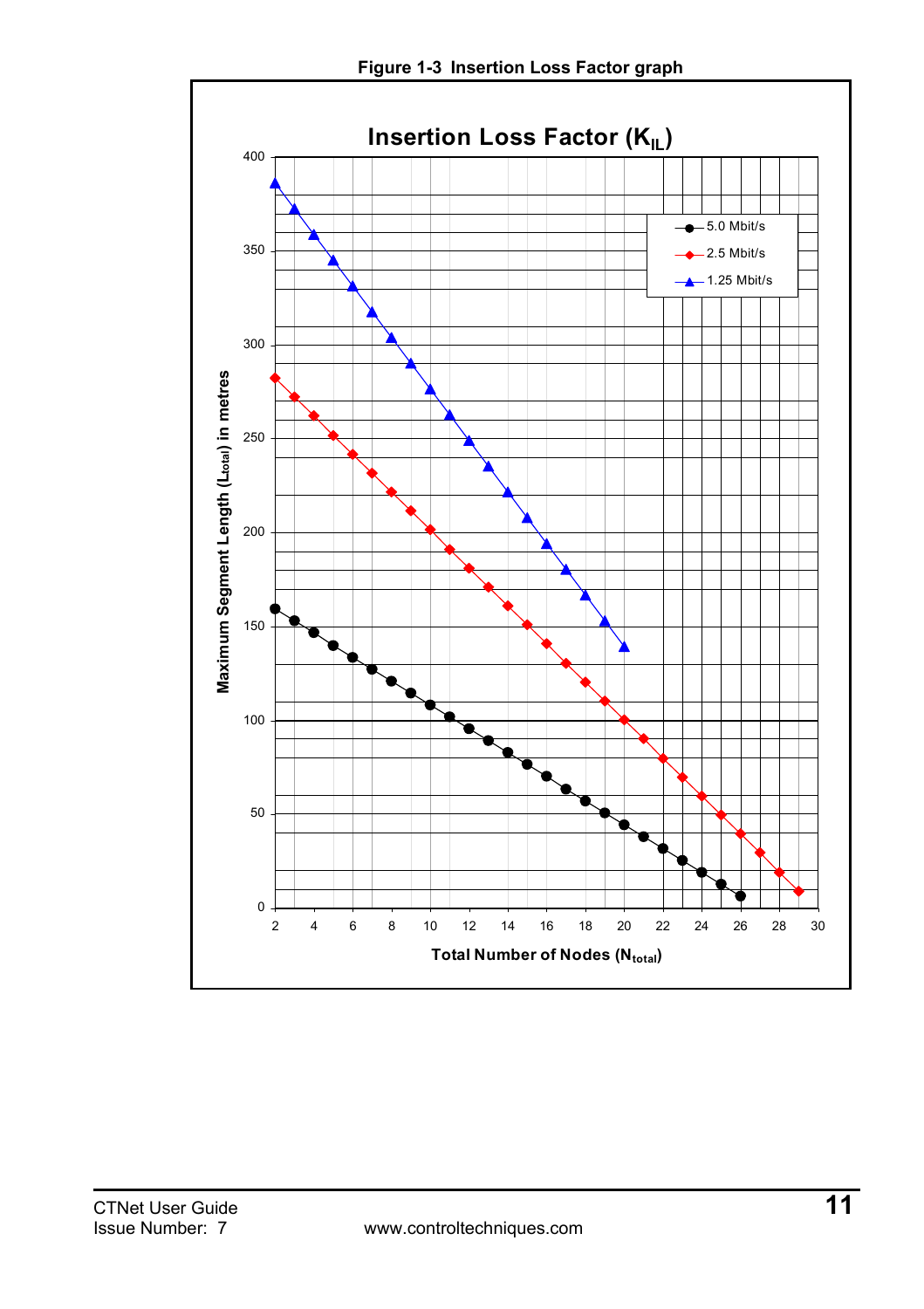**Figure 1-3 Insertion Loss Factor graph**

**Insertion Loss Factor ($K_{IL}$)**

Maximum Segment Length ($L_{total}$) in metres

Total Number of Nodes ($N_{total}$)

- 5.0 Mbit/s
- 2.5 Mbit/s
- 1.25 Mbit/s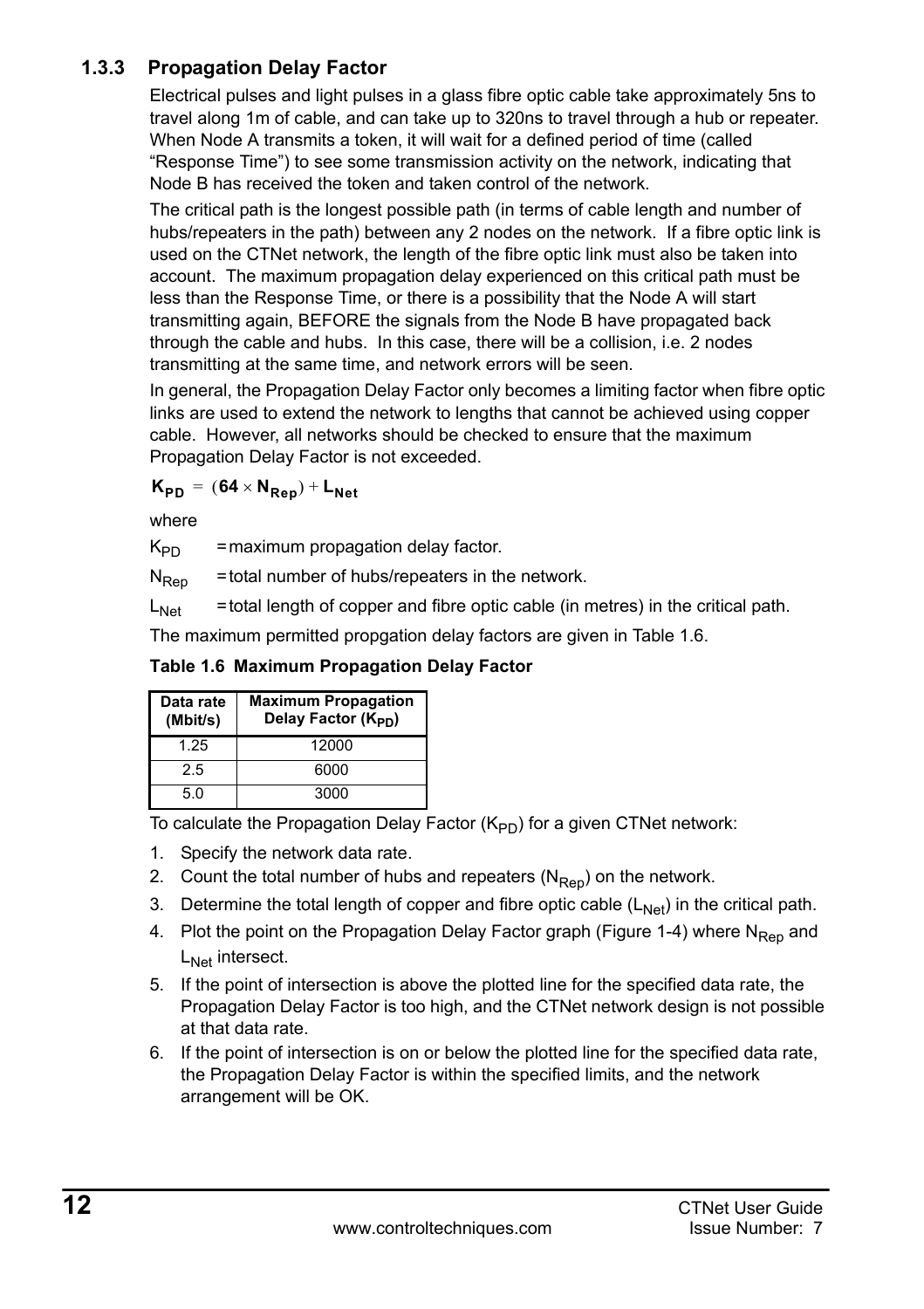### 1.3.3 Propagation Delay Factor

Electrical pulses and light pulses in a glass fibre optic cable take approximately 5ns to travel along 1m of cable, and can take up to 320ns to travel through a hub or repeater. When Node A transmits a token, it will wait for a defined period of time (called “Response Time”) to see some transmission activity on the network, indicating that Node B has received the token and taken control of the network.

The critical path is the longest possible path (in terms of cable length and number of hubs/repeaters in the path) between any 2 nodes on the network. If a fibre optic link is used on the CTNet network, the length of the fibre optic link must also be taken into account. The maximum propagation delay experienced on this critical path must be less than the Response Time, or there is a possibility that the Node A will start transmitting again, BEFORE the signals from the Node B have propagated back through the cable and hubs. In this case, there will be a collision, i.e. 2 nodes transmitting at the same time, and network errors will be seen.

In general, the Propagation Delay Factor only becomes a limiting factor when fibre optic links are used to extend the network to lengths that cannot be achieved using copper cable. However, all networks should be checked to ensure that the maximum Propagation Delay Factor is not exceeded.

$$\mathbf{K_{PD} = (64 \times N_{Rep}) + L_{Net}}$$

where

$K_{PD}$ = maximum propagation delay factor.

$N_{Rep}$ = total number of hubs/repeaters in the network.

$L_{Net}$ = total length of copper and fibre optic cable (in metres) in the critical path.

The maximum permitted propgation delay factors are given in Table 1.6.

**Table 1.6 Maximum Propagation Delay Factor**

| Data rate (Mbit/s) | Maximum Propagation Delay Factor ($K_{PD}$) |
|---|---|
| 1.25 | 12000 |
| 2.5 | 6000 |
| 5.0 | 3000 |

To calculate the Propagation Delay Factor ($K_{PD}$) for a given CTNet network:

1. Specify the network data rate.
2. Count the total number of hubs and repeaters ($N_{Rep}$) on the network.
3. Determine the total length of copper and fibre optic cable ($L_{Net}$) in the critical path.
4. Plot the point on the Propagation Delay Factor graph (Figure 1-4) where $N_{Rep}$ and $L_{Net}$ intersect.
5. If the point of intersection is above the plotted line for the specified data rate, the Propagation Delay Factor is too high, and the CTNet network design is not possible at that data rate.
6. If the point of intersection is on or below the plotted line for the specified data rate, the Propagation Delay Factor is within the specified limits, and the network arrangement will be OK.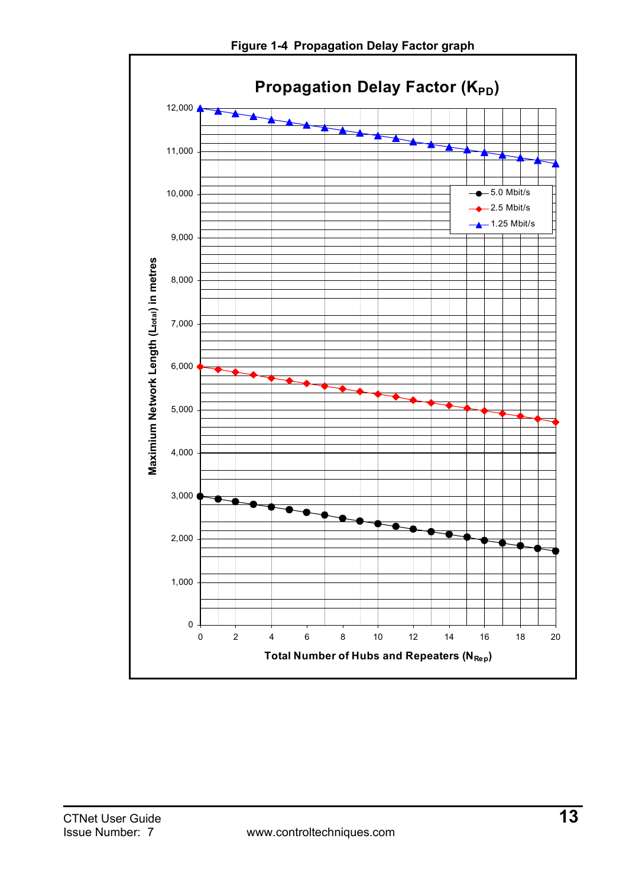**Figure 1-4 Propagation Delay Factor graph**

**Propagation Delay Factor ($K_{PD}$)**

Maximum Network Length ($L_{total}$) in metres

Total Number of Hubs and Repeaters ($N_{Rep}$)

- 5.0 Mbit/s
- 2.5 Mbit/s
- 1.25 Mbit/s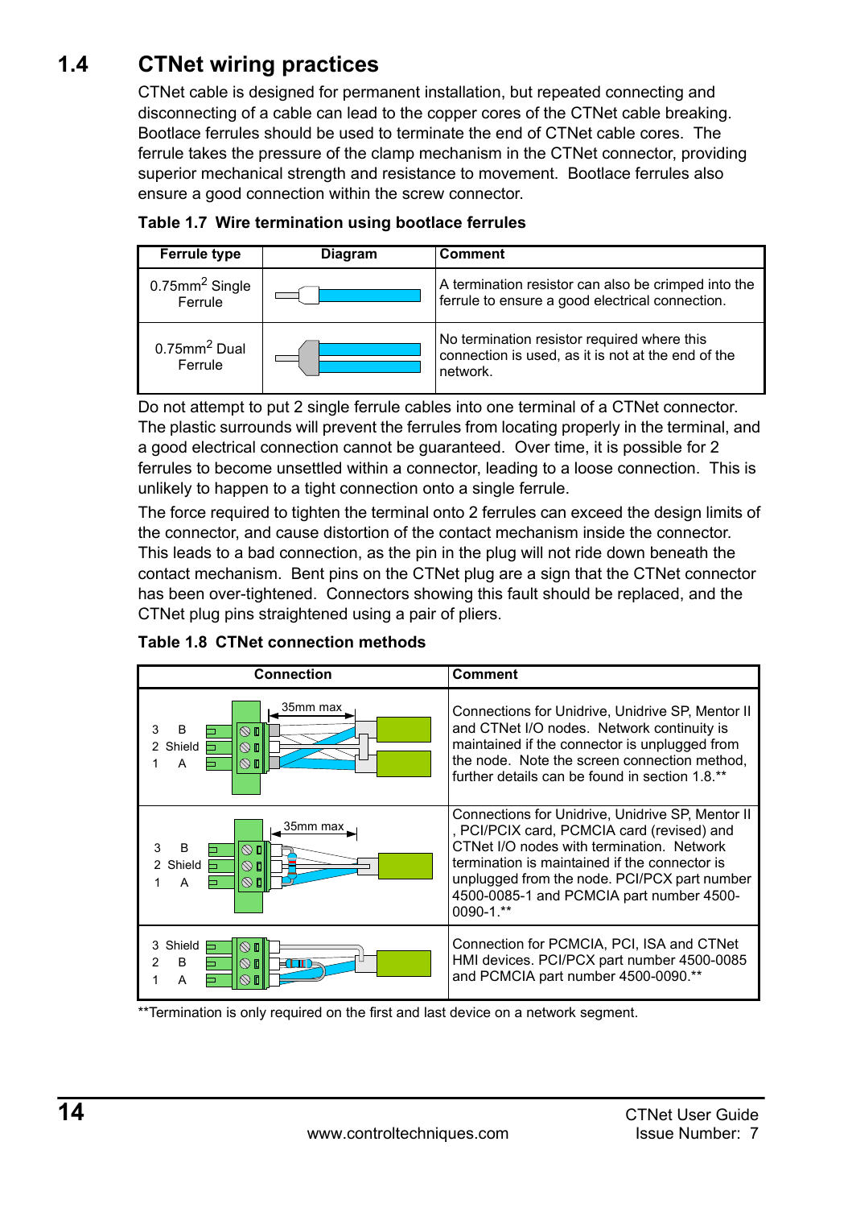## 1.4 CTNet wiring practices

CTNet cable is designed for permanent installation, but repeated connecting and disconnecting of a cable can lead to the copper cores of the CTNet cable breaking. Bootlace ferrules should be used to terminate the end of CTNet cable cores. The ferrule takes the pressure of the clamp mechanism in the CTNet connector, providing superior mechanical strength and resistance to movement. Bootlace ferrules also ensure a good connection within the screw connector.

**Table 1.7 Wire termination using bootlace ferrules**

| Ferrule type | Diagram | Comment |
|---|---|---|
| 0.75mm$^2$ Single Ferrule | | A termination resistor can also be crimped into the ferrule to ensure a good electrical connection. |
| 0.75mm$^2$ Dual Ferrule | | No termination resistor required where this connection is used, as it is not at the end of the network. |

Do not attempt to put 2 single ferrule cables into one terminal of a CTNet connector. The plastic surrounds will prevent the ferrules from locating properly in the terminal, and a good electrical connection cannot be guaranteed. Over time, it is possible for 2 ferrules to become unsettled within a connector, leading to a loose connection. This is unlikely to happen to a tight connection onto a single ferrule.

The force required to tighten the terminal onto 2 ferrules can exceed the design limits of the connector, and cause distortion of the contact mechanism inside the connector. This leads to a bad connection, as the pin in the plug will not ride down beneath the contact mechanism. Bent pins on the CTNet plug are a sign that the CTNet connector has been over-tightened. Connectors showing this fault should be replaced, and the CTNet plug pins straightened using a pair of pliers.

**Table 1.8 CTNet connection methods**

| Connection | Comment |
|---|---|
| 3 B, 2 Shield, 1 A (35mm max) | Connections for Unidrive, Unidrive SP, Mentor II and CTNet I/O nodes. Network continuity is maintained if the connector is unplugged from the node. Note the screen connection method, further details can be found in section 1.8.** |
| 3 B, 2 Shield, 1 A (35mm max) | Connections for Unidrive, Unidrive SP, Mentor II , PCI/PCIX card, PCMCIA card (revised) and CTNet I/O nodes with termination. Network termination is maintained if the connector is unplugged from the node. PCI/PCX part number 4500-0085-1 and PCMCIA part number 4500-0090-1.** |
| 3 Shield, 2 B, 1 A | Connection for PCMCIA, PCI, ISA and CTNet HMI devices. PCI/PCX part number 4500-0085 and PCMCIA part number 4500-0090.** |

**Termination is only required on the first and last device on a network segment.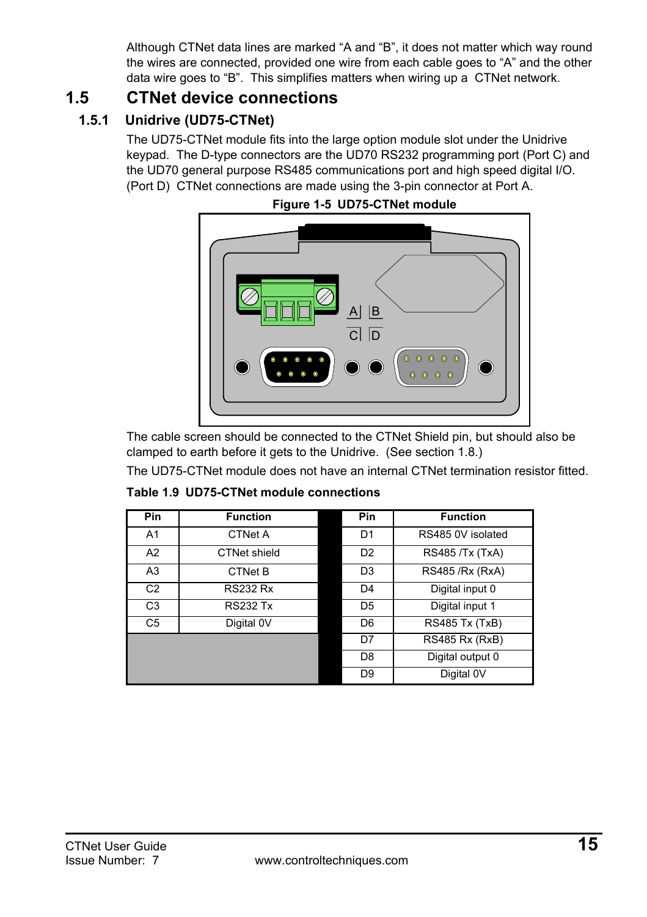Although CTNet data lines are marked “A and “B”, it does not matter which way round the wires are connected, provided one wire from each cable goes to “A” and the other data wire goes to “B”. This simplifies matters when wiring up a CTNet network.

## 1.5 CTNet device connections

### 1.5.1 Unidrive (UD75-CTNet)

The UD75-CTNet module fits into the large option module slot under the Unidrive keypad. The D-type connectors are the UD70 RS232 programming port (Port C) and the UD70 general purpose RS485 communications port and high speed digital I/O. (Port D) CTNet connections are made using the 3-pin connector at Port A.

**Figure 1-5 UD75-CTNet module**

The cable screen should be connected to the CTNet Shield pin, but should also be clamped to earth before it gets to the Unidrive. (See section 1.8.)

The UD75-CTNet module does not have an internal CTNet termination resistor fitted.

**Table 1.9 UD75-CTNet module connections**

| Pin | Function | Pin | Function |
|---|---|---|---|
| A1 | CTNet A | D1 | RS485 0V isolated |
| A2 | CTNet shield | D2 | RS485 /Tx (TxA) |
| A3 | CTNet B | D3 | RS485 /Rx (RxA) |
| C2 | RS232 Rx | D4 | Digital input 0 |
| C3 | RS232 Tx | D5 | Digital input 1 |
| C5 | Digital 0V | D6 | RS485 Tx (TxB) |
| | | D7 | RS485 Rx (RxB) |
| | | D8 | Digital output 0 |
| | | D9 | Digital 0V |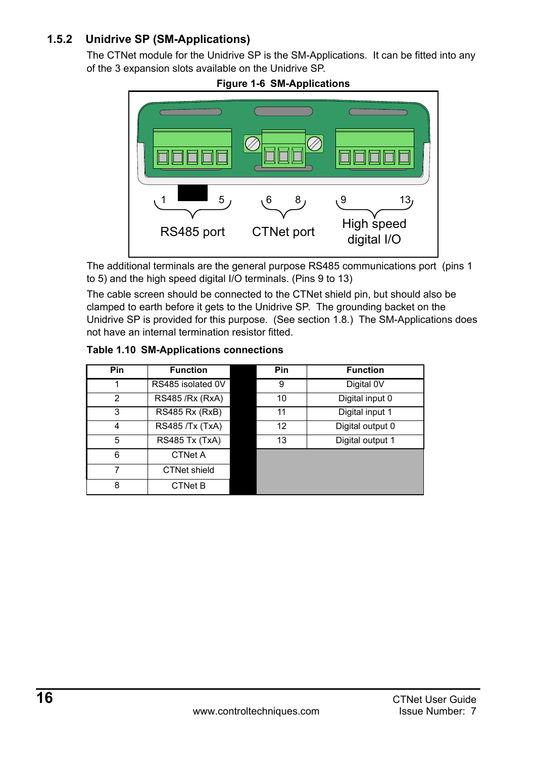### 1.5.2 Unidrive SP (SM-Applications)

The CTNet module for the Unidrive SP is the SM-Applications. It can be fitted into any of the 3 expansion slots available on the Unidrive SP.

**Figure 1-6 SM-Applications**

1 5 | 6 8 | 9 13

RS485 port | CTNet port | High speed digital I/O

The additional terminals are the general purpose RS485 communications port (pins 1 to 5) and the high speed digital I/O terminals. (Pins 9 to 13)

The cable screen should be connected to the CTNet shield pin, but should also be clamped to earth before it gets to the Unidrive SP. The grounding backet on the Unidrive SP is provided for this purpose. (See section 1.8.) The SM-Applications does not have an internal termination resistor fitted.

**Table 1.10 SM-Applications connections**

| Pin | Function | Pin | Function |
|---|---|---|---|
| 1 | RS485 isolated 0V | 9 | Digital 0V |
| 2 | RS485 /Rx (RxA) | 10 | Digital input 0 |
| 3 | RS485 Rx (RxB) | 11 | Digital input 1 |
| 4 | RS485 /Tx (TxA) | 12 | Digital output 0 |
| 5 | RS485 Tx (TxA) | 13 | Digital output 1 |
| 6 | CTNet A | | |
| 7 | CTNet shield | | |
| 8 | CTNet B | | |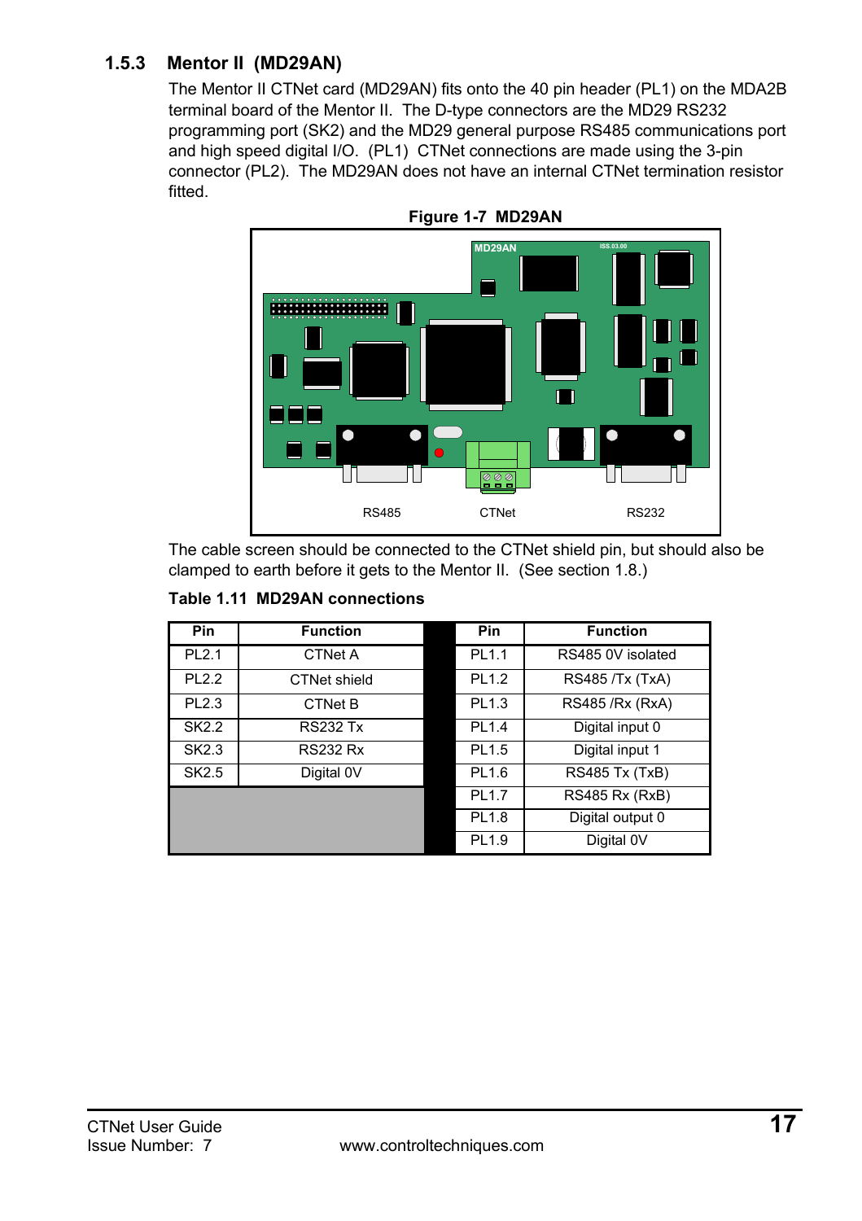### 1.5.3 Mentor II (MD29AN)

The Mentor II CTNet card (MD29AN) fits onto the 40 pin header (PL1) on the MDA2B terminal board of the Mentor II. The D-type connectors are the MD29 RS232 programming port (SK2) and the MD29 general purpose RS485 communications port and high speed digital I/O. (PL1) CTNet connections are made using the 3-pin connector (PL2). The MD29AN does not have an internal CTNet termination resistor fitted.

**Figure 1-7 MD29AN**

The cable screen should be connected to the CTNet shield pin, but should also be clamped to earth before it gets to the Mentor II. (See section 1.8.)

**Table 1.11 MD29AN connections**

| Pin | Function | Pin | Function |
|---|---|---|---|
| PL2.1 | CTNet A | PL1.1 | RS485 0V isolated |
| PL2.2 | CTNet shield | PL1.2 | RS485 /Tx (TxA) |
| PL2.3 | CTNet B | PL1.3 | RS485 /Rx (RxA) |
| SK2.2 | RS232 Tx | PL1.4 | Digital input 0 |
| SK2.3 | RS232 Rx | PL1.5 | Digital input 1 |
| SK2.5 | Digital 0V | PL1.6 | RS485 Tx (TxB) |
| | | PL1.7 | RS485 Rx (RxB) |
| | | PL1.8 | Digital output 0 |
| | | PL1.9 | Digital 0V |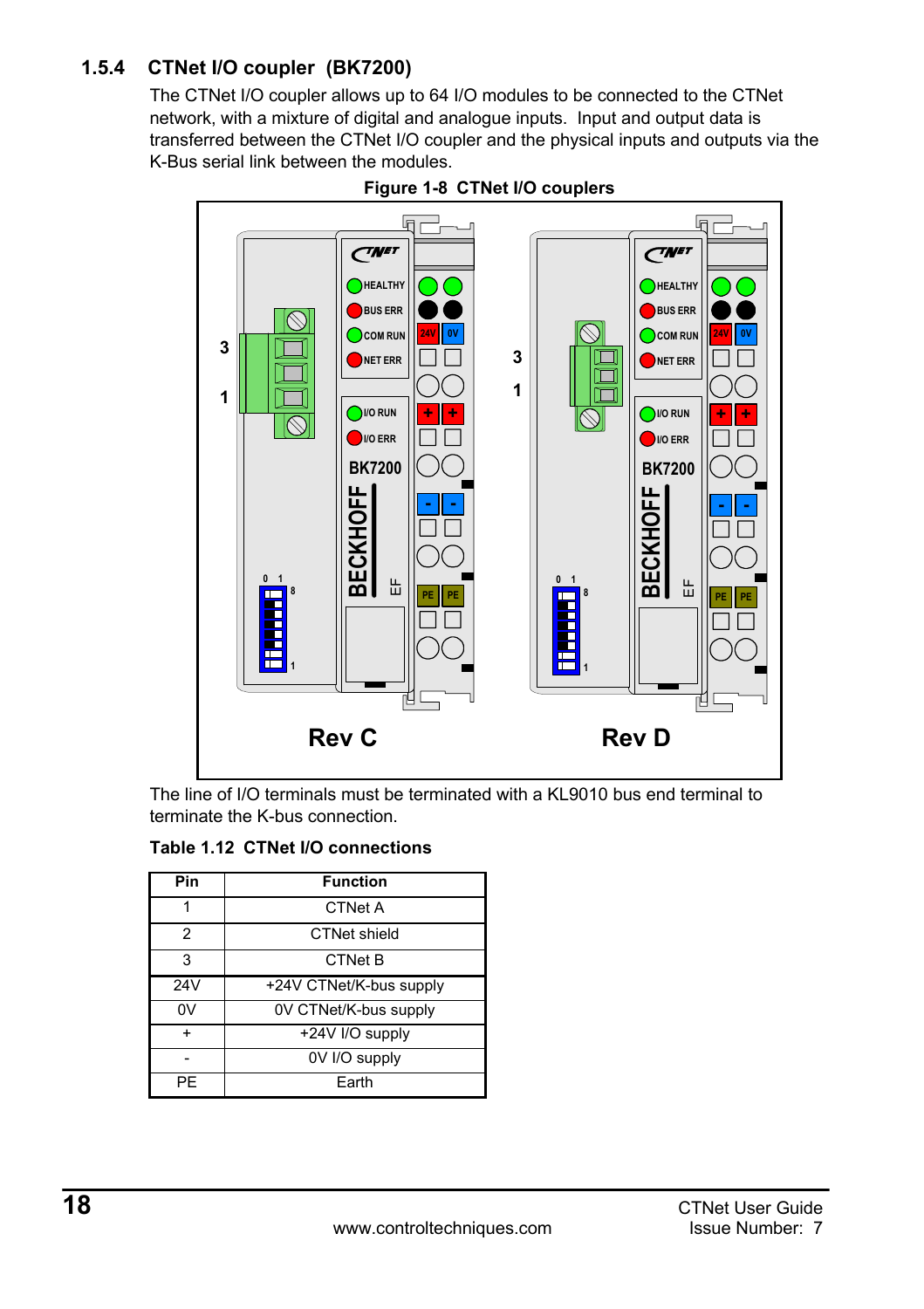### 1.5.4 CTNet I/O coupler (BK7200)

The CTNet I/O coupler allows up to 64 I/O modules to be connected to the CTNet network, with a mixture of digital and analogue inputs. Input and output data is transferred between the CTNet I/O coupler and the physical inputs and outputs via the K-Bus serial link between the modules.

**Figure 1-8 CTNet I/O couplers**

The line of I/O terminals must be terminated with a KL9010 bus end terminal to terminate the K-bus connection.

**Table 1.12 CTNet I/O connections**

| Pin | Function |
|---|---|
| 1 | CTNet A |
| 2 | CTNet shield |
| 3 | CTNet B |
| 24V | +24V CTNet/K-bus supply |
| 0V | 0V CTNet/K-bus supply |
| + | +24V I/O supply |
| - | 0V I/O supply |
| PE | Earth |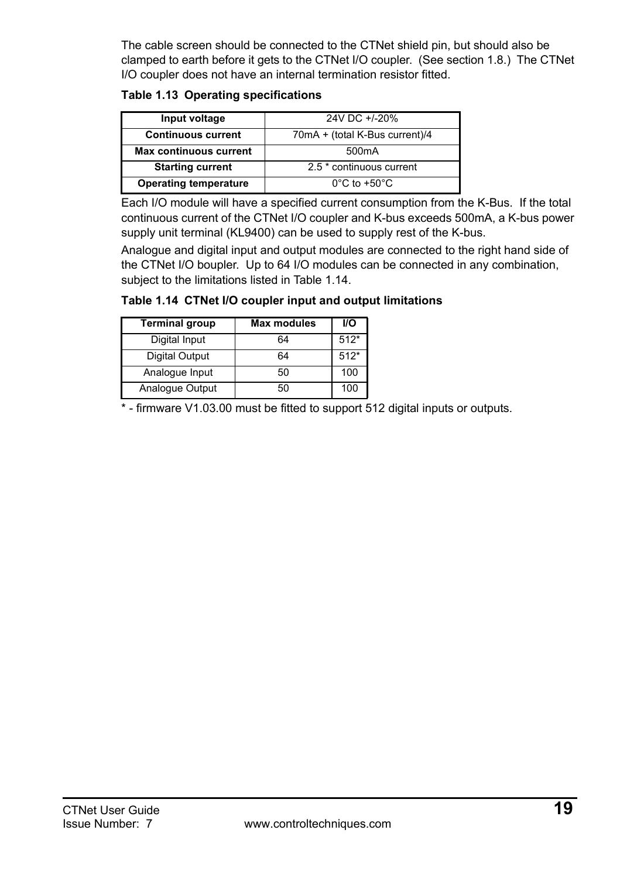The cable screen should be connected to the CTNet shield pin, but should also be clamped to earth before it gets to the CTNet I/O coupler. (See section 1.8.) The CTNet I/O coupler does not have an internal termination resistor fitted.

**Table 1.13 Operating specifications**

| Input voltage | 24V DC +/-20% |
|---|---|
| **Continuous current** | 70mA + (total K-Bus current)/4 |
| **Max continuous current** | 500mA |
| **Starting current** | 2.5 * continuous current |
| **Operating temperature** | 0°C to +50°C |

Each I/O module will have a specified current consumption from the K-Bus. If the total continuous current of the CTNet I/O coupler and K-bus exceeds 500mA, a K-bus power supply unit terminal (KL9400) can be used to supply rest of the K-bus.

Analogue and digital input and output modules are connected to the right hand side of the CTNet I/O boupler. Up to 64 I/O modules can be connected in any combination, subject to the limitations listed in Table 1.14.

**Table 1.14 CTNet I/O coupler input and output limitations**

| Terminal group | Max modules | I/O |
|---|---|---|
| Digital Input | 64 | 512* |
| Digital Output | 64 | 512* |
| Analogue Input | 50 | 100 |
| Analogue Output | 50 | 100 |

* - firmware V1.03.00 must be fitted to support 512 digital inputs or outputs.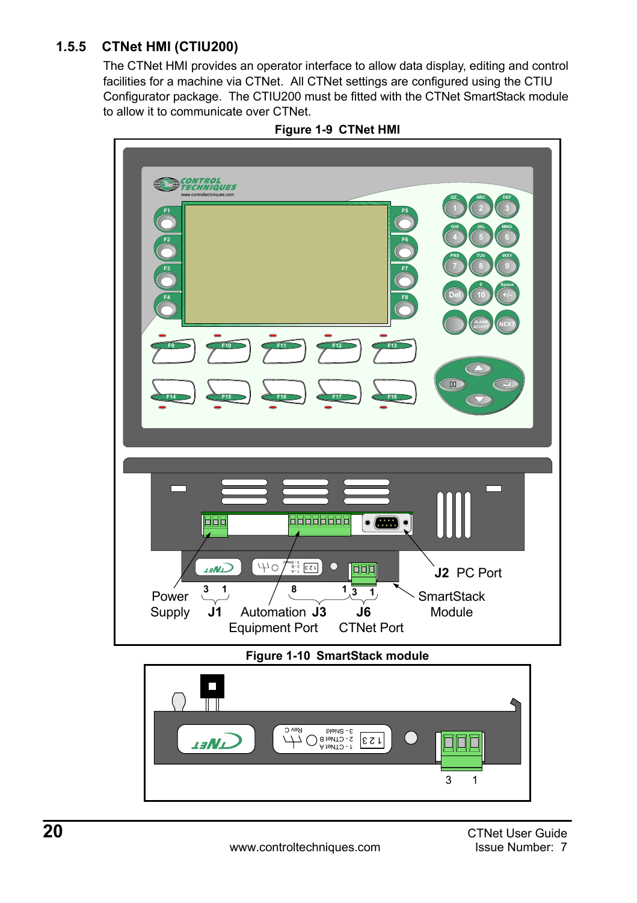### 1.5.5 CTNet HMI (CTIU200)

The CTNet HMI provides an operator interface to allow data display, editing and control facilities for a machine via CTNet. All CTNet settings are configured using the CTIU Configurator package. The CTIU200 must be fitted with the CTNet SmartStack module to allow it to communicate over CTNet.

**Figure 1-9 CTNet HMI**

**Figure 1-10 SmartStack module**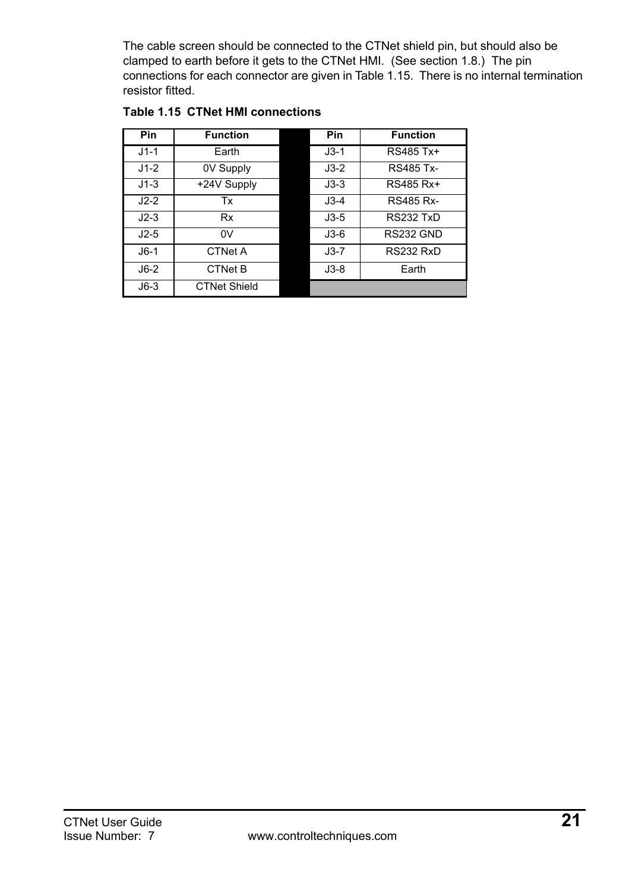The cable screen should be connected to the CTNet shield pin, but should also be clamped to earth before it gets to the CTNet HMI. (See section 1.8.) The pin connections for each connector are given in Table 1.15. There is no internal termination resistor fitted.

**Table 1.15 CTNet HMI connections**

| Pin | Function | | Pin | Function |
|---|---|---|---|---|
| J1-1 | Earth | | J3-1 | RS485 Tx+ |
| J1-2 | 0V Supply | | J3-2 | RS485 Tx- |
| J1-3 | +24V Supply | | J3-3 | RS485 Rx+ |
| J2-2 | Tx | | J3-4 | RS485 Rx- |
| J2-3 | Rx | | J3-5 | RS232 TxD |
| J2-5 | 0V | | J3-6 | RS232 GND |
| J6-1 | CTNet A | | J3-7 | RS232 RxD |
| J6-2 | CTNet B | | J3-8 | Earth |
| J6-3 | CTNet Shield | | | |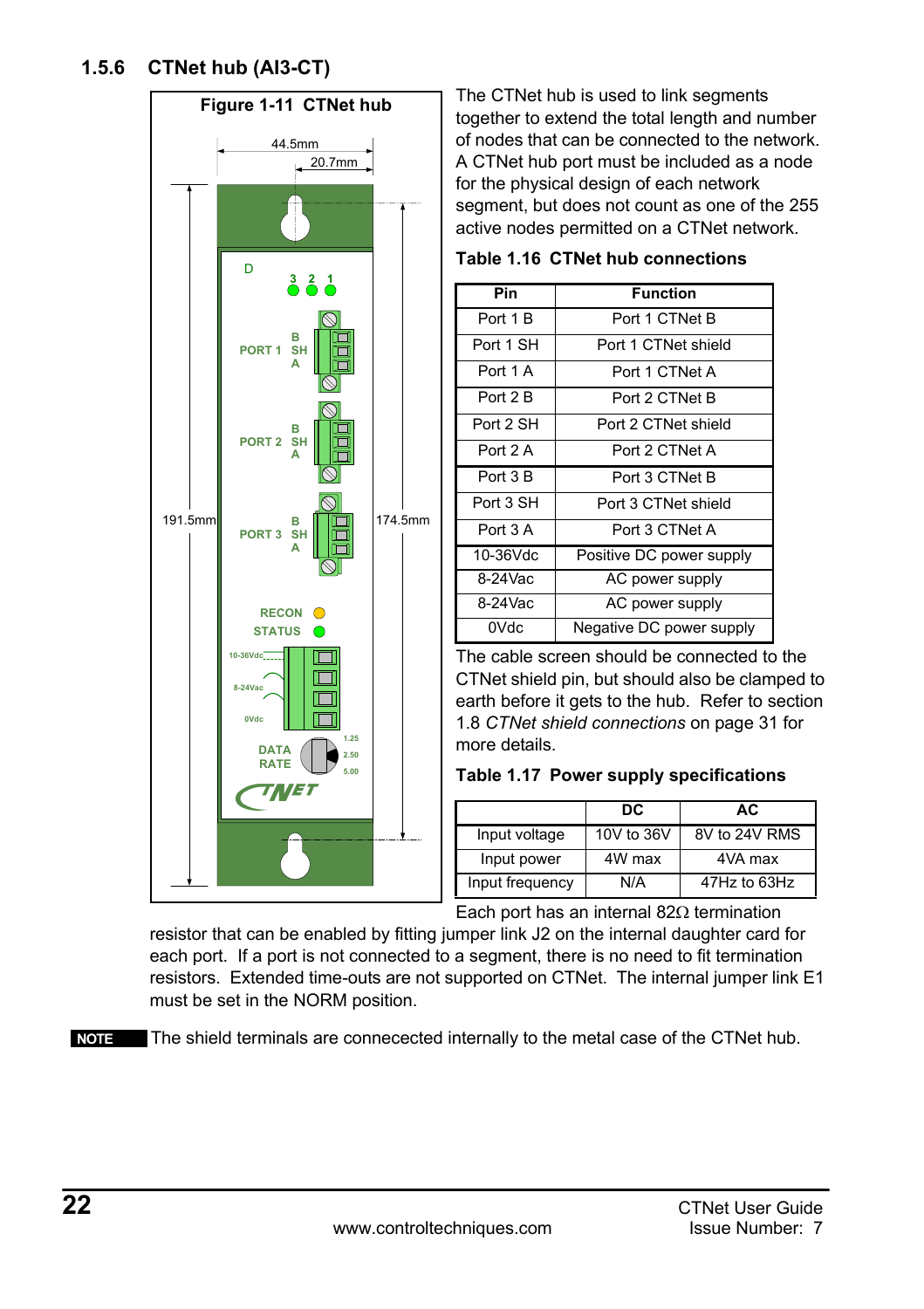### 1.5.6 CTNet hub (AI3-CT)

**Figure 1-11 CTNet hub**

The CTNet hub is used to link segments together to extend the total length and number of nodes that can be connected to the network. A CTNet hub port must be included as a node for the physical design of each network segment, but does not count as one of the 255 active nodes permitted on a CTNet network.

**Table 1.16 CTNet hub connections**

| Pin | Function |
|---|---|
| Port 1 B | Port 1 CTNet B |
| Port 1 SH | Port 1 CTNet shield |
| Port 1 A | Port 1 CTNet A |
| Port 2 B | Port 2 CTNet B |
| Port 2 SH | Port 2 CTNet shield |
| Port 2 A | Port 2 CTNet A |
| Port 3 B | Port 3 CTNet B |
| Port 3 SH | Port 3 CTNet shield |
| Port 3 A | Port 3 CTNet A |
| 10-36Vdc | Positive DC power supply |
| 8-24Vac | AC power supply |
| 8-24Vac | AC power supply |
| 0Vdc | Negative DC power supply |

The cable screen should be connected to the CTNet shield pin, but should also be clamped to earth before it gets to the hub. Refer to section 1.8 *CTNet shield connections* on page 31 for more details.

**Table 1.17 Power supply specifications**

| | DC | AC |
|---|---|---|
| Input voltage | 10V to 36V | 8V to 24V RMS |
| Input power | 4W max | 4VA max |
| Input frequency | N/A | 47Hz to 63Hz |

Each port has an internal 82Ω termination resistor that can be enabled by fitting jumper link J2 on the internal daughter card for each port. If a port is not connected to a segment, there is no need to fit termination resistors. Extended time-outs are not supported on CTNet. The internal jumper link E1 must be set in the NORM position.

**NOTE** The shield terminals are connecected internally to the metal case of the CTNet hub.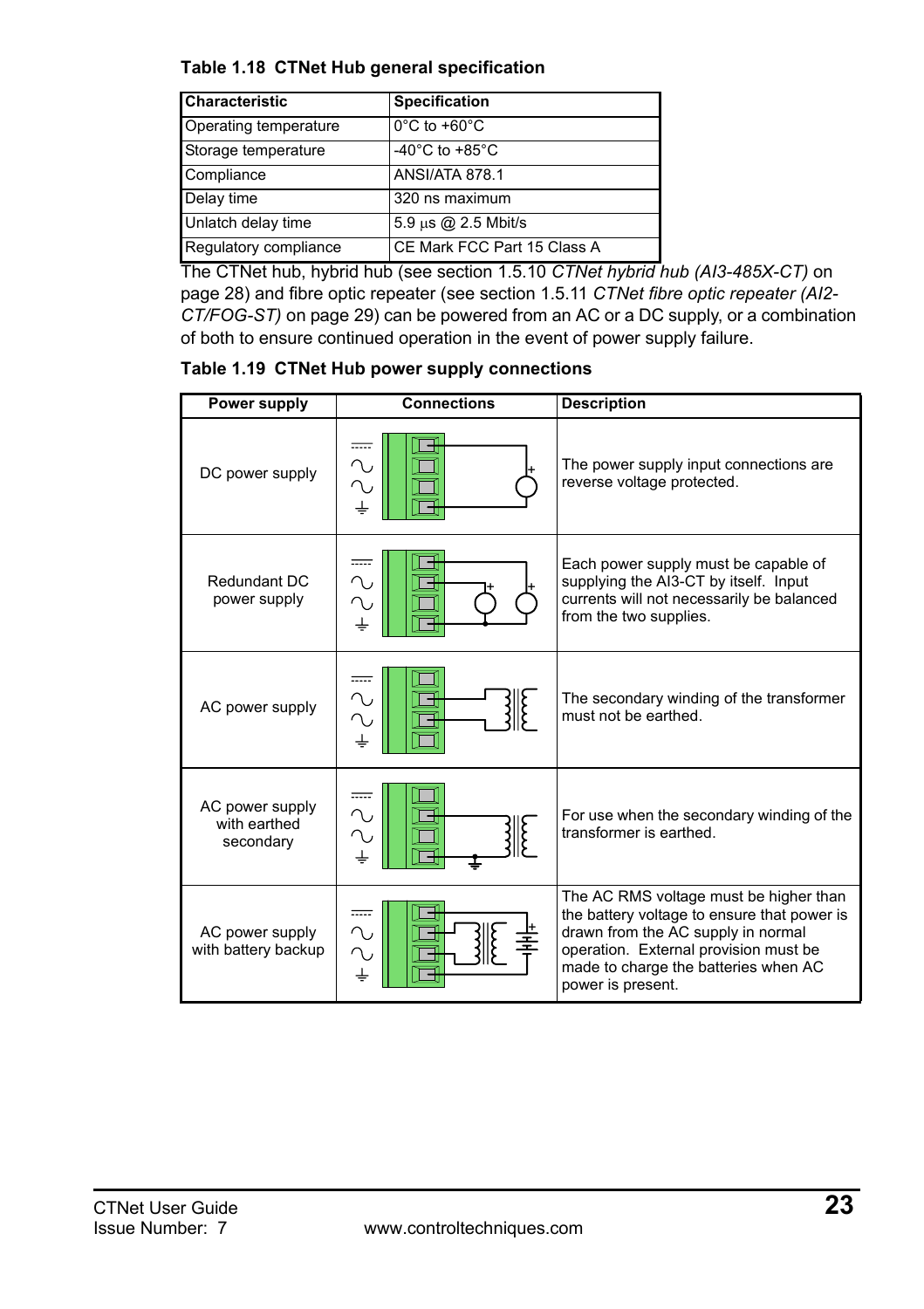**Table 1.18 CTNet Hub general specification**

| Characteristic | Specification |
|---|---|
| Operating temperature | 0°C to +60°C |
| Storage temperature | -40°C to +85°C |
| Compliance | ANSI/ATA 878.1 |
| Delay time | 320 ns maximum |
| Unlatch delay time | 5.9 μs @ 2.5 Mbit/s |
| Regulatory compliance | CE Mark FCC Part 15 Class A |

The CTNet hub, hybrid hub (see section 1.5.10 *CTNet hybrid hub (AI3-485X-CT)* on page 28) and fibre optic repeater (see section 1.5.11 *CTNet fibre optic repeater (AI2-CT/FOG-ST)* on page 29) can be powered from an AC or a DC supply, or a combination of both to ensure continued operation in the event of power supply failure.

**Table 1.19 CTNet Hub power supply connections**

| Power supply | Connections | Description |
|---|---|---|
| DC power supply | | The power supply input connections are reverse voltage protected. |
| Redundant DC power supply | | Each power supply must be capable of supplying the AI3-CT by itself. Input currents will not necessarily be balanced from the two supplies. |
| AC power supply | | The secondary winding of the transformer must not be earthed. |
| AC power supply with earthed secondary | | For use when the secondary winding of the transformer is earthed. |
| AC power supply with battery backup | | The AC RMS voltage must be higher than the battery voltage to ensure that power is drawn from the AC supply in normal operation. External provision must be made to charge the batteries when AC power is present. |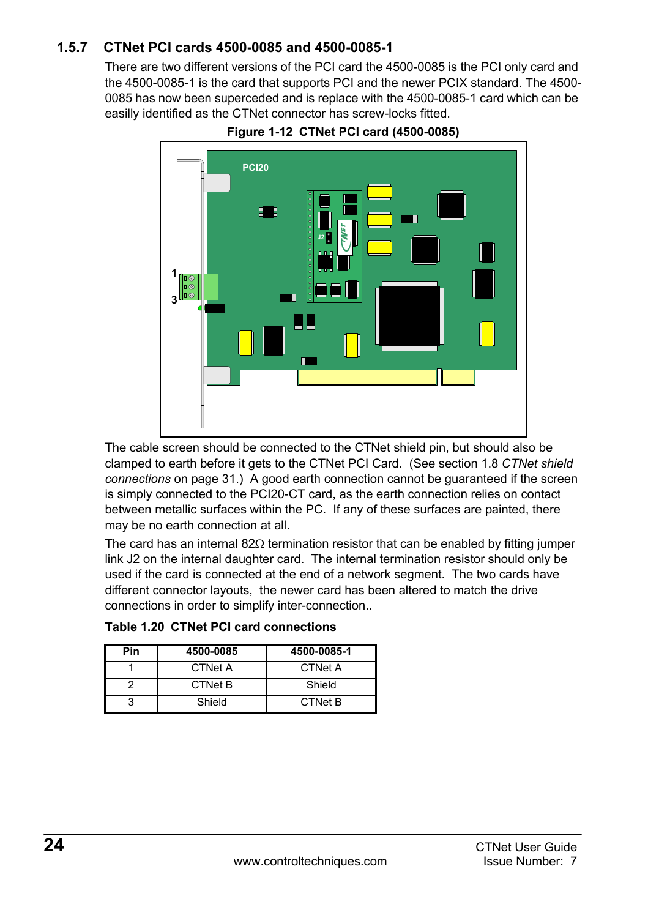### 1.5.7 CTNet PCI cards 4500-0085 and 4500-0085-1

There are two different versions of the PCI card the 4500-0085 is the PCI only card and the 4500-0085-1 is the card that supports PCI and the newer PCIX standard. The 4500-0085 has now been superceded and is replace with the 4500-0085-1 card which can be easily identified as the CTNet connector has screw-locks fitted.

**Figure 1-12 CTNet PCI card (4500-0085)**

The cable screen should be connected to the CTNet shield pin, but should also be clamped to earth before it gets to the CTNet PCI Card. (See section 1.8 *CTNet shield connections* on page 31.) A good earth connection cannot be guaranteed if the screen is simply connected to the PCI20-CT card, as the earth connection relies on contact between metallic surfaces within the PC. If any of these surfaces are painted, there may be no earth connection at all.

The card has an internal 82Ω termination resistor that can be enabled by fitting jumper link J2 on the internal daughter card. The internal termination resistor should only be used if the card is connected at the end of a network segment. The two cards have different connector layouts, the newer card has been altered to match the drive connections in order to simplify inter-connection..

**Table 1.20 CTNet PCI card connections**

| Pin | 4500-0085 | 4500-0085-1 |
|---|---|---|
| 1 | CTNet A | CTNet A |
| 2 | CTNet B | Shield |
| 3 | Shield | CTNet B |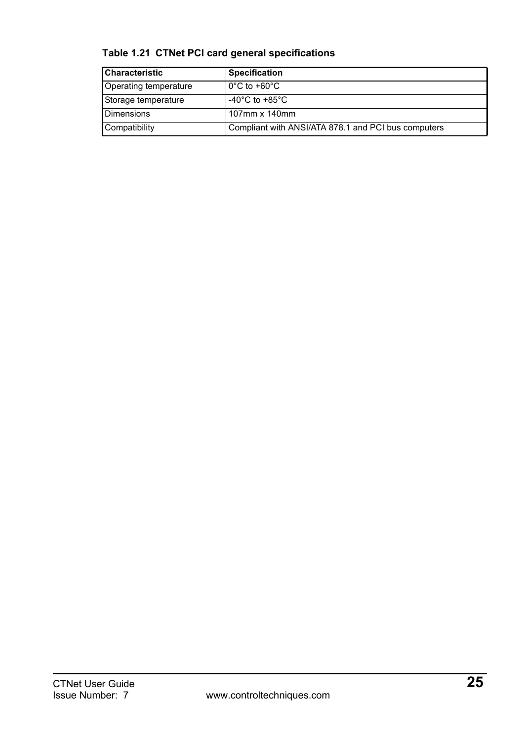**Table 1.21 CTNet PCI card general specifications**

| Characteristic | Specification |
|---|---|
| Operating temperature | 0°C to +60°C |
| Storage temperature | -40°C to +85°C |
| Dimensions | 107mm x 140mm |
| Compatibility | Compliant with ANSI/ATA 878.1 and PCI bus computers |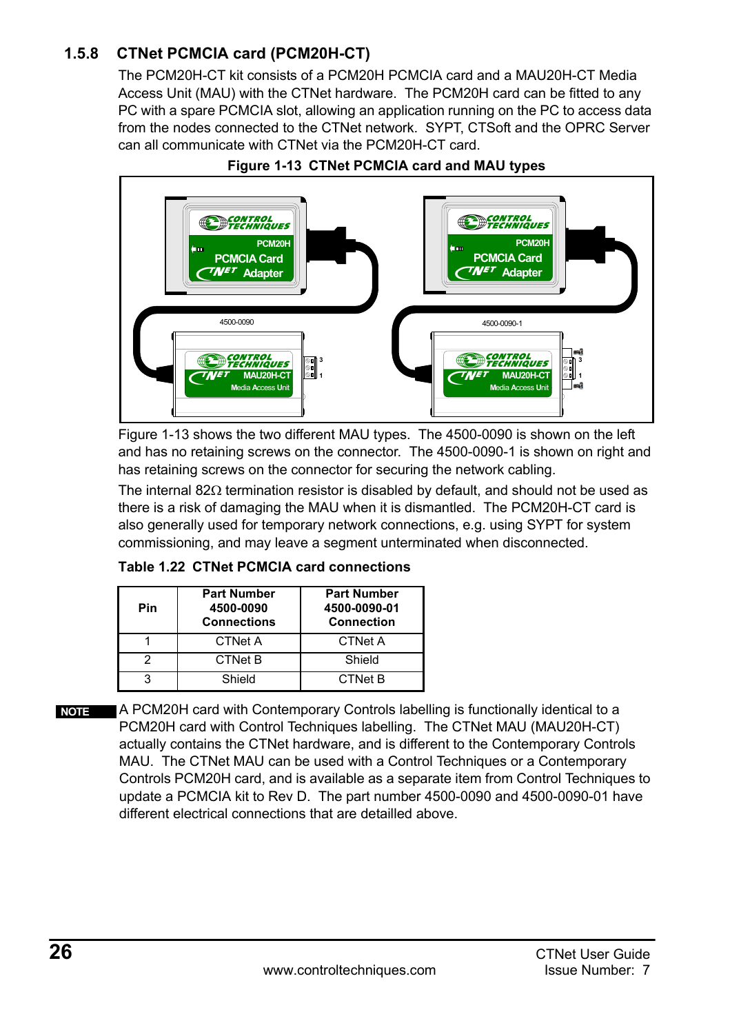### 1.5.8 CTNet PCMCIA card (PCM20H-CT)

The PCM20H-CT kit consists of a PCM20H PCMCIA card and a MAU20H-CT Media Access Unit (MAU) with the CTNet hardware. The PCM20H card can be fitted to any PC with a spare PCMCIA slot, allowing an application running on the PC to access data from the nodes connected to the CTNet network. SYPT, CTSoft and the OPRC Server can all communicate with CTNet via the PCM20H-CT card.

**Figure 1-13 CTNet PCMCIA card and MAU types**

Figure 1-13 shows the two different MAU types. The 4500-0090 is shown on the left and has no retaining screws on the connector. The 4500-0090-1 is shown on right and has retaining screws on the connector for securing the network cabling.

The internal 82Ω termination resistor is disabled by default, and should not be used as there is a risk of damaging the MAU when it is dismantled. The PCM20H-CT card is also generally used for temporary network connections, e.g. using SYPT for system commissioning, and may leave a segment unterminated when disconnected.

**Table 1.22 CTNet PCMCIA card connections**

| Pin | Part Number 4500-0090 Connections | Part Number 4500-0090-01 Connection |
|---|---|---|
| 1 | CTNet A | CTNet A |
| 2 | CTNet B | Shield |
| 3 | Shield | CTNet B |

**NOTE** A PCM20H card with Contemporary Controls labelling is functionally identical to a PCM20H card with Control Techniques labelling. The CTNet MAU (MAU20H-CT) actually contains the CTNet hardware, and is different to the Contemporary Controls MAU. The CTNet MAU can be used with a Control Techniques or a Contemporary Controls PCM20H card, and is available as a separate item from Control Techniques to update a PCMCIA kit to Rev D. The part number 4500-0090 and 4500-0090-01 have different electrical connections that are detailled above.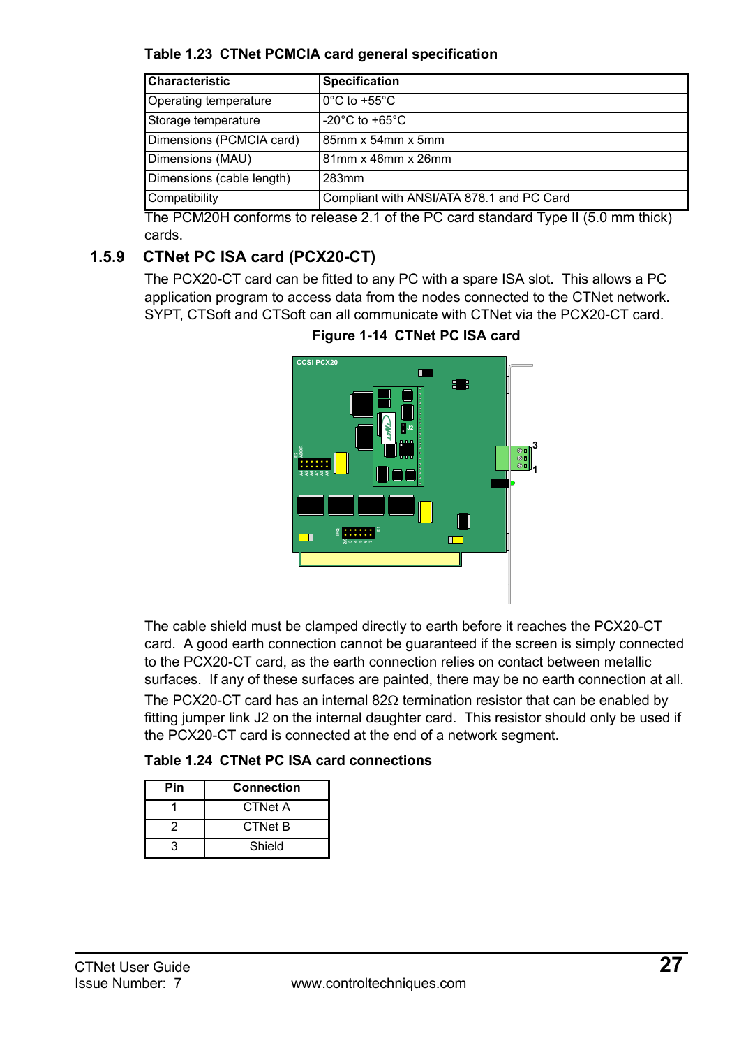**Table 1.23 CTNet PCMCIA card general specification**

| Characteristic | Specification |
|---|---|
| Operating temperature | 0°C to +55°C |
| Storage temperature | -20°C to +65°C |
| Dimensions (PCMCIA card) | 85mm x 54mm x 5mm |
| Dimensions (MAU) | 81mm x 46mm x 26mm |
| Dimensions (cable length) | 283mm |
| Compatibility | Compliant with ANSI/ATA 878.1 and PC Card |

The PCM20H conforms to release 2.1 of the PC card standard Type II (5.0 mm thick) cards.

### 1.5.9 CTNet PC ISA card (PCX20-CT)

The PCX20-CT card can be fitted to any PC with a spare ISA slot. This allows a PC application program to access data from the nodes connected to the CTNet network. SYPT, CTSoft and CTSoft can all communicate with CTNet via the PCX20-CT card.

**Figure 1-14 CTNet PC ISA card**

The cable shield must be clamped directly to earth before it reaches the PCX20-CT card. A good earth connection cannot be guaranteed if the screen is simply connected to the PCX20-CT card, as the earth connection relies on contact between metallic surfaces. If any of these surfaces are painted, there may be no earth connection at all.

The PCX20-CT card has an internal 82Ω termination resistor that can be enabled by fitting jumper link J2 on the internal daughter card. This resistor should only be used if the PCX20-CT card is connected at the end of a network segment.

**Table 1.24 CTNet PC ISA card connections**

| Pin | Connection |
|---|---|
| 1 | CTNet A |
| 2 | CTNet B |
| 3 | Shield |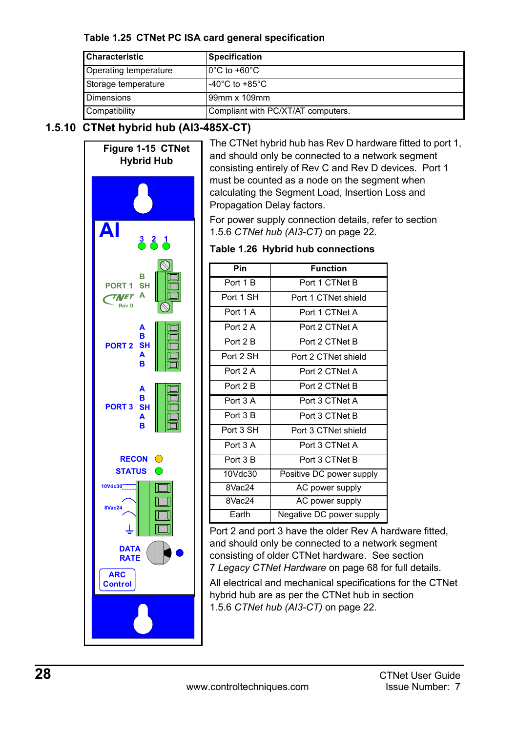**Table 1.25 CTNet PC ISA card general specification**

| Characteristic | Specification |
|---|---|
| Operating temperature | 0°C to +60°C |
| Storage temperature | -40°C to +85°C |
| Dimensions | 99mm x 109mm |
| Compatibility | Compliant with PC/XT/AT computers. |

### 1.5.10 CTNet hybrid hub (AI3-485X-CT)

**Figure 1-15 CTNet Hybrid Hub**

The CTNet hybrid hub has Rev D hardware fitted to port 1, and should only be connected to a network segment consisting entirely of Rev C and Rev D devices. Port 1 must be counted as a node on the segment when calculating the Segment Load, Insertion Loss and Propagation Delay factors.

For power supply connection details, refer to section 1.5.6 *CTNet hub (AI3-CT)* on page 22.

**Table 1.26 Hybrid hub connections**

| Pin | Function |
|---|---|
| Port 1 B | Port 1 CTNet B |
| Port 1 SH | Port 1 CTNet shield |
| Port 1 A | Port 1 CTNet A |
| Port 2 A | Port 2 CTNet A |
| Port 2 B | Port 2 CTNet B |
| Port 2 SH | Port 2 CTNet shield |
| Port 2 A | Port 2 CTNet A |
| Port 2 B | Port 2 CTNet B |
| Port 3 A | Port 3 CTNet A |
| Port 3 B | Port 3 CTNet B |
| Port 3 SH | Port 3 CTNet shield |
| Port 3 A | Port 3 CTNet A |
| Port 3 B | Port 3 CTNet B |
| 10Vdc30 | Positive DC power supply |
| 8Vac24 | AC power supply |
| 8Vac24 | AC power supply |
| Earth | Negative DC power supply |

Port 2 and port 3 have the older Rev A hardware fitted, and should only be connected to a network segment consisting of older CTNet hardware. See section 7 *Legacy CTNet Hardware* on page 68 for full details.

All electrical and mechanical specifications for the CTNet hybrid hub are as per the CTNet hub in section 1.5.6 *CTNet hub (AI3-CT)* on page 22.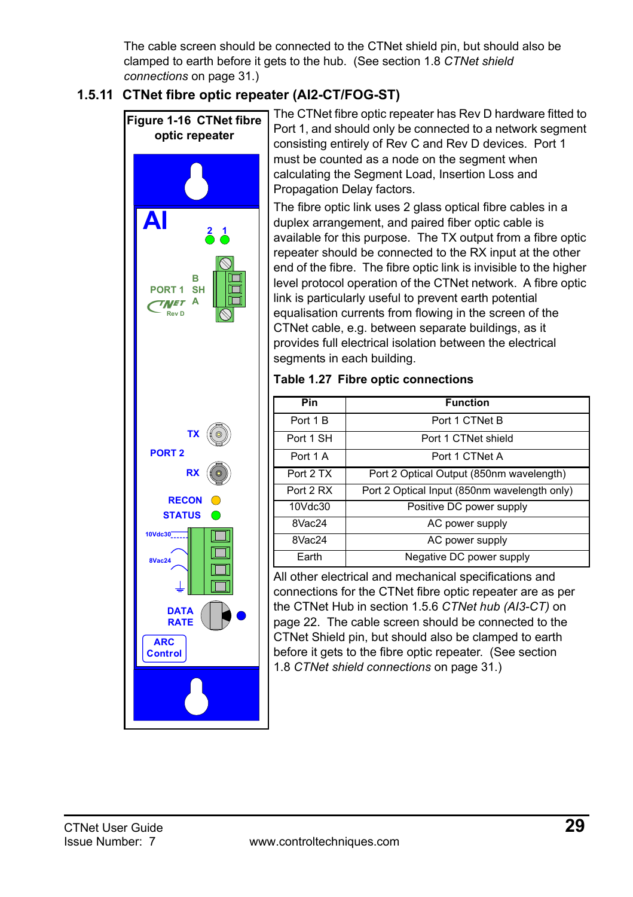The cable screen should be connected to the CTNet shield pin, but should also be clamped to earth before it gets to the hub. (See section 1.8 *CTNet shield connections* on page 31.)

### 1.5.11 CTNet fibre optic repeater (AI2-CT/FOG-ST)

**Figure 1-16 CTNet fibre optic repeater**

The CTNet fibre optic repeater has Rev D hardware fitted to Port 1, and should only be connected to a network segment consisting entirely of Rev C and Rev D devices. Port 1 must be counted as a node on the segment when calculating the Segment Load, Insertion Loss and Propagation Delay factors.

The fibre optic link uses 2 glass optical fibre cables in a duplex arrangement, and paired fiber optic cable is available for this purpose. The TX output from a fibre optic repeater should be connected to the RX input at the other end of the fibre. The fibre optic link is invisible to the higher level protocol operation of the CTNet network. A fibre optic link is particularly useful to prevent earth potential equalisation currents from flowing in the screen of the CTNet cable, e.g. between separate buildings, as it provides full electrical isolation between the electrical segments in each building.

**Table 1.27 Fibre optic connections**

| Pin | Function |
|---|---|
| Port 1 B | Port 1 CTNet B |
| Port 1 SH | Port 1 CTNet shield |
| Port 1 A | Port 1 CTNet A |
| Port 2 TX | Port 2 Optical Output (850nm wavelength) |
| Port 2 RX | Port 2 Optical Input (850nm wavelength only) |
| 10Vdc30 | Positive DC power supply |
| 8Vac24 | AC power supply |
| 8Vac24 | AC power supply |
| Earth | Negative DC power supply |

All other electrical and mechanical specifications and connections for the CTNet fibre optic repeater are as per the CTNet Hub in section 1.5.6 *CTNet hub (AI3-CT)* on page 22. The cable screen should be connected to the CTNet Shield pin, but should also be clamped to earth before it gets to the fibre optic repeater. (See section 1.8 *CTNet shield connections* on page 31.)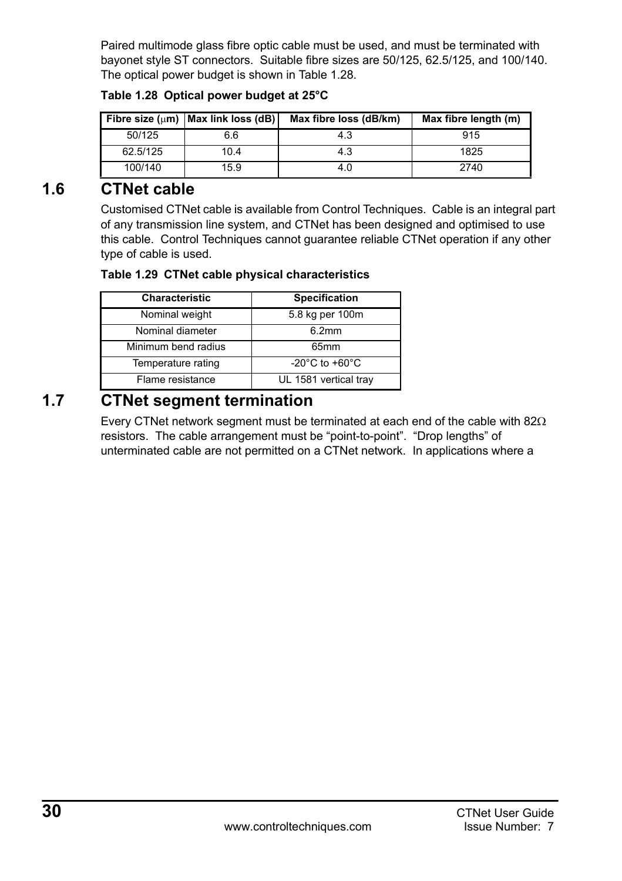Paired multimode glass fibre optic cable must be used, and must be terminated with bayonet style ST connectors. Suitable fibre sizes are 50/125, 62.5/125, and 100/140. The optical power budget is shown in Table 1.28.

**Table 1.28 Optical power budget at 25°C**

| Fibre size (μm) | Max link loss (dB) | Max fibre loss (dB/km) | Max fibre length (m) |
|---|---|---|---|
| 50/125 | 6.6 | 4.3 | 915 |
| 62.5/125 | 10.4 | 4.3 | 1825 |
| 100/140 | 15.9 | 4.0 | 2740 |

## 1.6 CTNet cable

Customised CTNet cable is available from Control Techniques. Cable is an integral part of any transmission line system, and CTNet has been designed and optimised to use this cable. Control Techniques cannot guarantee reliable CTNet operation if any other type of cable is used.

**Table 1.29 CTNet cable physical characteristics**

| Characteristic | Specification |
|---|---|
| Nominal weight | 5.8 kg per 100m |
| Nominal diameter | 6.2mm |
| Minimum bend radius | 65mm |
| Temperature rating | -20°C to +60°C |
| Flame resistance | UL 1581 vertical tray |

## 1.7 CTNet segment termination

Every CTNet network segment must be terminated at each end of the cable with 82Ω resistors. The cable arrangement must be “point-to-point”. “Drop lengths” of unterminated cable are not permitted on a CTNet network. In applications where a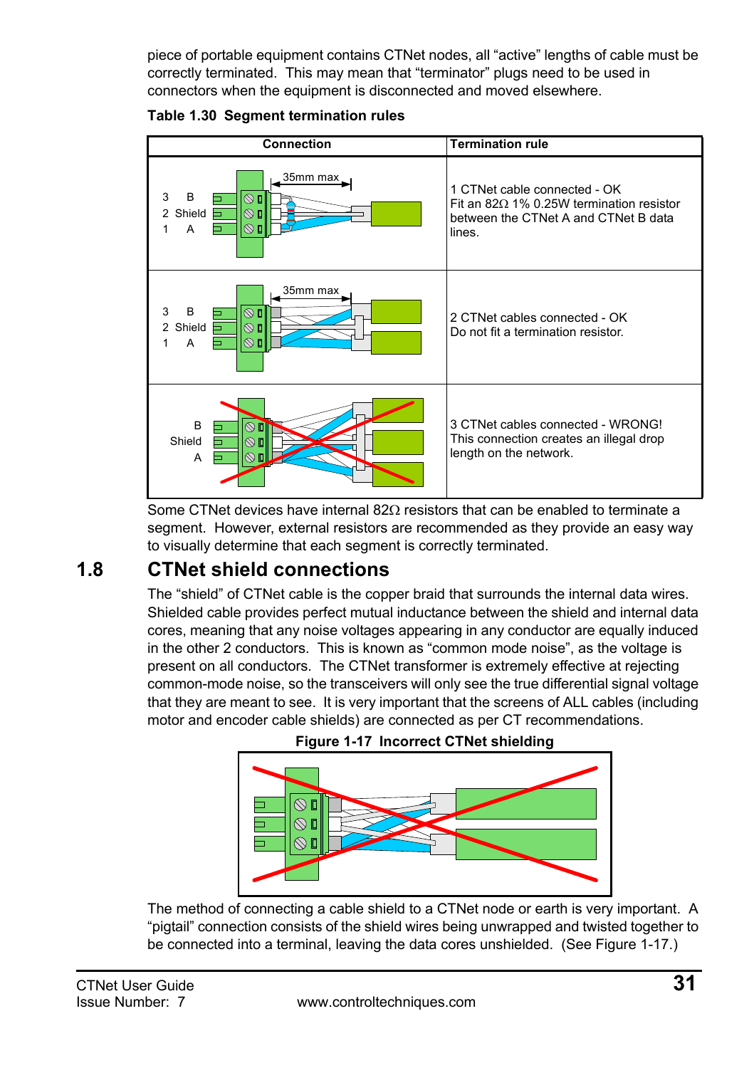piece of portable equipment contains CTNet nodes, all "active" lengths of cable must be correctly terminated. This may mean that "terminator" plugs need to be used in connectors when the equipment is disconnected and moved elsewhere.

**Table 1.30 Segment termination rules**

| Connection | Termination rule |
|---|---|
| 3 B<br>2 Shield<br>1 A<br>35mm max | 1 CTNet cable connected - OK<br>Fit an 82Ω 1% 0.25W termination resistor between the CTNet A and CTNet B data lines. |
| 3 B<br>2 Shield<br>1 A<br>35mm max | 2 CTNet cables connected - OK<br>Do not fit a termination resistor. |
| B<br>Shield<br>A | 3 CTNet cables connected - WRONG!<br>This connection creates an illegal drop length on the network. |

Some CTNet devices have internal 82Ω resistors that can be enabled to terminate a segment. However, external resistors are recommended as they provide an easy way to visually determine that each segment is correctly terminated.

## 1.8 CTNet shield connections

The "shield" of CTNet cable is the copper braid that surrounds the internal data wires. Shielded cable provides perfect mutual inductance between the shield and internal data cores, meaning that any noise voltages appearing in any conductor are equally induced in the other 2 conductors. This is known as "common mode noise", as the voltage is present on all conductors. The CTNet transformer is extremely effective at rejecting common-mode noise, so the transceivers will only see the true differential signal voltage that they are meant to see. It is very important that the screens of ALL cables (including motor and encoder cable shields) are connected as per CT recommendations.

**Figure 1-17 Incorrect CTNet shielding**

The method of connecting a cable shield to a CTNet node or earth is very important. A "pigtail" connection consists of the shield wires being unwrapped and twisted together to be connected into a terminal, leaving the data cores unshielded. (See Figure 1-17.)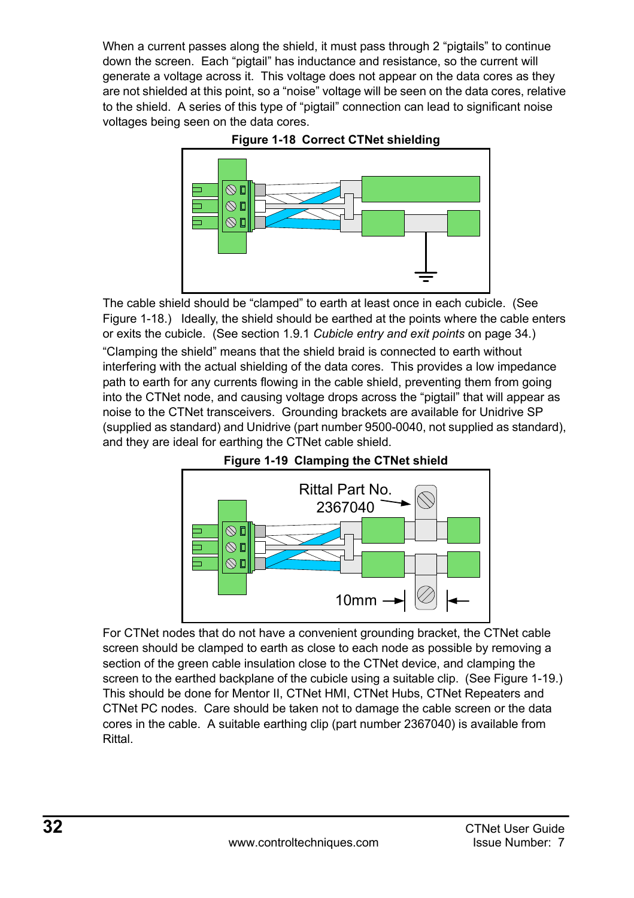When a current passes along the shield, it must pass through 2 "pigtails" to continue down the screen. Each "pigtail" has inductance and resistance, so the current will generate a voltage across it. This voltage does not appear on the data cores as they are not shielded at this point, so a "noise" voltage will be seen on the data cores, relative to the shield. A series of this type of "pigtail" connection can lead to significant noise voltages being seen on the data cores.

**Figure 1-18 Correct CTNet shielding**

The cable shield should be "clamped" to earth at least once in each cubicle. (See Figure 1-18.) Ideally, the shield should be earthed at the points where the cable enters or exits the cubicle. (See section 1.9.1 *Cubicle entry and exit points* on page 34.)

"Clamping the shield" means that the shield braid is connected to earth without interfering with the actual shielding of the data cores. This provides a low impedance path to earth for any currents flowing in the cable shield, preventing them from going into the CTNet node, and causing voltage drops across the "pigtail" that will appear as noise to the CTNet transceivers. Grounding brackets are available for Unidrive SP (supplied as standard) and Unidrive (part number 9500-0040, not supplied as standard), and they are ideal for earthing the CTNet cable shield.

**Figure 1-19 Clamping the CTNet shield**

Rittal Part No. 2367040

10mm

For CTNet nodes that do not have a convenient grounding bracket, the CTNet cable screen should be clamped to earth as close to each node as possible by removing a section of the green cable insulation close to the CTNet device, and clamping the screen to the earthed backplane of the cubicle using a suitable clip. (See Figure 1-19.) This should be done for Mentor II, CTNet HMI, CTNet Hubs, CTNet Repeaters and CTNet PC nodes. Care should be taken not to damage the cable screen or the data cores in the cable. A suitable earthing clip (part number 2367040) is available from Rittal.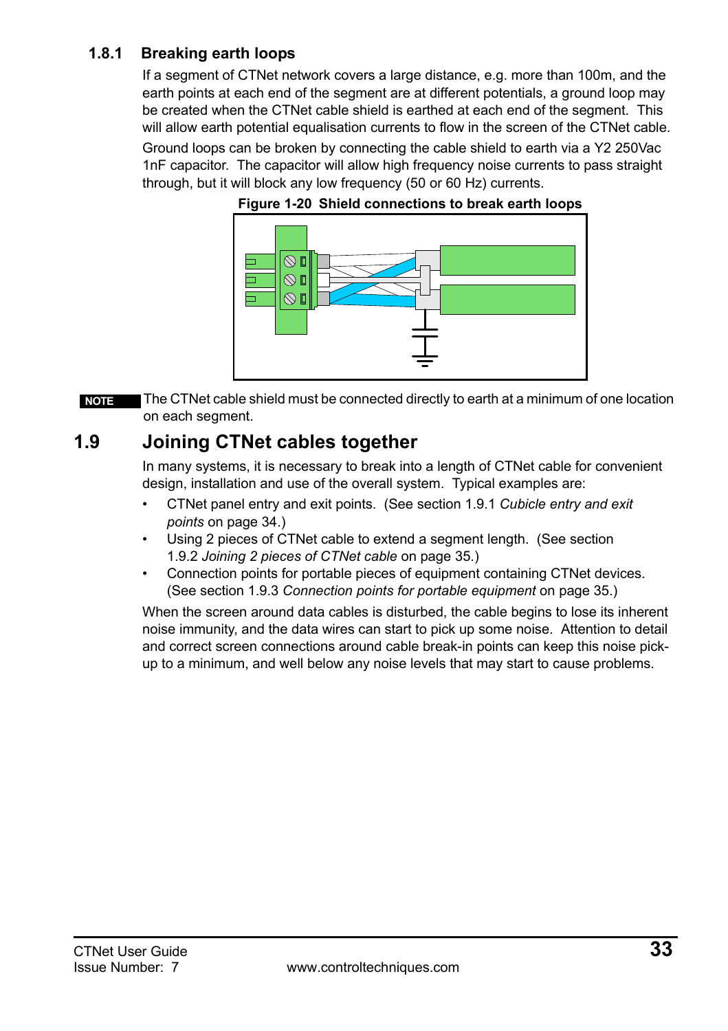### 1.8.1 Breaking earth loops

If a segment of CTNet network covers a large distance, e.g. more than 100m, and the earth points at each end of the segment are at different potentials, a ground loop may be created when the CTNet cable shield is earthed at each end of the segment. This will allow earth potential equalisation currents to flow in the screen of the CTNet cable.

Ground loops can be broken by connecting the cable shield to earth via a Y2 250Vac 1nF capacitor. The capacitor will allow high frequency noise currents to pass straight through, but it will block any low frequency (50 or 60 Hz) currents.

**Figure 1-20 Shield connections to break earth loops**

**NOTE** The CTNet cable shield must be connected directly to earth at a minimum of one location on each segment.

## 1.9 Joining CTNet cables together

In many systems, it is necessary to break into a length of CTNet cable for convenient design, installation and use of the overall system. Typical examples are:

- CTNet panel entry and exit points. (See section 1.9.1 *Cubicle entry and exit points* on page 34.)
- Using 2 pieces of CTNet cable to extend a segment length. (See section 1.9.2 *Joining 2 pieces of CTNet cable* on page 35.)
- Connection points for portable pieces of equipment containing CTNet devices. (See section 1.9.3 *Connection points for portable equipment* on page 35.)

When the screen around data cables is disturbed, the cable begins to lose its inherent noise immunity, and the data wires can start to pick up some noise. Attention to detail and correct screen connections around cable break-in points can keep this noise pick-up to a minimum, and well below any noise levels that may start to cause problems.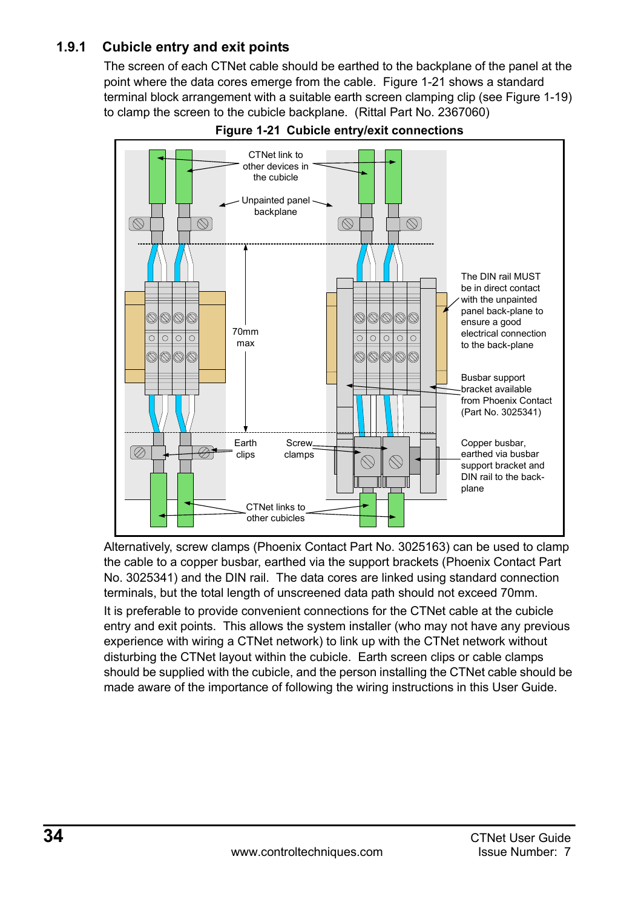### 1.9.1 Cubicle entry and exit points

The screen of each CTNet cable should be earthed to the backplane of the panel at the point where the data cores emerge from the cable. Figure 1-21 shows a standard terminal block arrangement with a suitable earth screen clamping clip (see Figure 1-19) to clamp the screen to the cubicle backplane. (Rittal Part No. 2367060)

**Figure 1-21 Cubicle entry/exit connections**

CTNet link to other devices in the cubicle

Unpainted panel backplane

70mm max

The DIN rail MUST be in direct contact with the unpainted panel back-plane to ensure a good electrical connection to the back-plane

Busbar support bracket available from Phoenix Contact (Part No. 3025341)

Earth clips

Screw clamps

Copper busbar, earthed via busbar support bracket and DIN rail to the back-plane

CTNet links to other cubicles

Alternatively, screw clamps (Phoenix Contact Part No. 3025163) can be used to clamp the cable to a copper busbar, earthed via the support brackets (Phoenix Contact Part No. 3025341) and the DIN rail. The data cores are linked using standard connection terminals, but the total length of unscreened data path should not exceed 70mm.

It is preferable to provide convenient connections for the CTNet cable at the cubicle entry and exit points. This allows the system installer (who may not have any previous experience with wiring a CTNet network) to link up with the CTNet network without disturbing the CTNet layout within the cubicle. Earth screen clips or cable clamps should be supplied with the cubicle, and the person installing the CTNet cable should be made aware of the importance of following the wiring instructions in this User Guide.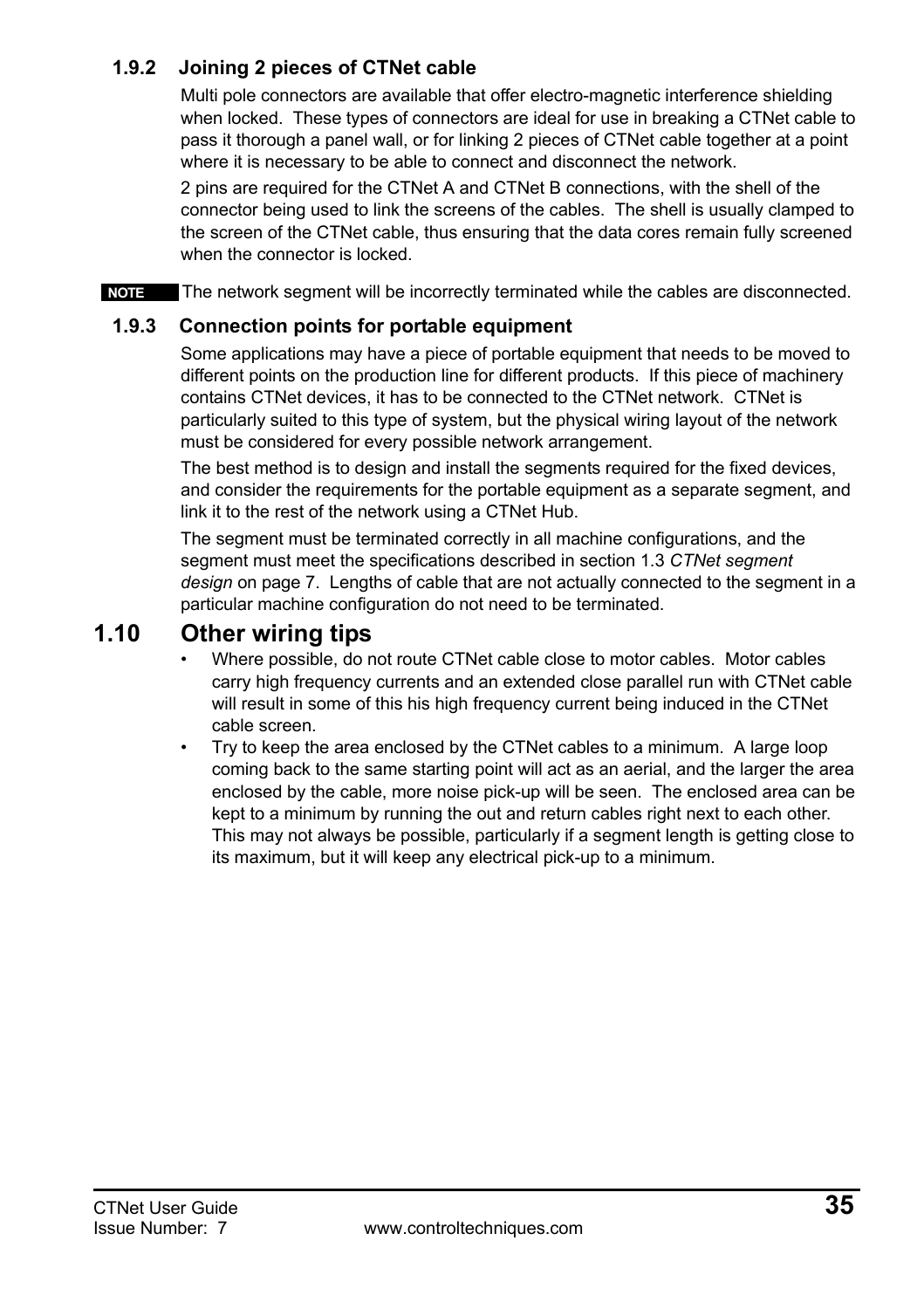### 1.9.2 Joining 2 pieces of CTNet cable

Multi pole connectors are available that offer electro-magnetic interference shielding when locked. These types of connectors are ideal for use in breaking a CTNet cable to pass it thorough a panel wall, or for linking 2 pieces of CTNet cable together at a point where it is necessary to be able to connect and disconnect the network.

2 pins are required for the CTNet A and CTNet B connections, with the shell of the connector being used to link the screens of the cables. The shell is usually clamped to the screen of the CTNet cable, thus ensuring that the data cores remain fully screened when the connector is locked.

**NOTE** The network segment will be incorrectly terminated while the cables are disconnected.

### 1.9.3 Connection points for portable equipment

Some applications may have a piece of portable equipment that needs to be moved to different points on the production line for different products. If this piece of machinery contains CTNet devices, it has to be connected to the CTNet network. CTNet is particularly suited to this type of system, but the physical wiring layout of the network must be considered for every possible network arrangement.

The best method is to design and install the segments required for the fixed devices, and consider the requirements for the portable equipment as a separate segment, and link it to the rest of the network using a CTNet Hub.

The segment must be terminated correctly in all machine configurations, and the segment must meet the specifications described in section 1.3 *CTNet segment design* on page 7. Lengths of cable that are not actually connected to the segment in a particular machine configuration do not need to be terminated.

## 1.10 Other wiring tips

- Where possible, do not route CTNet cable close to motor cables. Motor cables carry high frequency currents and an extended close parallel run with CTNet cable will result in some of this his high frequency current being induced in the CTNet cable screen.
- Try to keep the area enclosed by the CTNet cables to a minimum. A large loop coming back to the same starting point will act as an aerial, and the larger the area enclosed by the cable, more noise pick-up will be seen. The enclosed area can be kept to a minimum by running the out and return cables right next to each other. This may not always be possible, particularly if a segment length is getting close to its maximum, but it will keep any electrical pick-up to a minimum.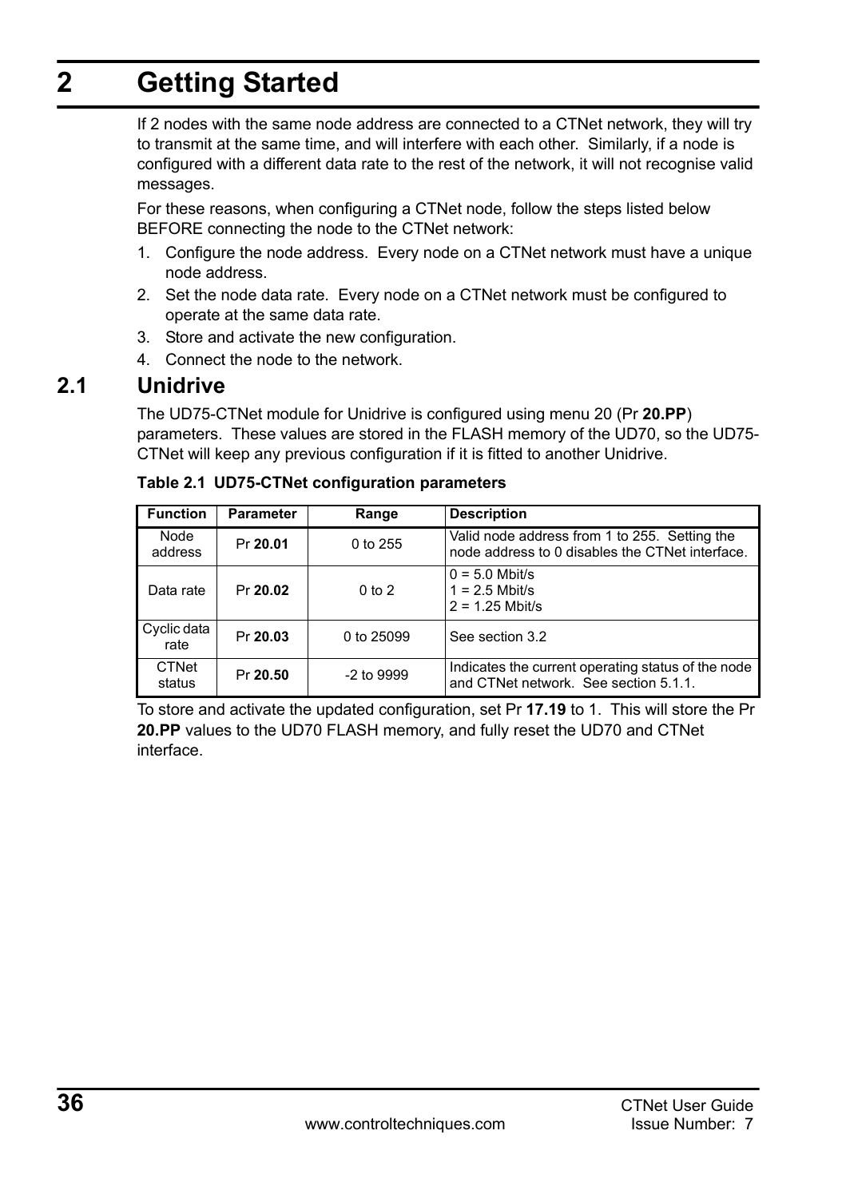# 2 Getting Started

If 2 nodes with the same node address are connected to a CTNet network, they will try to transmit at the same time, and will interfere with each other. Similarly, if a node is configured with a different data rate to the rest of the network, it will not recognise valid messages.

For these reasons, when configuring a CTNet node, follow the steps listed below BEFORE connecting the node to the CTNet network:

1. Configure the node address. Every node on a CTNet network must have a unique node address.
2. Set the node data rate. Every node on a CTNet network must be configured to operate at the same data rate.
3. Store and activate the new configuration.
4. Connect the node to the network.

## 2.1 Unidrive

The UD75-CTNet module for Unidrive is configured using menu 20 (Pr **20.PP**) parameters. These values are stored in the FLASH memory of the UD70, so the UD75-CTNet will keep any previous configuration if it is fitted to another Unidrive.

**Table 2.1 UD75-CTNet configuration parameters**

| Function | Parameter | Range | Description |
|---|---|---|---|
| Node address | Pr **20.01** | 0 to 255 | Valid node address from 1 to 255. Setting the node address to 0 disables the CTNet interface. |
| Data rate | Pr **20.02** | 0 to 2 | 0 = 5.0 Mbit/s<br>1 = 2.5 Mbit/s<br>2 = 1.25 Mbit/s |
| Cyclic data rate | Pr **20.03** | 0 to 25099 | See section 3.2 |
| CTNet status | Pr **20.50** | -2 to 9999 | Indicates the current operating status of the node and CTNet network. See section 5.1.1. |

To store and activate the updated configuration, set Pr **17.19** to 1. This will store the Pr **20.PP** values to the UD70 FLASH memory, and fully reset the UD70 and CTNet interface.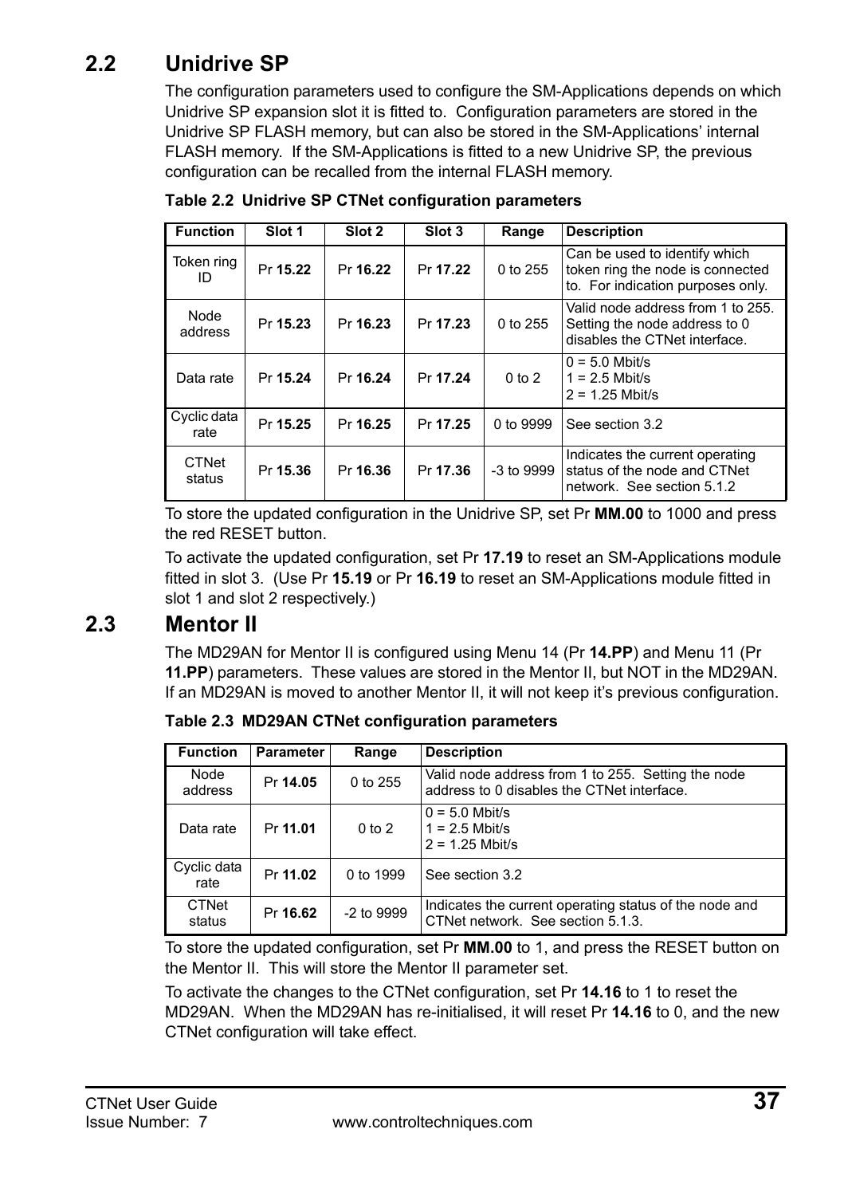## 2.2 Unidrive SP

The configuration parameters used to configure the SM-Applications depends on which Unidrive SP expansion slot it is fitted to. Configuration parameters are stored in the Unidrive SP FLASH memory, but can also be stored in the SM-Applications' internal FLASH memory. If the SM-Applications is fitted to a new Unidrive SP, the previous configuration can be recalled from the internal FLASH memory.

**Table 2.2 Unidrive SP CTNet configuration parameters**

| Function | Slot 1 | Slot 2 | Slot 3 | Range | Description |
|---|---|---|---|---|---|
| Token ring ID | Pr **15.22** | Pr **16.22** | Pr **17.22** | 0 to 255 | Can be used to identify which token ring the node is connected to. For indication purposes only. |
| Node address | Pr **15.23** | Pr **16.23** | Pr **17.23** | 0 to 255 | Valid node address from 1 to 255. Setting the node address to 0 disables the CTNet interface. |
| Data rate | Pr **15.24** | Pr **16.24** | Pr **17.24** | 0 to 2 | 0 = 5.0 Mbit/s<br>1 = 2.5 Mbit/s<br>2 = 1.25 Mbit/s |
| Cyclic data rate | Pr **15.25** | Pr **16.25** | Pr **17.25** | 0 to 9999 | See section 3.2 |
| CTNet status | Pr **15.36** | Pr **16.36** | Pr **17.36** | -3 to 9999 | Indicates the current operating status of the node and CTNet network. See section 5.1.2 |

To store the updated configuration in the Unidrive SP, set Pr **MM.00** to 1000 and press the red RESET button.

To activate the updated configuration, set Pr **17.19** to reset an SM-Applications module fitted in slot 3. (Use Pr **15.19** or Pr **16.19** to reset an SM-Applications module fitted in slot 1 and slot 2 respectively.)

## 2.3 Mentor II

The MD29AN for Mentor II is configured using Menu 14 (Pr **14.PP**) and Menu 11 (Pr **11.PP**) parameters. These values are stored in the Mentor II, but NOT in the MD29AN. If an MD29AN is moved to another Mentor II, it will not keep it's previous configuration.

**Table 2.3 MD29AN CTNet configuration parameters**

| Function | Parameter | Range | Description |
|---|---|---|---|
| Node address | Pr **14.05** | 0 to 255 | Valid node address from 1 to 255. Setting the node address to 0 disables the CTNet interface. |
| Data rate | Pr **11.01** | 0 to 2 | 0 = 5.0 Mbit/s<br>1 = 2.5 Mbit/s<br>2 = 1.25 Mbit/s |
| Cyclic data rate | Pr **11.02** | 0 to 1999 | See section 3.2 |
| CTNet status | Pr **16.62** | -2 to 9999 | Indicates the current operating status of the node and CTNet network. See section 5.1.3. |

To store the updated configuration, set Pr **MM.00** to 1, and press the RESET button on the Mentor II. This will store the Mentor II parameter set.

To activate the changes to the CTNet configuration, set Pr **14.16** to 1 to reset the MD29AN. When the MD29AN has re-initialised, it will reset Pr **14.16** to 0, and the new CTNet configuration will take effect.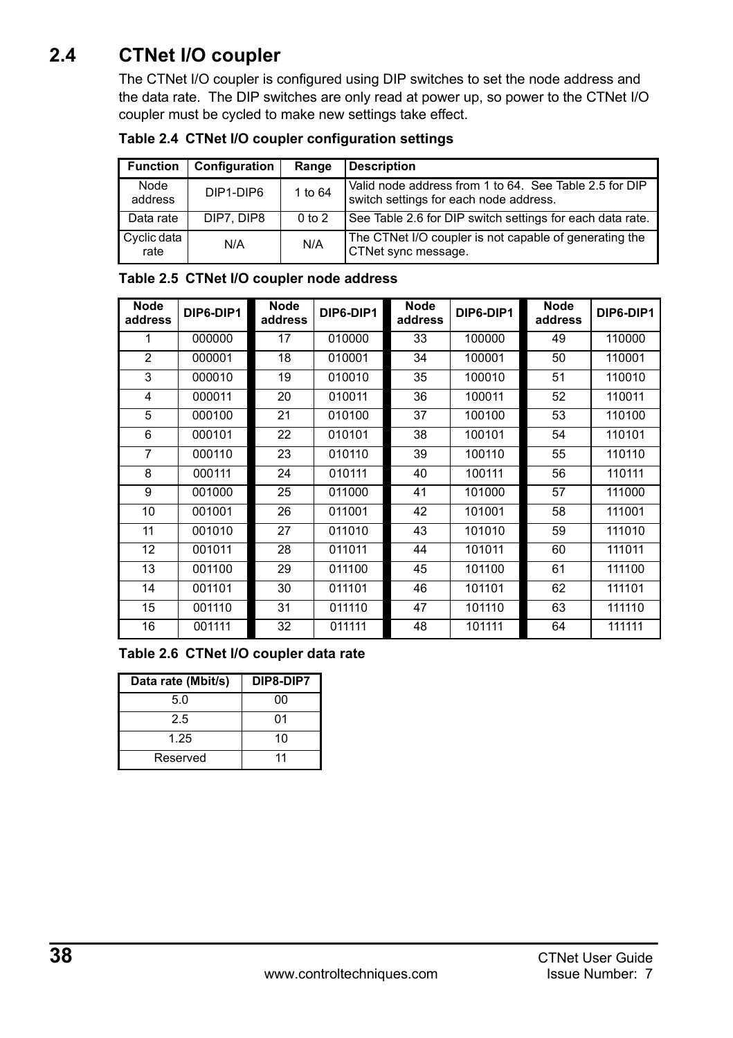## 2.4 CTNet I/O coupler

The CTNet I/O coupler is configured using DIP switches to set the node address and the data rate. The DIP switches are only read at power up, so power to the CTNet I/O coupler must be cycled to make new settings take effect.

**Table 2.4 CTNet I/O coupler configuration settings**

| Function | Configuration | Range | Description |
|---|---|---|---|
| Node address | DIP1-DIP6 | 1 to 64 | Valid node address from 1 to 64. See Table 2.5 for DIP switch settings for each node address. |
| Data rate | DIP7, DIP8 | 0 to 2 | See Table 2.6 for DIP switch settings for each data rate. |
| Cyclic data rate | N/A | N/A | The CTNet I/O coupler is not capable of generating the CTNet sync message. |

**Table 2.5 CTNet I/O coupler node address**

| Node address | DIP6-DIP1 | Node address | DIP6-DIP1 | Node address | DIP6-DIP1 | Node address | DIP6-DIP1 |
|---|---|---|---|---|---|---|---|
| 1 | 000000 | 17 | 010000 | 33 | 100000 | 49 | 110000 |
| 2 | 000001 | 18 | 010001 | 34 | 100001 | 50 | 110001 |
| 3 | 000010 | 19 | 010010 | 35 | 100010 | 51 | 110010 |
| 4 | 000011 | 20 | 010011 | 36 | 100011 | 52 | 110011 |
| 5 | 000100 | 21 | 010100 | 37 | 100100 | 53 | 110100 |
| 6 | 000101 | 22 | 010101 | 38 | 100101 | 54 | 110101 |
| 7 | 000110 | 23 | 010110 | 39 | 100110 | 55 | 110110 |
| 8 | 000111 | 24 | 010111 | 40 | 100111 | 56 | 110111 |
| 9 | 001000 | 25 | 011000 | 41 | 101000 | 57 | 111000 |
| 10 | 001001 | 26 | 011001 | 42 | 101001 | 58 | 111001 |
| 11 | 001010 | 27 | 011010 | 43 | 101010 | 59 | 111010 |
| 12 | 001011 | 28 | 011011 | 44 | 101011 | 60 | 111011 |
| 13 | 001100 | 29 | 011100 | 45 | 101100 | 61 | 111100 |
| 14 | 001101 | 30 | 011101 | 46 | 101101 | 62 | 111101 |
| 15 | 001110 | 31 | 011110 | 47 | 101110 | 63 | 111110 |
| 16 | 001111 | 32 | 011111 | 48 | 101111 | 64 | 111111 |

**Table 2.6 CTNet I/O coupler data rate**

| Data rate (Mbit/s) | DIP8-DIP7 |
|---|---|
| 5.0 | 00 |
| 2.5 | 01 |
| 1.25 | 10 |
| Reserved | 11 |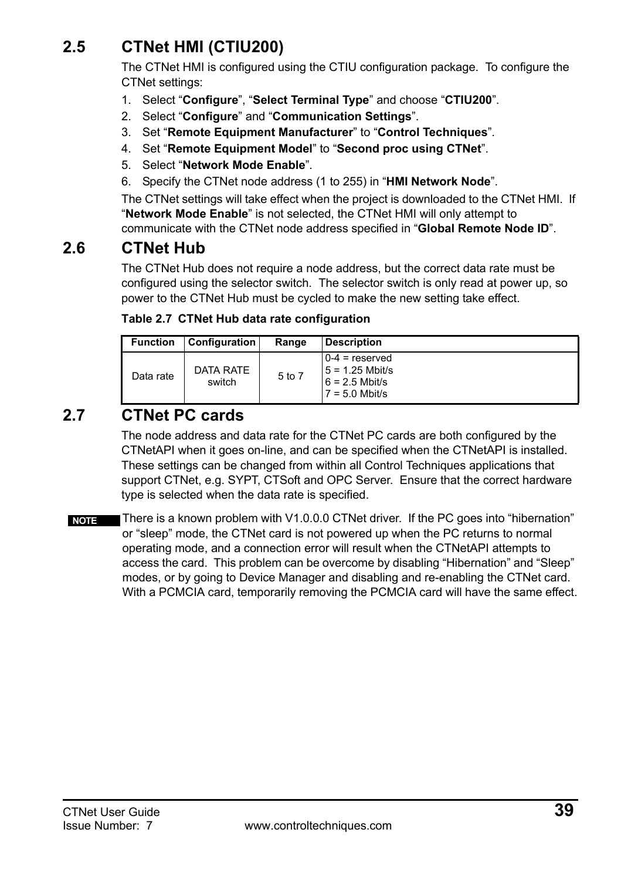## 2.5 CTNet HMI (CTIU200)

The CTNet HMI is configured using the CTIU configuration package. To configure the CTNet settings:

1. Select "**Configure**", "**Select Terminal Type**" and choose "**CTIU200**".
2. Select "**Configure**" and "**Communication Settings**".
3. Set "**Remote Equipment Manufacturer**" to "**Control Techniques**".
4. Set "**Remote Equipment Model**" to "**Second proc using CTNet**".
5. Select "**Network Mode Enable**".
6. Specify the CTNet node address (1 to 255) in "**HMI Network Node**".

The CTNet settings will take effect when the project is downloaded to the CTNet HMI. If "**Network Mode Enable**" is not selected, the CTNet HMI will only attempt to communicate with the CTNet node address specified in "**Global Remote Node ID**".

## 2.6 CTNet Hub

The CTNet Hub does not require a node address, but the correct data rate must be configured using the selector switch. The selector switch is only read at power up, so power to the CTNet Hub must be cycled to make the new setting take effect.

**Table 2.7 CTNet Hub data rate configuration**

| Function | Configuration | Range | Description |
|---|---|---|---|
| Data rate | DATA RATE switch | 5 to 7 | 0-4 = reserved<br>5 = 1.25 Mbit/s<br>6 = 2.5 Mbit/s<br>7 = 5.0 Mbit/s |

## 2.7 CTNet PC cards

The node address and data rate for the CTNet PC cards are both configured by the CTNetAPI when it goes on-line, and can be specified when the CTNetAPI is installed. These settings can be changed from within all Control Techniques applications that support CTNet, e.g. SYPT, CTSoft and OPC Server. Ensure that the correct hardware type is selected when the data rate is specified.

**NOTE** There is a known problem with V1.0.0.0 CTNet driver. If the PC goes into "hibernation" or "sleep" mode, the CTNet card is not powered up when the PC returns to normal operating mode, and a connection error will result when the CTNetAPI attempts to access the card. This problem can be overcome by disabling "Hibernation" and "Sleep" modes, or by going to Device Manager and disabling and re-enabling the CTNet card. With a PCMCIA card, temporarily removing the PCMCIA card will have the same effect.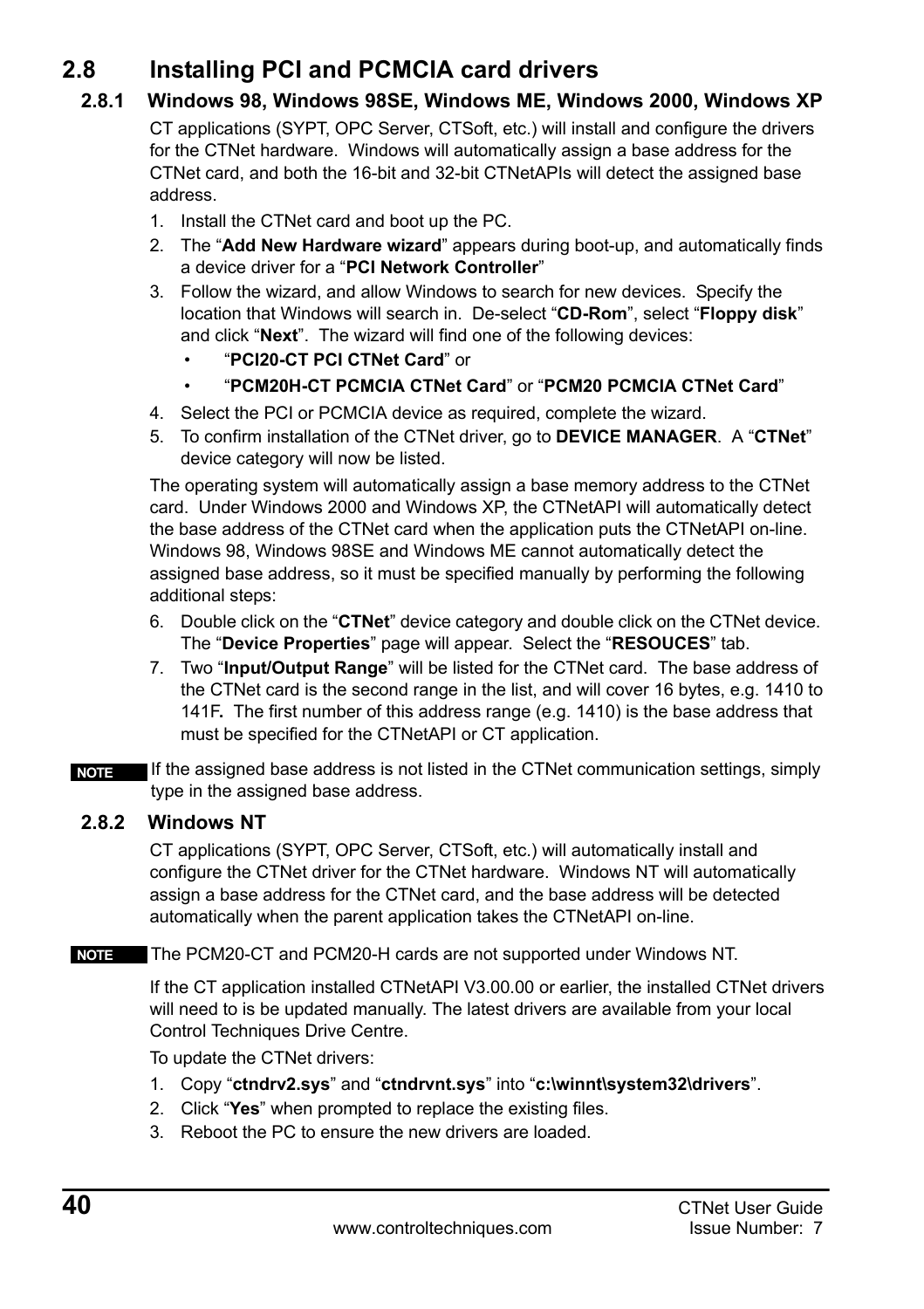## 2.8 Installing PCI and PCMCIA card drivers

### 2.8.1 Windows 98, Windows 98SE, Windows ME, Windows 2000, Windows XP

CT applications (SYPT, OPC Server, CTSoft, etc.) will install and configure the drivers for the CTNet hardware. Windows will automatically assign a base address for the CTNet card, and both the 16-bit and 32-bit CTNetAPIs will detect the assigned base address.

1. Install the CTNet card and boot up the PC.
2. The "**Add New Hardware wizard**" appears during boot-up, and automatically finds a device driver for a "**PCI Network Controller**"
3. Follow the wizard, and allow Windows to search for new devices. Specify the location that Windows will search in. De-select "**CD-Rom**", select "**Floppy disk**" and click "**Next**". The wizard will find one of the following devices:
   - "**PCI20-CT PCI CTNet Card**" or
   - "**PCM20H-CT PCMCIA CTNet Card**" or "**PCM20 PCMCIA CTNet Card**"
4. Select the PCI or PCMCIA device as required, complete the wizard.
5. To confirm installation of the CTNet driver, go to **DEVICE MANAGER**. A "**CTNet**" device category will now be listed.

The operating system will automatically assign a base memory address to the CTNet card. Under Windows 2000 and Windows XP, the CTNetAPI will automatically detect the base address of the CTNet card when the application puts the CTNetAPI on-line. Windows 98, Windows 98SE and Windows ME cannot automatically detect the assigned base address, so it must be specified manually by performing the following additional steps:

6. Double click on the "**CTNet**" device category and double click on the CTNet device. The "**Device Properties**" page will appear. Select the "**RESOUCES**" tab.
7. Two "**Input/Output Range**" will be listed for the CTNet card. The base address of the CTNet card is the second range in the list, and will cover 16 bytes, e.g. 1410 to 141F**.** The first number of this address range (e.g. 1410) is the base address that must be specified for the CTNetAPI or CT application.

**NOTE** If the assigned base address is not listed in the CTNet communication settings, simply type in the assigned base address.

### 2.8.2 Windows NT

CT applications (SYPT, OPC Server, CTSoft, etc.) will automatically install and configure the CTNet driver for the CTNet hardware. Windows NT will automatically assign a base address for the CTNet card, and the base address will be detected automatically when the parent application takes the CTNetAPI on-line.

**NOTE** The PCM20-CT and PCM20-H cards are not supported under Windows NT.

If the CT application installed CTNetAPI V3.00.00 or earlier, the installed CTNet drivers will need to is be updated manually. The latest drivers are available from your local Control Techniques Drive Centre.

To update the CTNet drivers:

1. Copy "**ctndrv2.sys**" and "**ctndrvnt.sys**" into "**c:\winnt\system32\drivers**".
2. Click "**Yes**" when prompted to replace the existing files.
3. Reboot the PC to ensure the new drivers are loaded.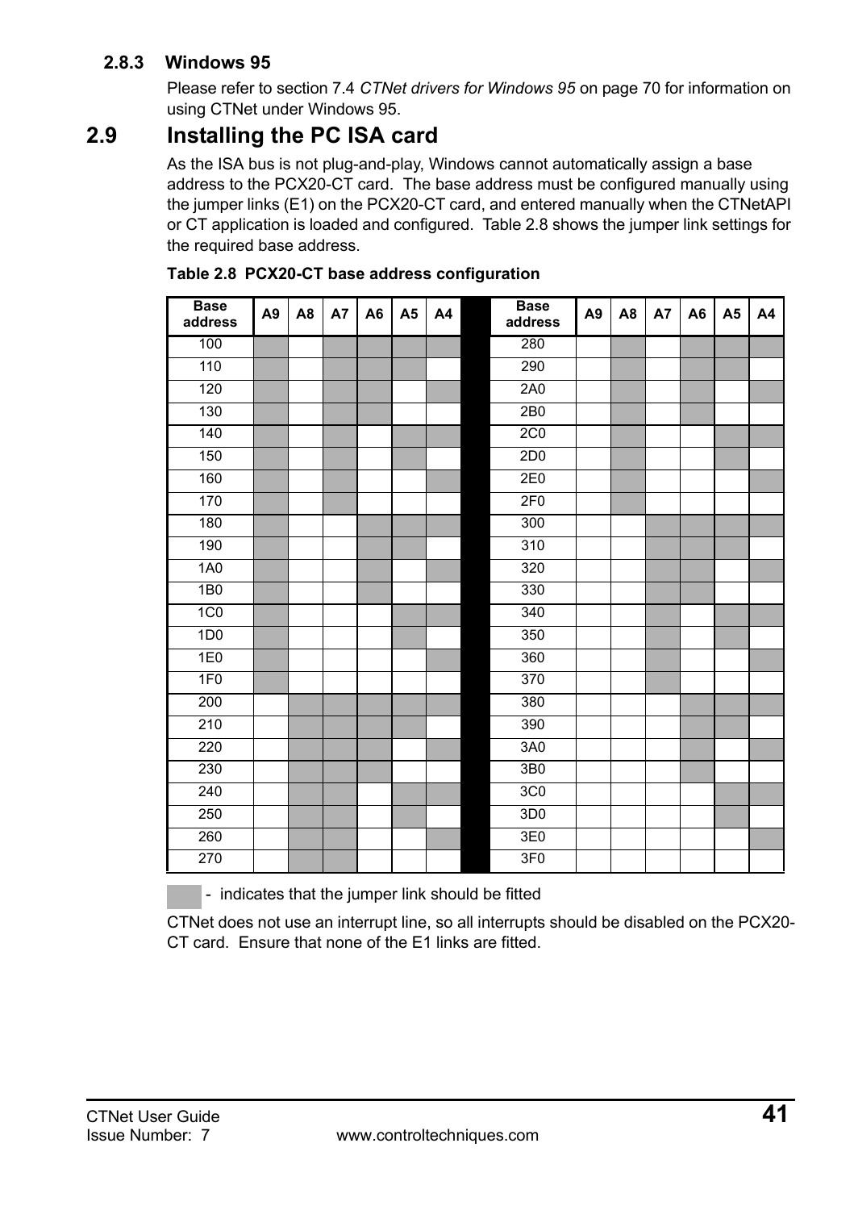### 2.8.3 Windows 95

Please refer to section 7.4 *CTNet drivers for Windows 95* on page 70 for information on using CTNet under Windows 95.

## 2.9 Installing the PC ISA card

As the ISA bus is not plug-and-play, Windows cannot automatically assign a base address to the PCX20-CT card. The base address must be configured manually using the jumper links (E1) on the PCX20-CT card, and entered manually when the CTNetAPI or CT application is loaded and configured. Table 2.8 shows the jumper link settings for the required base address.

**Table 2.8 PCX20-CT base address configuration**

| Base address | A9 | A8 | A7 | A6 | A5 | A4 | | Base address | A9 | A8 | A7 | A6 | A5 | A4 |
|---|---|---|---|---|---|---|---|---|---|---|---|---|---|---|
| 100 | ■ | | ■ | ■ | ■ | ■ | | 280 | | ■ | | ■ | ■ | ■ |
| 110 | ■ | | ■ | ■ | ■ | | | 290 | | ■ | | ■ | ■ | |
| 120 | ■ | | ■ | ■ | | ■ | | 2A0 | | ■ | | ■ | | ■ |
| 130 | ■ | | ■ | ■ | | | | 2B0 | | ■ | | ■ | | |
| 140 | ■ | | ■ | | ■ | ■ | | 2C0 | | ■ | | | ■ | ■ |
| 150 | ■ | | ■ | | ■ | | | 2D0 | | ■ | | | ■ | |
| 160 | ■ | | ■ | | | ■ | | 2E0 | | ■ | | | | ■ |
| 170 | ■ | | ■ | | | | | 2F0 | | ■ | | | | |
| 180 | ■ | | | ■ | ■ | ■ | | 300 | | | ■ | ■ | ■ | ■ |
| 190 | ■ | | | ■ | ■ | | | 310 | | | ■ | ■ | ■ | |
| 1A0 | ■ | | | ■ | | ■ | | 320 | | | ■ | ■ | | ■ |
| 1B0 | ■ | | | ■ | | | | 330 | | | ■ | ■ | | |
| 1C0 | ■ | | | | ■ | ■ | | 340 | | | ■ | | ■ | ■ |
| 1D0 | ■ | | | | ■ | | | 350 | | | ■ | | ■ | |
| 1E0 | ■ | | | | | ■ | | 360 | | | ■ | | | ■ |
| 1F0 | ■ | | | | | | | 370 | | | ■ | | | |
| 200 | | ■ | ■ | ■ | ■ | ■ | | 380 | | | | ■ | ■ | ■ |
| 210 | | ■ | ■ | ■ | ■ | | | 390 | | | | ■ | ■ | |
| 220 | | ■ | ■ | ■ | | ■ | | 3A0 | | | | ■ | | ■ |
| 230 | | ■ | ■ | ■ | | | | 3B0 | | | | ■ | | |
| 240 | | ■ | ■ | | ■ | ■ | | 3C0 | | | | | ■ | ■ |
| 250 | | ■ | ■ | | ■ | | | 3D0 | | | | | ■ | |
| 260 | | ■ | ■ | | | ■ | | 3E0 | | | | | | ■ |
| 270 | | ■ | ■ | | | | | 3F0 | | | | | | |

■ - indicates that the jumper link should be fitted

CTNet does not use an interrupt line, so all interrupts should be disabled on the PCX20-CT card. Ensure that none of the E1 links are fitted.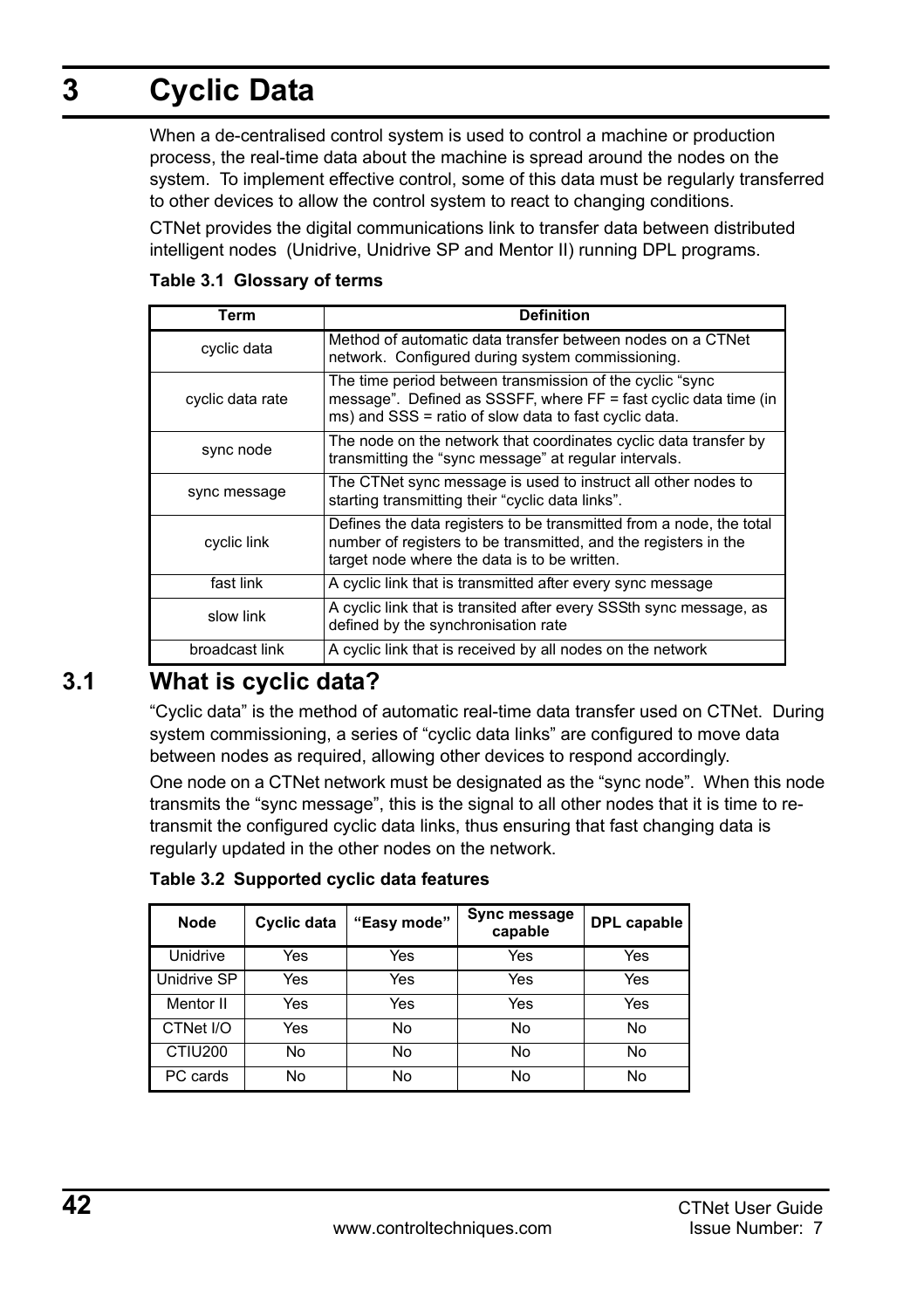# 3 Cyclic Data

When a de-centralised control system is used to control a machine or production process, the real-time data about the machine is spread around the nodes on the system. To implement effective control, some of this data must be regularly transferred to other devices to allow the control system to react to changing conditions.

CTNet provides the digital communications link to transfer data between distributed intelligent nodes (Unidrive, Unidrive SP and Mentor II) running DPL programs.

**Table 3.1 Glossary of terms**

| Term | Definition |
|---|---|
| cyclic data | Method of automatic data transfer between nodes on a CTNet network. Configured during system commissioning. |
| cyclic data rate | The time period between transmission of the cyclic "sync message". Defined as SSSFF, where FF = fast cyclic data time (in ms) and SSS = ratio of slow data to fast cyclic data. |
| sync node | The node on the network that coordinates cyclic data transfer by transmitting the "sync message" at regular intervals. |
| sync message | The CTNet sync message is used to instruct all other nodes to starting transmitting their "cyclic data links". |
| cyclic link | Defines the data registers to be transmitted from a node, the total number of registers to be transmitted, and the registers in the target node where the data is to be written. |
| fast link | A cyclic link that is transmitted after every sync message |
| slow link | A cyclic link that is transited after every SSSth sync message, as defined by the synchronisation rate |
| broadcast link | A cyclic link that is received by all nodes on the network |

## 3.1 What is cyclic data?

"Cyclic data" is the method of automatic real-time data transfer used on CTNet. During system commissioning, a series of "cyclic data links" are configured to move data between nodes as required, allowing other devices to respond accordingly.

One node on a CTNet network must be designated as the "sync node". When this node transmits the "sync message", this is the signal to all other nodes that it is time to re-transmit the configured cyclic data links, thus ensuring that fast changing data is regularly updated in the other nodes on the network.

**Table 3.2 Supported cyclic data features**

| Node | Cyclic data | "Easy mode" | Sync message capable | DPL capable |
|---|---|---|---|---|
| Unidrive | Yes | Yes | Yes | Yes |
| Unidrive SP | Yes | Yes | Yes | Yes |
| Mentor II | Yes | Yes | Yes | Yes |
| CTNet I/O | Yes | No | No | No |
| CTIU200 | No | No | No | No |
| PC cards | No | No | No | No |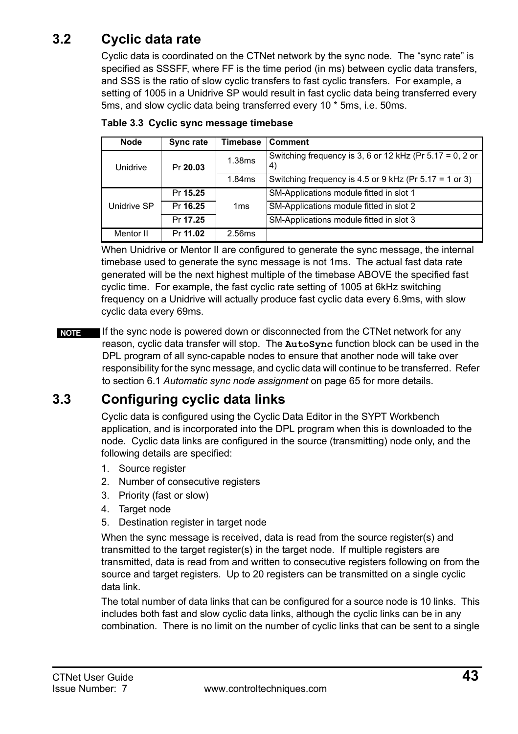## 3.2 Cyclic data rate

Cyclic data is coordinated on the CTNet network by the sync node. The "sync rate" is specified as SSSFF, where FF is the time period (in ms) between cyclic data transfers, and SSS is the ratio of slow cyclic transfers to fast cyclic transfers. For example, a setting of 1005 in a Unidrive SP would result in fast cyclic data being transferred every 5ms, and slow cyclic data being transferred every 10 * 5ms, i.e. 50ms.

**Table 3.3 Cyclic sync message timebase**

| Node | Sync rate | Timebase | Comment |
|---|---|---|---|
| Unidrive | Pr **20.03** | 1.38ms | Switching frequency is 3, 6 or 12 kHz (Pr 5.17 = 0, 2 or 4) |
| | | 1.84ms | Switching frequency is 4.5 or 9 kHz (Pr 5.17 = 1 or 3) |
| Unidrive SP | Pr **15.25** | 1ms | SM-Applications module fitted in slot 1 |
| | Pr **16.25** | | SM-Applications module fitted in slot 2 |
| | Pr **17.25** | | SM-Applications module fitted in slot 3 |
| Mentor II | Pr **11.02** | 2.56ms | |

When Unidrive or Mentor II are configured to generate the sync message, the internal timebase used to generate the sync message is not 1ms. The actual fast data rate generated will be the next highest multiple of the timebase ABOVE the specified fast cyclic time. For example, the fast cyclic rate setting of 1005 at 6kHz switching frequency on a Unidrive will actually produce fast cyclic data every 6.9ms, with slow cyclic data every 69ms.

**NOTE** If the sync node is powered down or disconnected from the CTNet network for any reason, cyclic data transfer will stop. The **`AutoSync`** function block can be used in the DPL program of all sync-capable nodes to ensure that another node will take over responsibility for the sync message, and cyclic data will continue to be transferred. Refer to section 6.1 *Automatic sync node assignment* on page 65 for more details.

## 3.3 Configuring cyclic data links

Cyclic data is configured using the Cyclic Data Editor in the SYPT Workbench application, and is incorporated into the DPL program when this is downloaded to the node. Cyclic data links are configured in the source (transmitting) node only, and the following details are specified:

1. Source register
2. Number of consecutive registers
3. Priority (fast or slow)
4. Target node
5. Destination register in target node

When the sync message is received, data is read from the source register(s) and transmitted to the target register(s) in the target node. If multiple registers are transmitted, data is read from and written to consecutive registers following on from the source and target registers. Up to 20 registers can be transmitted on a single cyclic data link.

The total number of data links that can be configured for a source node is 10 links. This includes both fast and slow cyclic data links, although the cyclic links can be in any combination. There is no limit on the number of cyclic links that can be sent to a single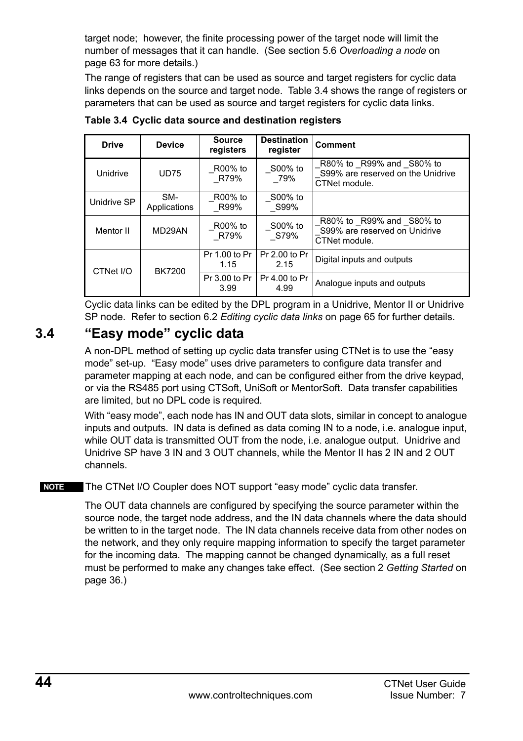target node; however, the finite processing power of the target node will limit the number of messages that it can handle. (See section 5.6 *Overloading a node* on page 63 for more details.)

The range of registers that can be used as source and target registers for cyclic data links depends on the source and target node. Table 3.4 shows the range of registers or parameters that can be used as source and target registers for cyclic data links.

**Table 3.4 Cyclic data source and destination registers**

| Drive | Device | Source registers | Destination register | Comment |
|---|---|---|---|---|
| Unidrive | UD75 | _R00% to _R79% | _S00% to _79% | _R80% to _R99% and _S80% to _S99% are reserved on the Unidrive CTNet module. |
| Unidrive SP | SM-Applications | _R00% to _R99% | _S00% to _S99% | |
| Mentor II | MD29AN | _R00% to _R79% | _S00% to _S79% | _R80% to _R99% and _S80% to _S99% are reserved on Unidrive CTNet module. |
| CTNet I/O | BK7200 | Pr 1.00 to Pr 1.15 | Pr 2.00 to Pr 2.15 | Digital inputs and outputs |
| | | Pr 3.00 to Pr 3.99 | Pr 4.00 to Pr 4.99 | Analogue inputs and outputs |

Cyclic data links can be edited by the DPL program in a Unidrive, Mentor II or Unidrive SP node. Refer to section 6.2 *Editing cyclic data links* on page 65 for further details.

## 3.4 "Easy mode" cyclic data

A non-DPL method of setting up cyclic data transfer using CTNet is to use the "easy mode" set-up. "Easy mode" uses drive parameters to configure data transfer and parameter mapping at each node, and can be configured either from the drive keypad, or via the RS485 port using CTSoft, UniSoft or MentorSoft. Data transfer capabilities are limited, but no DPL code is required.

With "easy mode", each node has IN and OUT data slots, similar in concept to analogue inputs and outputs. IN data is defined as data coming IN to a node, i.e. analogue input, while OUT data is transmitted OUT from the node, i.e. analogue output. Unidrive and Unidrive SP have 3 IN and 3 OUT channels, while the Mentor II has 2 IN and 2 OUT channels.

**NOTE** The CTNet I/O Coupler does NOT support "easy mode" cyclic data transfer.

The OUT data channels are configured by specifying the source parameter within the source node, the target node address, and the IN data channels where the data should be written to in the target node. The IN data channels receive data from other nodes on the network, and they only require mapping information to specify the target parameter for the incoming data. The mapping cannot be changed dynamically, as a full reset must be performed to make any changes take effect. (See section 2 *Getting Started* on page 36.)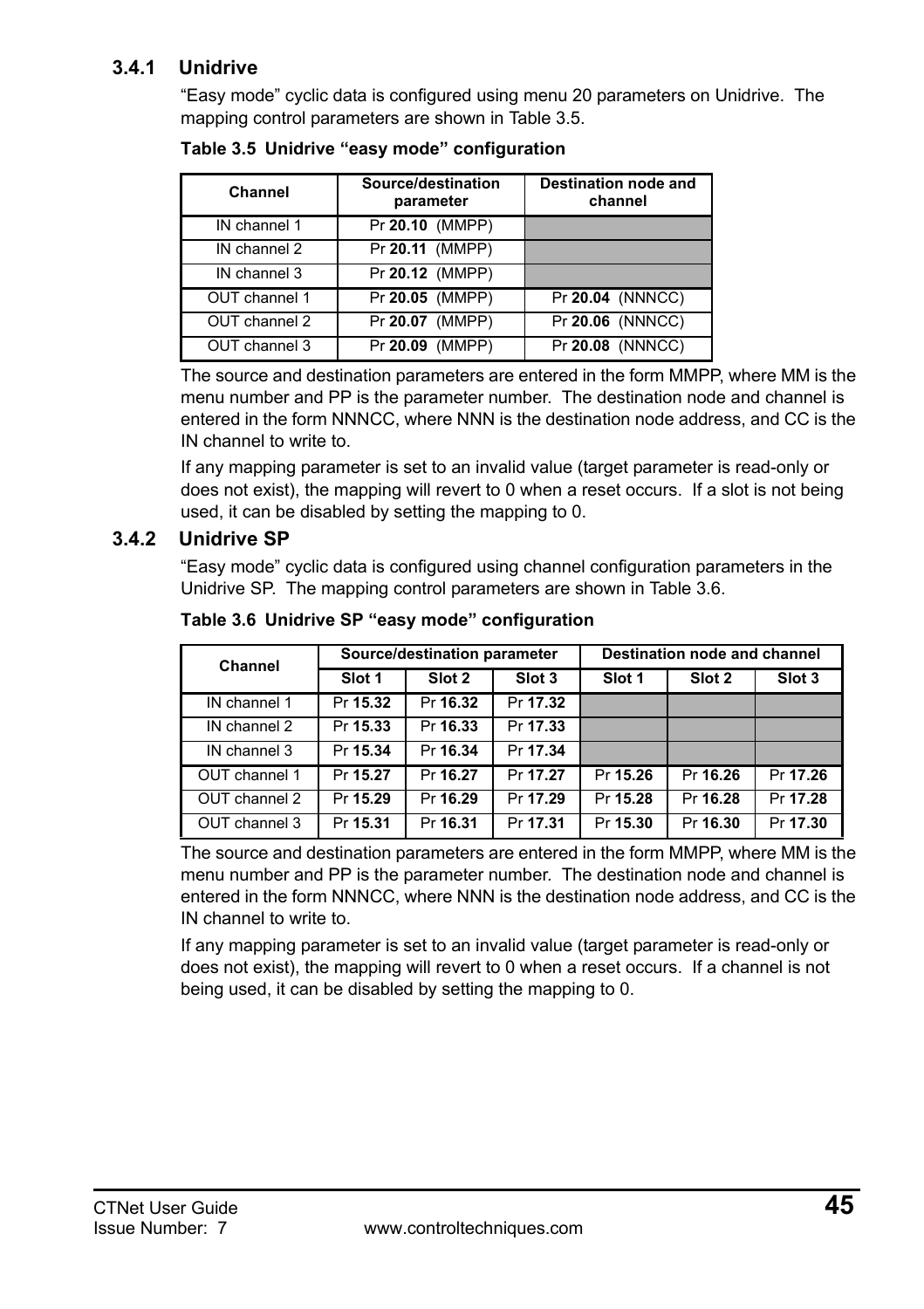### 3.4.1 Unidrive

"Easy mode" cyclic data is configured using menu 20 parameters on Unidrive. The mapping control parameters are shown in Table 3.5.

**Table 3.5 Unidrive "easy mode" configuration**

| Channel | Source/destination parameter | Destination node and channel |
|---|---|---|
| IN channel 1 | Pr **20.10** (MMPP) | |
| IN channel 2 | Pr **20.11** (MMPP) | |
| IN channel 3 | Pr **20.12** (MMPP) | |
| OUT channel 1 | Pr **20.05** (MMPP) | Pr **20.04** (NNNCC) |
| OUT channel 2 | Pr **20.07** (MMPP) | Pr **20.06** (NNNCC) |
| OUT channel 3 | Pr **20.09** (MMPP) | Pr **20.08** (NNNCC) |

The source and destination parameters are entered in the form MMPP, where MM is the menu number and PP is the parameter number. The destination node and channel is entered in the form NNNCC, where NNN is the destination node address, and CC is the IN channel to write to.

If any mapping parameter is set to an invalid value (target parameter is read-only or does not exist), the mapping will revert to 0 when a reset occurs. If a slot is not being used, it can be disabled by setting the mapping to 0.

### 3.4.2 Unidrive SP

"Easy mode" cyclic data is configured using channel configuration parameters in the Unidrive SP. The mapping control parameters are shown in Table 3.6.

**Table 3.6 Unidrive SP "easy mode" configuration**

| Channel | Source/destination parameter | | | Destination node and channel | | |
|---|---|---|---|---|---|---|
| | Slot 1 | Slot 2 | Slot 3 | Slot 1 | Slot 2 | Slot 3 |
| IN channel 1 | Pr **15.32** | Pr **16.32** | Pr **17.32** | | | |
| IN channel 2 | Pr **15.33** | Pr **16.33** | Pr **17.33** | | | |
| IN channel 3 | Pr **15.34** | Pr **16.34** | Pr **17.34** | | | |
| OUT channel 1 | Pr **15.27** | Pr **16.27** | Pr **17.27** | Pr **15.26** | Pr **16.26** | Pr **17.26** |
| OUT channel 2 | Pr **15.29** | Pr **16.29** | Pr **17.29** | Pr **15.28** | Pr **16.28** | Pr **17.28** |
| OUT channel 3 | Pr **15.31** | Pr **16.31** | Pr **17.31** | Pr **15.30** | Pr **16.30** | Pr **17.30** |

The source and destination parameters are entered in the form MMPP, where MM is the menu number and PP is the parameter number. The destination node and channel is entered in the form NNNCC, where NNN is the destination node address, and CC is the IN channel to write to.

If any mapping parameter is set to an invalid value (target parameter is read-only or does not exist), the mapping will revert to 0 when a reset occurs. If a channel is not being used, it can be disabled by setting the mapping to 0.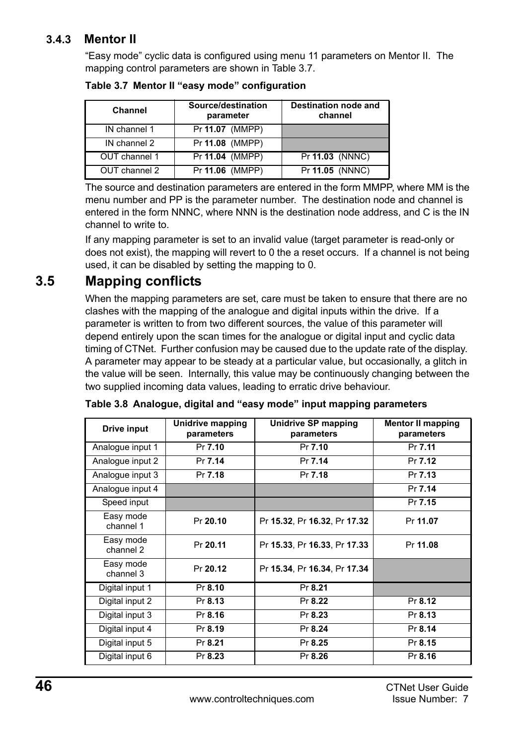### 3.4.3 Mentor II

“Easy mode” cyclic data is configured using menu 11 parameters on Mentor II. The mapping control parameters are shown in Table 3.7.

**Table 3.7 Mentor II “easy mode” configuration**

| Channel | Source/destination parameter | Destination node and channel |
|---|---|---|
| IN channel 1 | Pr **11.07** (MMPP) | |
| IN channel 2 | Pr **11.08** (MMPP) | |
| OUT channel 1 | Pr **11.04** (MMPP) | Pr **11.03** (NNNC) |
| OUT channel 2 | Pr **11.06** (MMPP) | Pr **11.05** (NNNC) |

The source and destination parameters are entered in the form MMPP, where MM is the menu number and PP is the parameter number. The destination node and channel is entered in the form NNNC, where NNN is the destination node address, and C is the IN channel to write to.

If any mapping parameter is set to an invalid value (target parameter is read-only or does not exist), the mapping will revert to 0 the a reset occurs. If a channel is not being used, it can be disabled by setting the mapping to 0.

## 3.5 Mapping conflicts

When the mapping parameters are set, care must be taken to ensure that there are no clashes with the mapping of the analogue and digital inputs within the drive. If a parameter is written to from two different sources, the value of this parameter will depend entirely upon the scan times for the analogue or digital input and cyclic data timing of CTNet. Further confusion may be caused due to the update rate of the display. A parameter may appear to be steady at a particular value, but occasionally, a glitch in the value will be seen. Internally, this value may be continuously changing between the two supplied incoming data values, leading to erratic drive behaviour.

**Table 3.8 Analogue, digital and “easy mode” input mapping parameters**

| Drive input | Unidrive mapping parameters | Unidrive SP mapping parameters | Mentor II mapping parameters |
|---|---|---|---|
| Analogue input 1 | Pr **7.10** | Pr **7.10** | Pr **7.11** |
| Analogue input 2 | Pr **7.14** | Pr **7.14** | Pr **7.12** |
| Analogue input 3 | Pr **7.18** | Pr **7.18** | Pr **7.13** |
| Analogue input 4 | | | Pr **7.14** |
| Speed input | | | Pr **7.15** |
| Easy mode channel 1 | Pr **20.10** | Pr **15.32**, Pr **16.32**, Pr **17.32** | Pr **11.07** |
| Easy mode channel 2 | Pr **20.11** | Pr **15.33**, Pr **16.33**, Pr **17.33** | Pr **11.08** |
| Easy mode channel 3 | Pr **20.12** | Pr **15.34**, Pr **16.34**, Pr **17.34** | |
| Digital input 1 | Pr **8.10** | Pr **8.21** | |
| Digital input 2 | Pr **8.13** | Pr **8.22** | Pr **8.12** |
| Digital input 3 | Pr **8.16** | Pr **8.23** | Pr **8.13** |
| Digital input 4 | Pr **8.19** | Pr **8.24** | Pr **8.14** |
| Digital input 5 | Pr **8.21** | Pr **8.25** | Pr **8.15** |
| Digital input 6 | Pr **8.23** | Pr **8.26** | Pr **8.16** |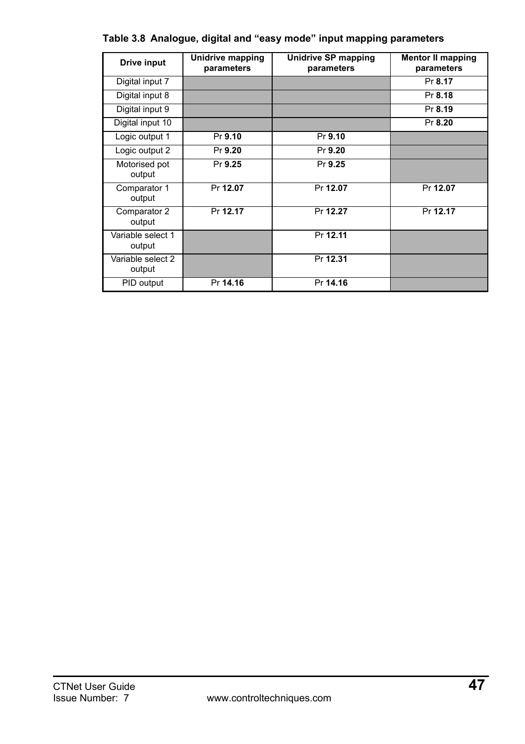**Table 3.8 Analogue, digital and "easy mode" input mapping parameters**

| Drive input | Unidrive mapping parameters | Unidrive SP mapping parameters | Mentor II mapping parameters |
|---|---|---|---|
| Digital input 7 | | | Pr **8.17** |
| Digital input 8 | | | Pr **8.18** |
| Digital input 9 | | | Pr **8.19** |
| Digital input 10 | | | Pr **8.20** |
| Logic output 1 | Pr **9.10** | Pr **9.10** | |
| Logic output 2 | Pr **9.20** | Pr **9.20** | |
| Motorised pot output | Pr **9.25** | Pr **9.25** | |
| Comparator 1 output | Pr **12.07** | Pr **12.07** | Pr **12.07** |
| Comparator 2 output | Pr **12.17** | Pr **12.27** | Pr **12.17** |
| Variable select 1 output | | Pr **12.11** | |
| Variable select 2 output | | Pr **12.31** | |
| PID output | Pr **14.16** | Pr **14.16** | |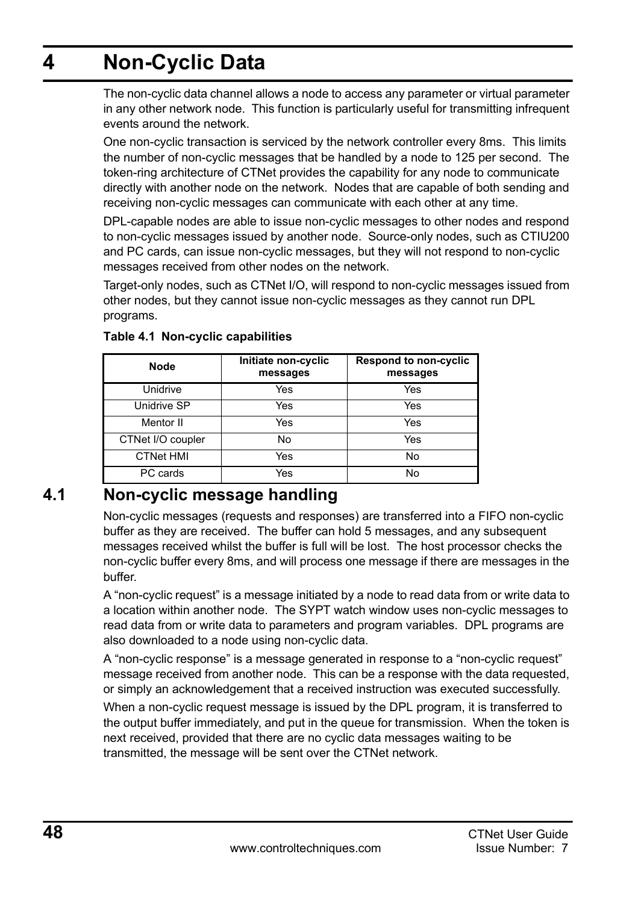# 4 Non-Cyclic Data

The non-cyclic data channel allows a node to access any parameter or virtual parameter in any other network node. This function is particularly useful for transmitting infrequent events around the network.

One non-cyclic transaction is serviced by the network controller every 8ms. This limits the number of non-cyclic messages that be handled by a node to 125 per second. The token-ring architecture of CTNet provides the capability for any node to communicate directly with another node on the network. Nodes that are capable of both sending and receiving non-cyclic messages can communicate with each other at any time.

DPL-capable nodes are able to issue non-cyclic messages to other nodes and respond to non-cyclic messages issued by another node. Source-only nodes, such as CTIU200 and PC cards, can issue non-cyclic messages, but they will not respond to non-cyclic messages received from other nodes on the network.

Target-only nodes, such as CTNet I/O, will respond to non-cyclic messages issued from other nodes, but they cannot issue non-cyclic messages as they cannot run DPL programs.

**Table 4.1 Non-cyclic capabilities**

| Node | Initiate non-cyclic messages | Respond to non-cyclic messages |
|---|---|---|
| Unidrive | Yes | Yes |
| Unidrive SP | Yes | Yes |
| Mentor II | Yes | Yes |
| CTNet I/O coupler | No | Yes |
| CTNet HMI | Yes | No |
| PC cards | Yes | No |

## 4.1 Non-cyclic message handling

Non-cyclic messages (requests and responses) are transferred into a FIFO non-cyclic buffer as they are received. The buffer can hold 5 messages, and any subsequent messages received whilst the buffer is full will be lost. The host processor checks the non-cyclic buffer every 8ms, and will process one message if there are messages in the buffer.

A "non-cyclic request" is a message initiated by a node to read data from or write data to a location within another node. The SYPT watch window uses non-cyclic messages to read data from or write data to parameters and program variables. DPL programs are also downloaded to a node using non-cyclic data.

A "non-cyclic response" is a message generated in response to a "non-cyclic request" message received from another node. This can be a response with the data requested, or simply an acknowledgement that a received instruction was executed successfully.

When a non-cyclic request message is issued by the DPL program, it is transferred to the output buffer immediately, and put in the queue for transmission. When the token is next received, provided that there are no cyclic data messages waiting to be transmitted, the message will be sent over the CTNet network.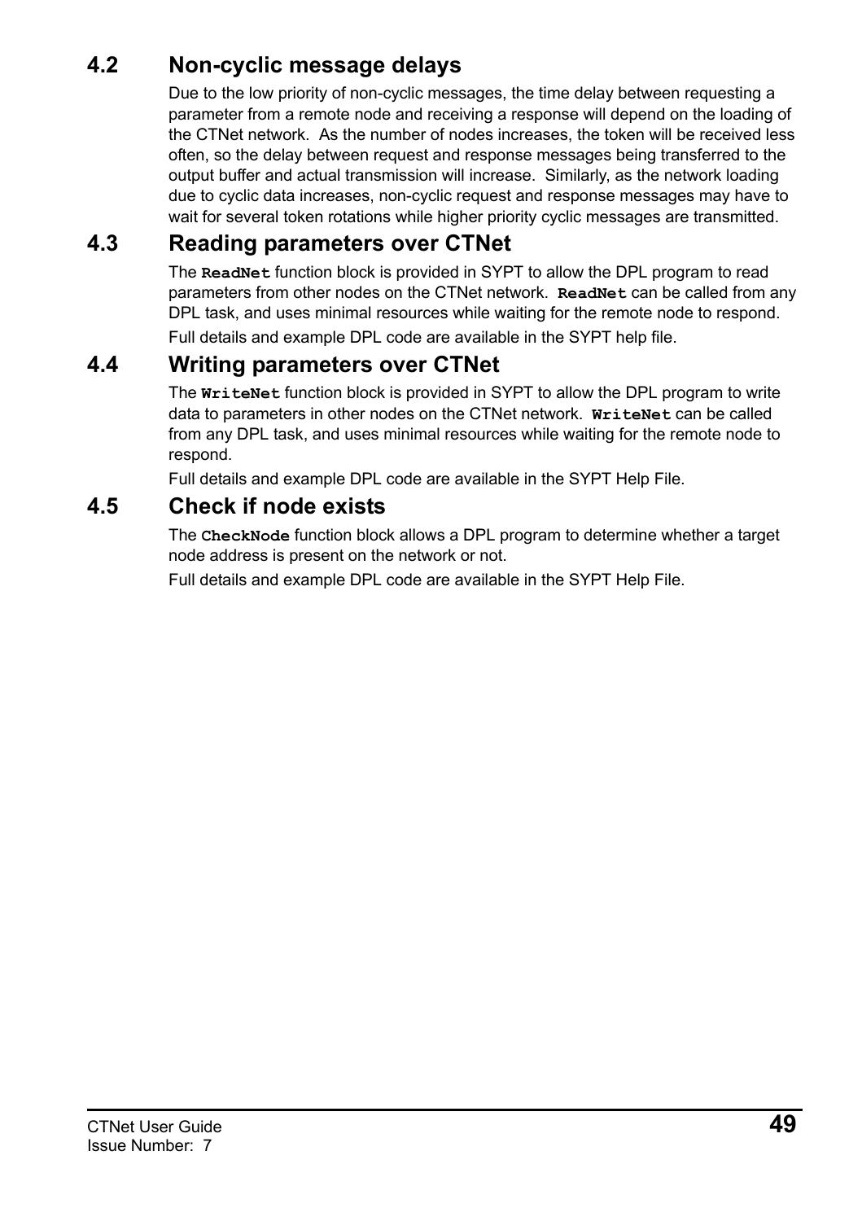## 4.2 Non-cyclic message delays

Due to the low priority of non-cyclic messages, the time delay between requesting a parameter from a remote node and receiving a response will depend on the loading of the CTNet network. As the number of nodes increases, the token will be received less often, so the delay between request and response messages being transferred to the output buffer and actual transmission will increase. Similarly, as the network loading due to cyclic data increases, non-cyclic request and response messages may have to wait for several token rotations while higher priority cyclic messages are transmitted.

## 4.3 Reading parameters over CTNet

The **`ReadNet`** function block is provided in SYPT to allow the DPL program to read parameters from other nodes on the CTNet network. **`ReadNet`** can be called from any DPL task, and uses minimal resources while waiting for the remote node to respond.

Full details and example DPL code are available in the SYPT help file.

## 4.4 Writing parameters over CTNet

The **`WriteNet`** function block is provided in SYPT to allow the DPL program to write data to parameters in other nodes on the CTNet network. **`WriteNet`** can be called from any DPL task, and uses minimal resources while waiting for the remote node to respond.

Full details and example DPL code are available in the SYPT Help File.

## 4.5 Check if node exists

The **`CheckNode`** function block allows a DPL program to determine whether a target node address is present on the network or not.

Full details and example DPL code are available in the SYPT Help File.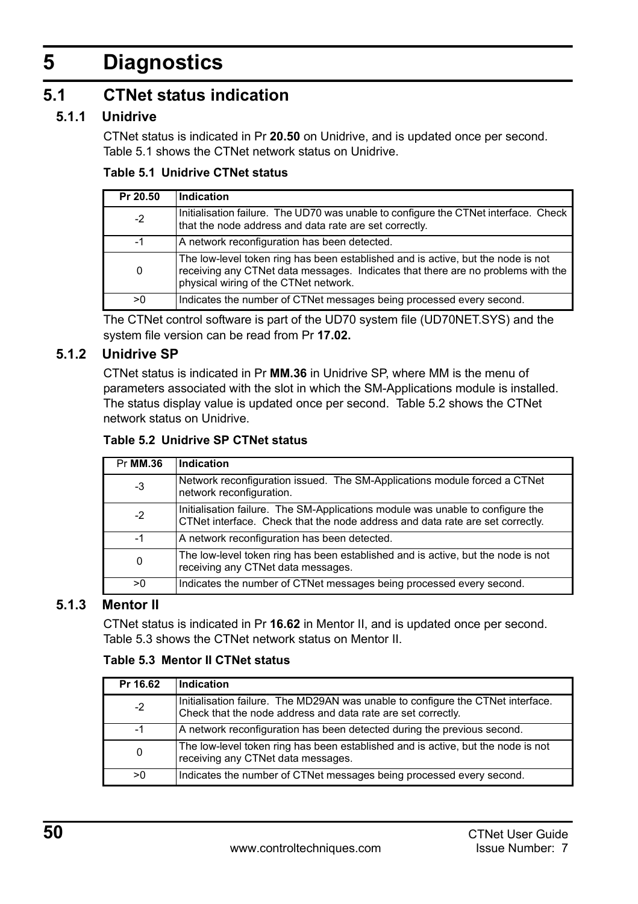# 5 Diagnostics

## 5.1 CTNet status indication

### 5.1.1 Unidrive

CTNet status is indicated in Pr **20.50** on Unidrive, and is updated once per second. Table 5.1 shows the CTNet network status on Unidrive.

**Table 5.1 Unidrive CTNet status**

| Pr 20.50 | Indication |
|---|---|
| -2 | Initialisation failure. The UD70 was unable to configure the CTNet interface. Check that the node address and data rate are set correctly. |
| -1 | A network reconfiguration has been detected. |
| 0 | The low-level token ring has been established and is active, but the node is not receiving any CTNet data messages. Indicates that there are no problems with the physical wiring of the CTNet network. |
| >0 | Indicates the number of CTNet messages being processed every second. |

The CTNet control software is part of the UD70 system file (UD70NET.SYS) and the system file version can be read from Pr **17.02.**

### 5.1.2 Unidrive SP

CTNet status is indicated in Pr **MM.36** in Unidrive SP, where MM is the menu of parameters associated with the slot in which the SM-Applications module is installed. The status display value is updated once per second. Table 5.2 shows the CTNet network status on Unidrive.

**Table 5.2 Unidrive SP CTNet status**

| Pr **MM.36** | Indication |
|---|---|
| -3 | Network reconfiguration issued. The SM-Applications module forced a CTNet network reconfiguration. |
| -2 | Initialisation failure. The SM-Applications module was unable to configure the CTNet interface. Check that the node address and data rate are set correctly. |
| -1 | A network reconfiguration has been detected. |
| 0 | The low-level token ring has been established and is active, but the node is not receiving any CTNet data messages. |
| >0 | Indicates the number of CTNet messages being processed every second. |

### 5.1.3 Mentor II

CTNet status is indicated in Pr **16.62** in Mentor II, and is updated once per second. Table 5.3 shows the CTNet network status on Mentor II.

**Table 5.3 Mentor II CTNet status**

| Pr 16.62 | Indication |
|---|---|
| -2 | Initialisation failure. The MD29AN was unable to configure the CTNet interface. Check that the node address and data rate are set correctly. |
| -1 | A network reconfiguration has been detected during the previous second. |
| 0 | The low-level token ring has been established and is active, but the node is not receiving any CTNet data messages. |
| >0 | Indicates the number of CTNet messages being processed every second. |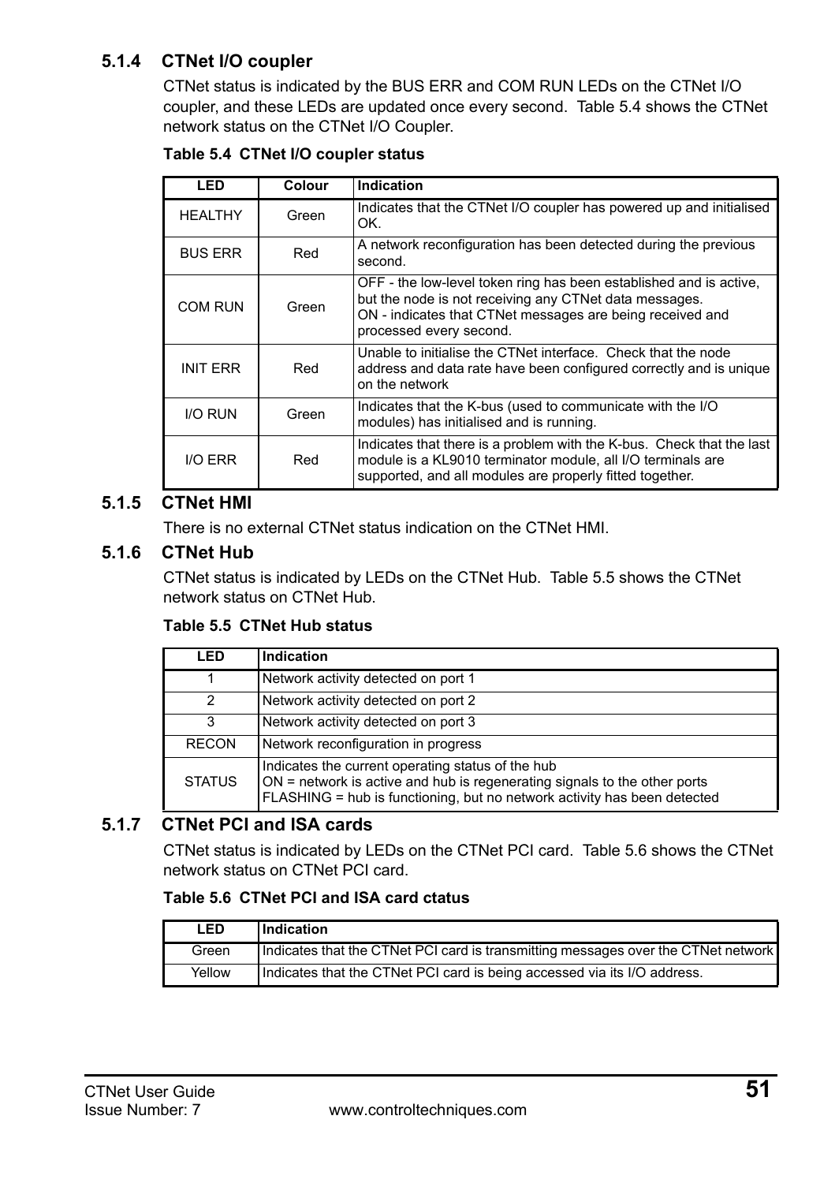### 5.1.4 CTNet I/O coupler

CTNet status is indicated by the BUS ERR and COM RUN LEDs on the CTNet I/O coupler, and these LEDs are updated once every second. Table 5.4 shows the CTNet network status on the CTNet I/O Coupler.

**Table 5.4 CTNet I/O coupler status**

| LED | Colour | Indication |
|---|---|---|
| HEALTHY | Green | Indicates that the CTNet I/O coupler has powered up and initialised OK. |
| BUS ERR | Red | A network reconfiguration has been detected during the previous second. |
| COM RUN | Green | OFF - the low-level token ring has been established and is active, but the node is not receiving any CTNet data messages.<br>ON - indicates that CTNet messages are being received and processed every second. |
| INIT ERR | Red | Unable to initialise the CTNet interface. Check that the node address and data rate have been configured correctly and is unique on the network |
| I/O RUN | Green | Indicates that the K-bus (used to communicate with the I/O modules) has initialised and is running. |
| I/O ERR | Red | Indicates that there is a problem with the K-bus. Check that the last module is a KL9010 terminator module, all I/O terminals are supported, and all modules are properly fitted together. |

### 5.1.5 CTNet HMI

There is no external CTNet status indication on the CTNet HMI.

### 5.1.6 CTNet Hub

CTNet status is indicated by LEDs on the CTNet Hub. Table 5.5 shows the CTNet network status on CTNet Hub.

**Table 5.5 CTNet Hub status**

| LED | Indication |
|---|---|
| 1 | Network activity detected on port 1 |
| 2 | Network activity detected on port 2 |
| 3 | Network activity detected on port 3 |
| RECON | Network reconfiguration in progress |
| STATUS | Indicates the current operating status of the hub<br>ON = network is active and hub is regenerating signals to the other ports<br>FLASHING = hub is functioning, but no network activity has been detected |

### 5.1.7 CTNet PCI and ISA cards

CTNet status is indicated by LEDs on the CTNet PCI card. Table 5.6 shows the CTNet network status on CTNet PCI card.

**Table 5.6 CTNet PCI and ISA card ctatus**

| LED | Indication |
|---|---|
| Green | Indicates that the CTNet PCI card is transmitting messages over the CTNet network |
| Yellow | Indicates that the CTNet PCI card is being accessed via its I/O address. |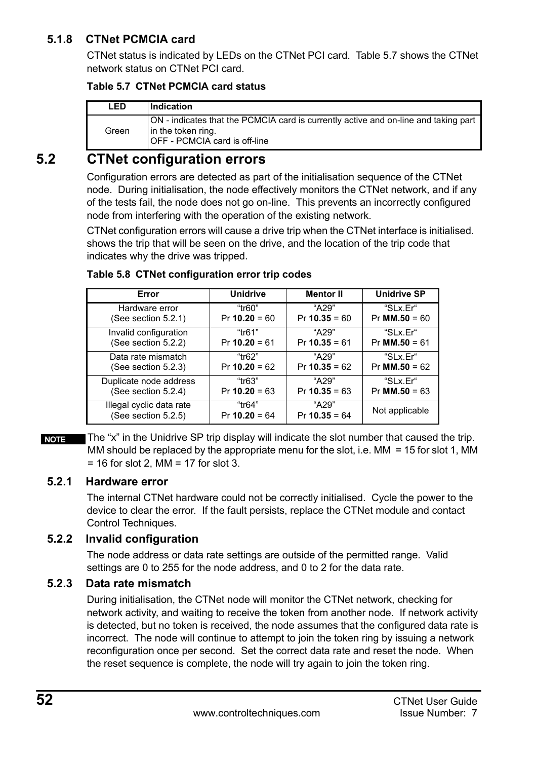### 5.1.8 CTNet PCMCIA card

CTNet status is indicated by LEDs on the CTNet PCI card. Table 5.7 shows the CTNet network status on CTNet PCI card.

**Table 5.7 CTNet PCMCIA card status**

| LED | Indication |
|---|---|
| Green | ON - indicates that the PCMCIA card is currently active and on-line and taking part in the token ring.<br>OFF - PCMCIA card is off-line |

## 5.2 CTNet configuration errors

Configuration errors are detected as part of the initialisation sequence of the CTNet node. During initialisation, the node effectively monitors the CTNet network, and if any of the tests fail, the node does not go on-line. This prevents an incorrectly configured node from interfering with the operation of the existing network.

CTNet configuration errors will cause a drive trip when the CTNet interface is initialised. shows the trip that will be seen on the drive, and the location of the trip code that indicates why the drive was tripped.

**Table 5.8 CTNet configuration error trip codes**

| Error | Unidrive | Mentor II | Unidrive SP |
|---|---|---|---|
| Hardware error<br>(See section 5.2.1) | “tr60”<br>Pr **10.20** = 60 | “A29”<br>Pr **10.35** = 60 | “SLx.Er“<br>Pr **MM.50** = 60 |
| Invalid configuration<br>(See section 5.2.2) | “tr61”<br>Pr **10.20** = 61 | “A29”<br>Pr **10.35** = 61 | “SLx.Er“<br>Pr **MM.50** = 61 |
| Data rate mismatch<br>(See section 5.2.3) | “tr62”<br>Pr **10.20** = 62 | “A29”<br>Pr **10.35** = 62 | “SLx.Er“<br>Pr **MM.50** = 62 |
| Duplicate node address<br>(See section 5.2.4) | “tr63”<br>Pr **10.20** = 63 | “A29”<br>Pr **10.35** = 63 | “SLx.Er“<br>Pr **MM.50** = 63 |
| Illegal cyclic data rate<br>(See section 5.2.5) | “tr64”<br>Pr **10.20** = 64 | “A29”<br>Pr **10.35** = 64 | Not applicable |

**NOTE** The “x” in the Unidrive SP trip display will indicate the slot number that caused the trip. MM should be replaced by the appropriate menu for the slot, i.e. MM = 15 for slot 1, MM = 16 for slot 2, MM = 17 for slot 3.

### 5.2.1 Hardware error

The internal CTNet hardware could not be correctly initialised. Cycle the power to the device to clear the error. If the fault persists, replace the CTNet module and contact Control Techniques.

### 5.2.2 Invalid configuration

The node address or data rate settings are outside of the permitted range. Valid settings are 0 to 255 for the node address, and 0 to 2 for the data rate.

### 5.2.3 Data rate mismatch

During initialisation, the CTNet node will monitor the CTNet network, checking for network activity, and waiting to receive the token from another node. If network activity is detected, but no token is received, the node assumes that the configured data rate is incorrect. The node will continue to attempt to join the token ring by issuing a network reconfiguration once per second. Set the correct data rate and reset the node. When the reset sequence is complete, the node will try again to join the token ring.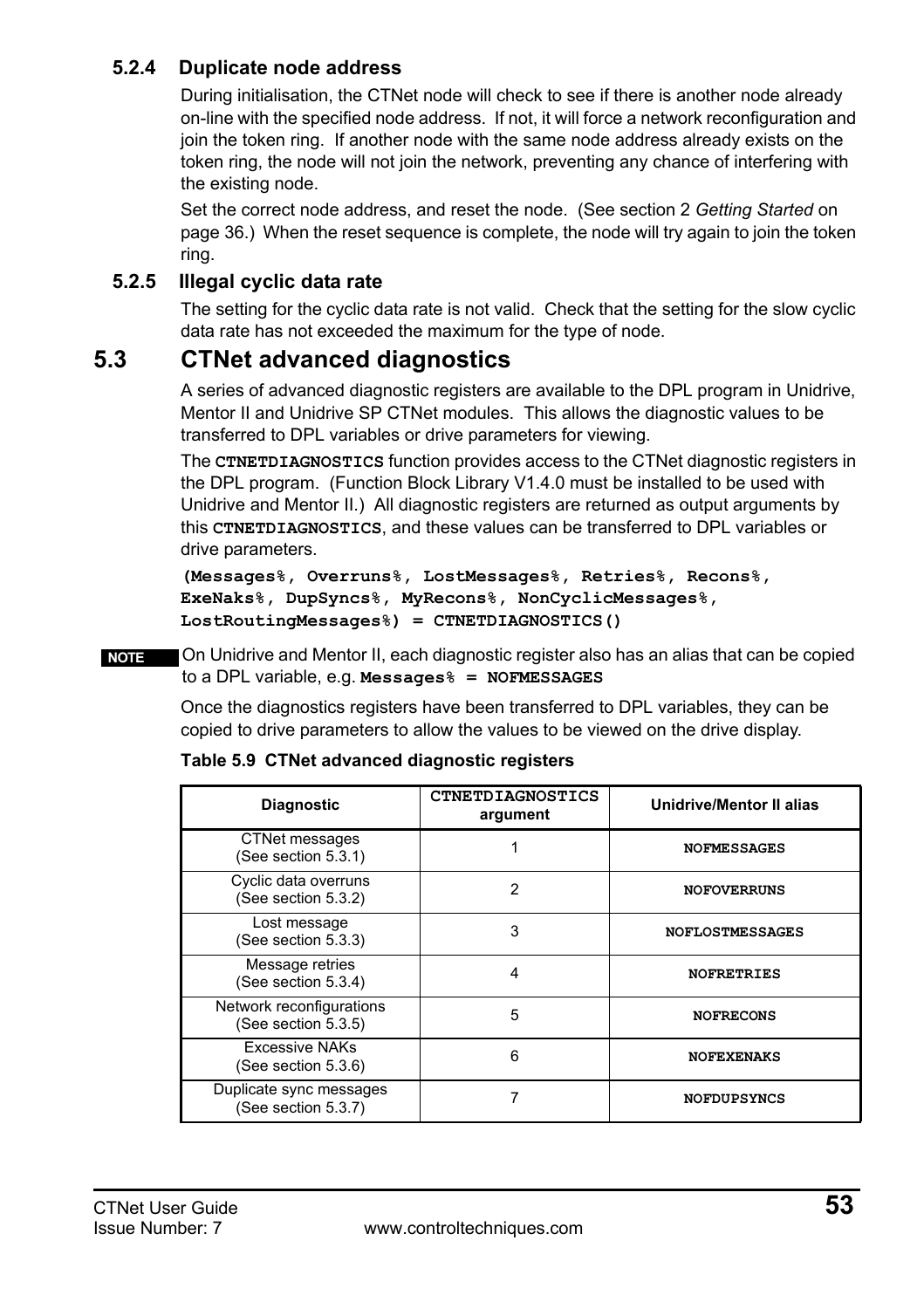### 5.2.4 Duplicate node address

During initialisation, the CTNet node will check to see if there is another node already on-line with the specified node address. If not, it will force a network reconfiguration and join the token ring. If another node with the same node address already exists on the token ring, the node will not join the network, preventing any chance of interfering with the existing node.

Set the correct node address, and reset the node. (See section 2 *Getting Started* on page 36.) When the reset sequence is complete, the node will try again to join the token ring.

### 5.2.5 Illegal cyclic data rate

The setting for the cyclic data rate is not valid. Check that the setting for the slow cyclic data rate has not exceeded the maximum for the type of node.

## 5.3 CTNet advanced diagnostics

A series of advanced diagnostic registers are available to the DPL program in Unidrive, Mentor II and Unidrive SP CTNet modules. This allows the diagnostic values to be transferred to DPL variables or drive parameters for viewing.

The **CTNETDIAGNOSTICS** function provides access to the CTNet diagnostic registers in the DPL program. (Function Block Library V1.4.0 must be installed to be used with Unidrive and Mentor II.) All diagnostic registers are returned as output arguments by this **CTNETDIAGNOSTICS**, and these values can be transferred to DPL variables or drive parameters.

```
(Messages%, Overruns%, LostMessages%, Retries%, Recons%,
ExeNaks%, DupSyncs%, MyRecons%, NonCyclicMessages%,
LostRoutingMessages%) = CTNETDIAGNOSTICS()
```

**NOTE** On Unidrive and Mentor II, each diagnostic register also has an alias that can be copied to a DPL variable, e.g. **Messages% = NOFMESSAGES**

Once the diagnostics registers have been transferred to DPL variables, they can be copied to drive parameters to allow the values to be viewed on the drive display.

**Table 5.9 CTNet advanced diagnostic registers**

| Diagnostic | CTNETDIAGNOSTICS argument | Unidrive/Mentor II alias |
|---|---|---|
| CTNet messages (See section 5.3.1) | 1 | NOFMESSAGES |
| Cyclic data overruns (See section 5.3.2) | 2 | NOFOVERRUNS |
| Lost message (See section 5.3.3) | 3 | NOFLOSTMESSAGES |
| Message retries (See section 5.3.4) | 4 | NOFRETRIES |
| Network reconfigurations (See section 5.3.5) | 5 | NOFRECONS |
| Excessive NAKs (See section 5.3.6) | 6 | NOFEXENAKS |
| Duplicate sync messages (See section 5.3.7) | 7 | NOFDUPSYNCS |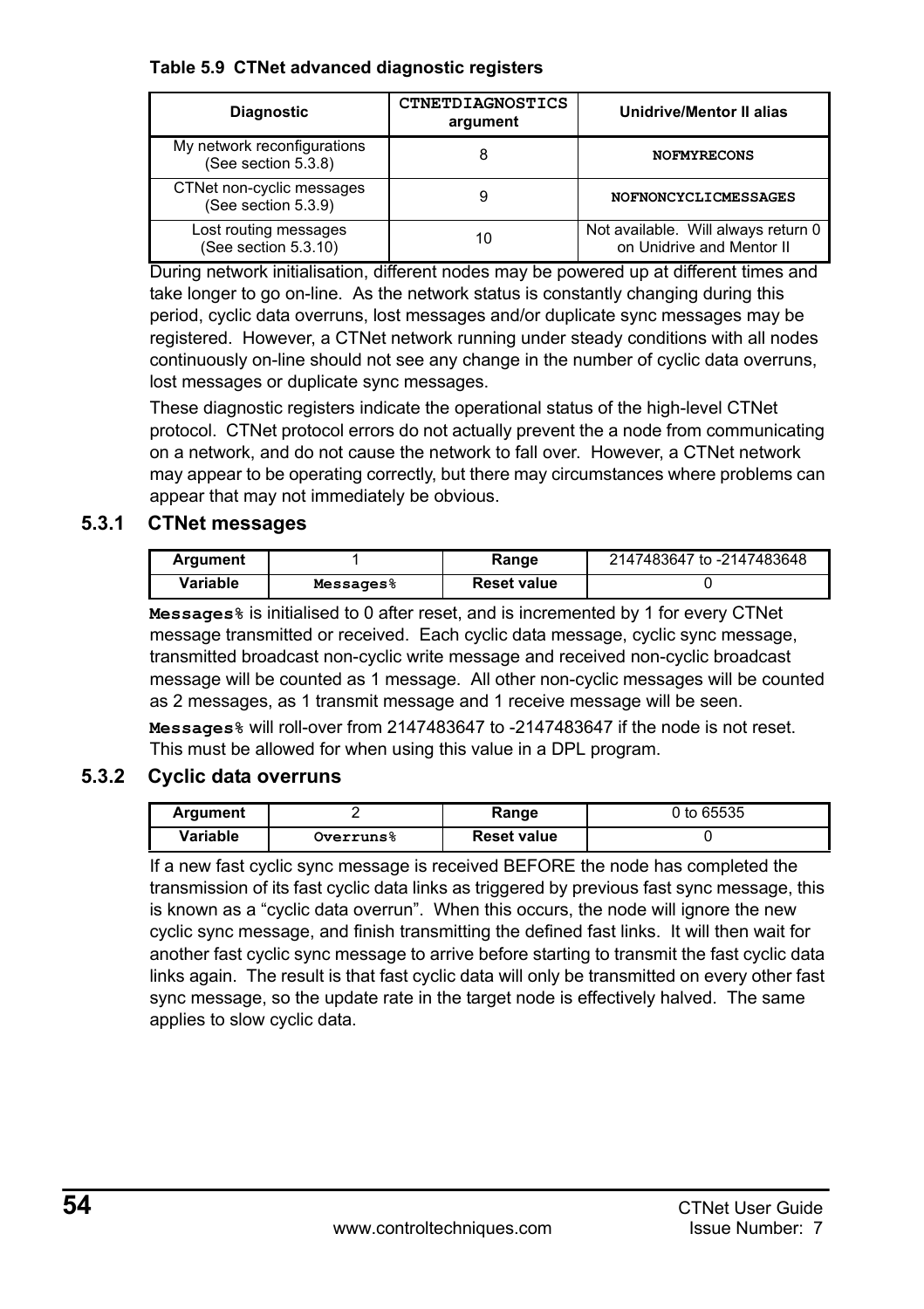**Table 5.9 CTNet advanced diagnostic registers**

| Diagnostic | CTNETDIAGNOSTICS argument | Unidrive/Mentor II alias |
|---|---|---|
| My network reconfigurations (See section 5.3.8) | 8 | NOFMYRECONS |
| CTNet non-cyclic messages (See section 5.3.9) | 9 | NOFNONCYCLICMESSAGES |
| Lost routing messages (See section 5.3.10) | 10 | Not available. Will always return 0 on Unidrive and Mentor II |

During network initialisation, different nodes may be powered up at different times and take longer to go on-line. As the network status is constantly changing during this period, cyclic data overruns, lost messages and/or duplicate sync messages may be registered. However, a CTNet network running under steady conditions with all nodes continuously on-line should not see any change in the number of cyclic data overruns, lost messages or duplicate sync messages.

These diagnostic registers indicate the operational status of the high-level CTNet protocol. CTNet protocol errors do not actually prevent the a node from communicating on a network, and do not cause the network to fall over. However, a CTNet network may appear to be operating correctly, but there may circumstances where problems can appear that may not immediately be obvious.

### 5.3.1 CTNet messages

| Argument | 1 | Range | 2147483647 to -2147483648 |
|---|---|---|---|
| Variable | `Messages%` | Reset value | 0 |

**`Messages%`** is initialised to 0 after reset, and is incremented by 1 for every CTNet message transmitted or received. Each cyclic data message, cyclic sync message, transmitted broadcast non-cyclic write message and received non-cyclic broadcast message will be counted as 1 message. All other non-cyclic messages will be counted as 2 messages, as 1 transmit message and 1 receive message will be seen.

**`Messages%`** will roll-over from 2147483647 to -2147483647 if the node is not reset. This must be allowed for when using this value in a DPL program.

### 5.3.2 Cyclic data overruns

| Argument | 2 | Range | 0 to 65535 |
|---|---|---|---|
| Variable | `Overruns%` | Reset value | 0 |

If a new fast cyclic sync message is received BEFORE the node has completed the transmission of its fast cyclic data links as triggered by previous fast sync message, this is known as a “cyclic data overrun”. When this occurs, the node will ignore the new cyclic sync message, and finish transmitting the defined fast links. It will then wait for another fast cyclic sync message to arrive before starting to transmit the fast cyclic data links again. The result is that fast cyclic data will only be transmitted on every other fast sync message, so the update rate in the target node is effectively halved. The same applies to slow cyclic data.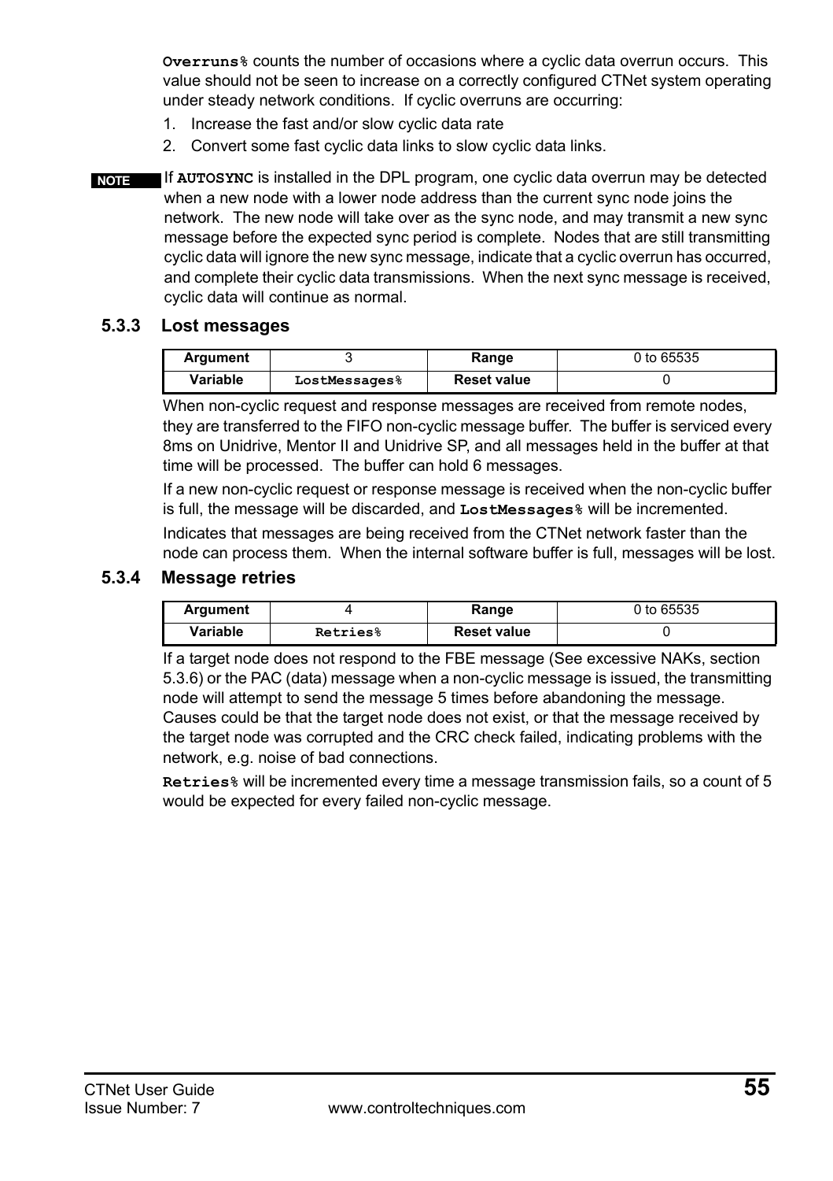**Overruns%** counts the number of occasions where a cyclic data overrun occurs. This value should not be seen to increase on a correctly configured CTNet system operating under steady network conditions. If cyclic overruns are occurring:

1. Increase the fast and/or slow cyclic data rate
2. Convert some fast cyclic data links to slow cyclic data links.

**NOTE** If **AUTOSYNC** is installed in the DPL program, one cyclic data overrun may be detected when a new node with a lower node address than the current sync node joins the network. The new node will take over as the sync node, and may transmit a new sync message before the expected sync period is complete. Nodes that are still transmitting cyclic data will ignore the new sync message, indicate that a cyclic overrun has occurred, and complete their cyclic data transmissions. When the next sync message is received, cyclic data will continue as normal.

### 5.3.3 Lost messages

| Argument | 3 | Range | 0 to 65535 |
|---|---|---|---|
| Variable | LostMessages% | Reset value | 0 |

When non-cyclic request and response messages are received from remote nodes, they are transferred to the FIFO non-cyclic message buffer. The buffer is serviced every 8ms on Unidrive, Mentor II and Unidrive SP, and all messages held in the buffer at that time will be processed. The buffer can hold 6 messages.

If a new non-cyclic request or response message is received when the non-cyclic buffer is full, the message will be discarded, and **LostMessages%** will be incremented.

Indicates that messages are being received from the CTNet network faster than the node can process them. When the internal software buffer is full, messages will be lost.

### 5.3.4 Message retries

| Argument | 4 | Range | 0 to 65535 |
|---|---|---|---|
| Variable | Retries% | Reset value | 0 |

If a target node does not respond to the FBE message (See excessive NAKs, section 5.3.6) or the PAC (data) message when a non-cyclic message is issued, the transmitting node will attempt to send the message 5 times before abandoning the message. Causes could be that the target node does not exist, or that the message received by the target node was corrupted and the CRC check failed, indicating problems with the network, e.g. noise of bad connections.

**Retries%** will be incremented every time a message transmission fails, so a count of 5 would be expected for every failed non-cyclic message.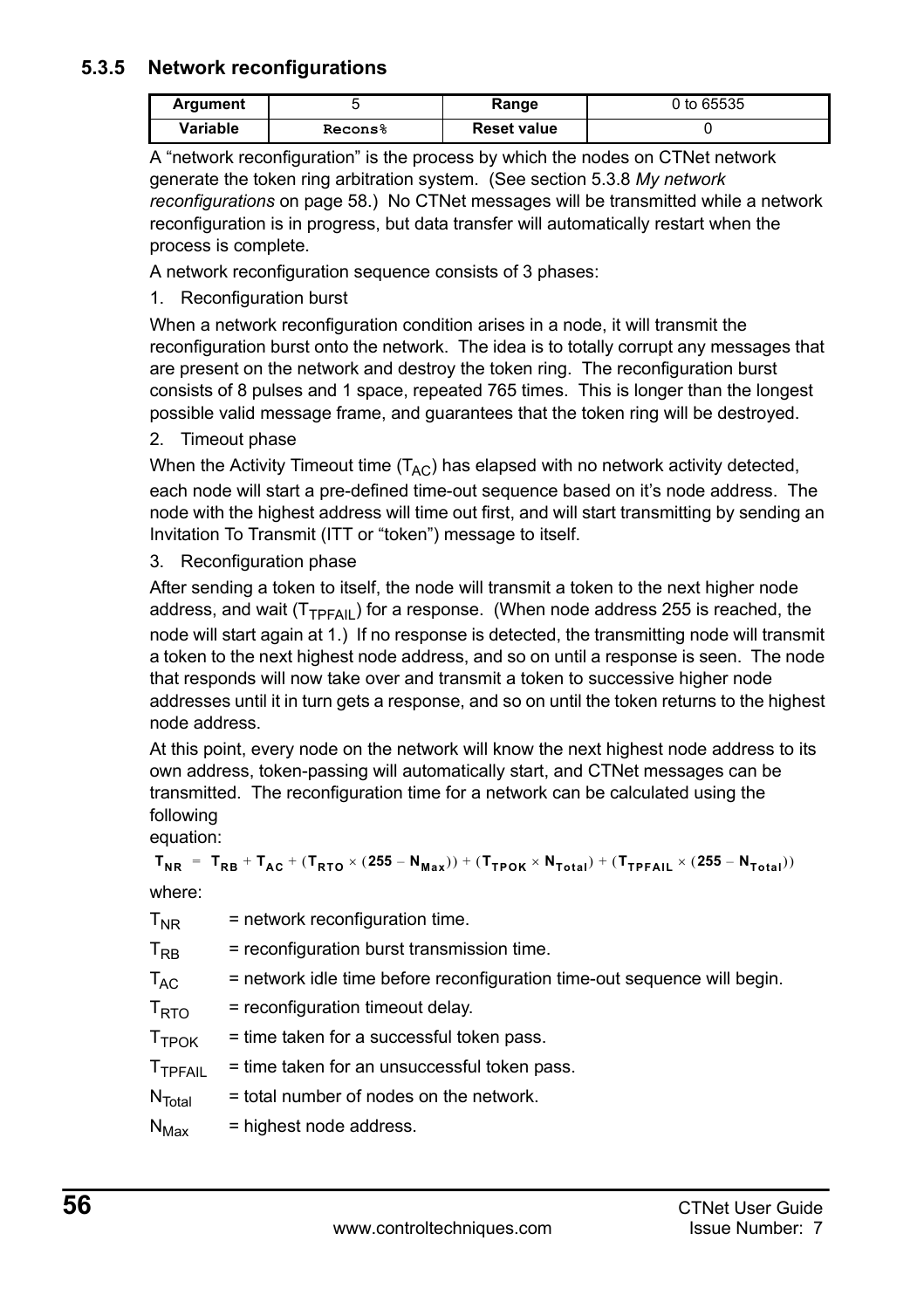### 5.3.5 Network reconfigurations

| Argument | 5 | Range | 0 to 65535 |
|---|---|---|---|
| Variable | `Recons%` | Reset value | 0 |

A "network reconfiguration" is the process by which the nodes on CTNet network generate the token ring arbitration system. (See section 5.3.8 *My network reconfigurations* on page 58.) No CTNet messages will be transmitted while a network reconfiguration is in progress, but data transfer will automatically restart when the process is complete.

A network reconfiguration sequence consists of 3 phases:

1. Reconfiguration burst

When a network reconfiguration condition arises in a node, it will transmit the reconfiguration burst onto the network. The idea is to totally corrupt any messages that are present on the network and destroy the token ring. The reconfiguration burst consists of 8 pulses and 1 space, repeated 765 times. This is longer than the longest possible valid message frame, and guarantees that the token ring will be destroyed.

2. Timeout phase

When the Activity Timeout time ($T_{AC}$) has elapsed with no network activity detected, each node will start a pre-defined time-out sequence based on it's node address. The node with the highest address will time out first, and will start transmitting by sending an Invitation To Transmit (ITT or "token") message to itself.

3. Reconfiguration phase

After sending a token to itself, the node will transmit a token to the next higher node address, and wait ($T_{TPFAIL}$) for a response. (When node address 255 is reached, the node will start again at 1.) If no response is detected, the transmitting node will transmit a token to the next highest node address, and so on until a response is seen. The node that responds will now take over and transmit a token to successive higher node addresses until it in turn gets a response, and so on until the token returns to the highest node address.

At this point, every node on the network will know the next highest node address to its own address, token-passing will automatically start, and CTNet messages can be transmitted. The reconfiguration time for a network can be calculated using the following
equation:

$$T_{NR} = T_{RB} + T_{AC} + (T_{RTO} \times (255 - N_{Max})) + (T_{TPOK} \times N_{Total}) + (T_{TPFAIL} \times (255 - N_{Total}))$$

where:

$T_{NR}$ = network reconfiguration time.

$T_{RB}$ = reconfiguration burst transmission time.

$T_{AC}$ = network idle time before reconfiguration time-out sequence will begin.

$T_{RTO}$ = reconfiguration timeout delay.

$T_{TPOK}$ = time taken for a successful token pass.

$T_{TPFAIL}$ = time taken for an unsuccessful token pass.

$N_{Total}$ = total number of nodes on the network.

$N_{Max}$ = highest node address.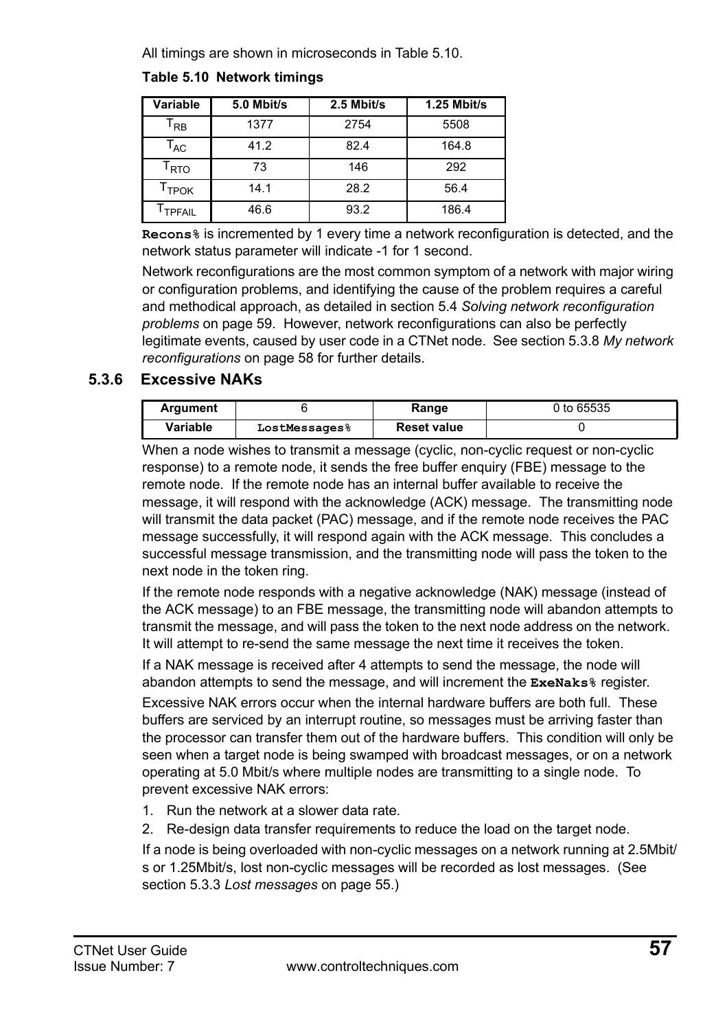All timings are shown in microseconds in Table 5.10.

**Table 5.10 Network timings**

| Variable | 5.0 Mbit/s | 2.5 Mbit/s | 1.25 Mbit/s |
|---|---|---|---|
| $T_{RB}$ | 1377 | 2754 | 5508 |
| $T_{AC}$ | 41.2 | 82.4 | 164.8 |
| $T_{RTO}$ | 73 | 146 | 292 |
| $T_{TPOK}$ | 14.1 | 28.2 | 56.4 |
| $T_{TPFAIL}$ | 46.6 | 93.2 | 186.4 |

**`Recons%`** is incremented by 1 every time a network reconfiguration is detected, and the network status parameter will indicate -1 for 1 second.

Network reconfigurations are the most common symptom of a network with major wiring or configuration problems, and identifying the cause of the problem requires a careful and methodical approach, as detailed in section 5.4 *Solving network reconfiguration problems* on page 59. However, network reconfigurations can also be perfectly legitimate events, caused by user code in a CTNet node. See section 5.3.8 *My network reconfigurations* on page 58 for further details.

### 5.3.6 Excessive NAKs

| Argument | 6 | Range | 0 to 65535 |
|---|---|---|---|
| Variable | `LostMessages%` | Reset value | 0 |

When a node wishes to transmit a message (cyclic, non-cyclic request or non-cyclic response) to a remote node, it sends the free buffer enquiry (FBE) message to the remote node. If the remote node has an internal buffer available to receive the message, it will respond with the acknowledge (ACK) message. The transmitting node will transmit the data packet (PAC) message, and if the remote node receives the PAC message successfully, it will respond again with the ACK message. This concludes a successful message transmission, and the transmitting node will pass the token to the next node in the token ring.

If the remote node responds with a negative acknowledge (NAK) message (instead of the ACK message) to an FBE message, the transmitting node will abandon attempts to transmit the message, and will pass the token to the next node address on the network. It will attempt to re-send the same message the next time it receives the token.

If a NAK message is received after 4 attempts to send the message, the node will abandon attempts to send the message, and will increment the **`ExeNaks%`** register.

Excessive NAK errors occur when the internal hardware buffers are both full. These buffers are serviced by an interrupt routine, so messages must be arriving faster than the processor can transfer them out of the hardware buffers. This condition will only be seen when a target node is being swamped with broadcast messages, or on a network operating at 5.0 Mbit/s where multiple nodes are transmitting to a single node. To prevent excessive NAK errors:

1. Run the network at a slower data rate.
2. Re-design data transfer requirements to reduce the load on the target node.

If a node is being overloaded with non-cyclic messages on a network running at 2.5Mbit/s or 1.25Mbit/s, lost non-cyclic messages will be recorded as lost messages. (See section 5.3.3 *Lost messages* on page 55.)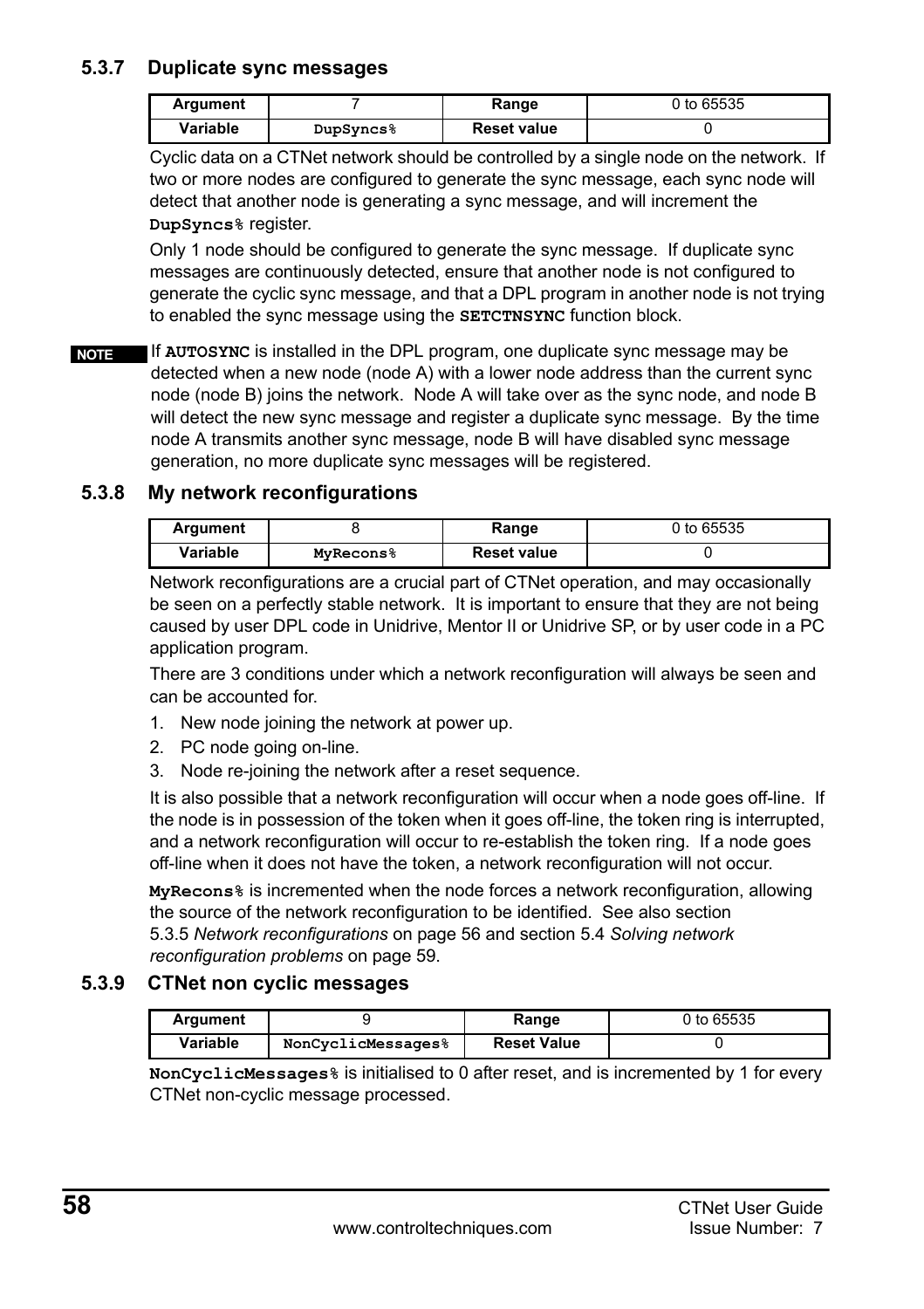### 5.3.7 Duplicate sync messages

| Argument | 7 | Range | 0 to 65535 |
|---|---|---|---|
| Variable | `DupSyncs%` | Reset value | 0 |

Cyclic data on a CTNet network should be controlled by a single node on the network. If two or more nodes are configured to generate the sync message, each sync node will detect that another node is generating a sync message, and will increment the **`DupSyncs%`** register.

Only 1 node should be configured to generate the sync message. If duplicate sync messages are continuously detected, ensure that another node is not configured to generate the cyclic sync message, and that a DPL program in another node is not trying to enabled the sync message using the **`SETCTNSYNC`** function block.

**NOTE** If **`AUTOSYNC`** is installed in the DPL program, one duplicate sync message may be detected when a new node (node A) with a lower node address than the current sync node (node B) joins the network. Node A will take over as the sync node, and node B will detect the new sync message and register a duplicate sync message. By the time node A transmits another sync message, node B will have disabled sync message generation, no more duplicate sync messages will be registered.

### 5.3.8 My network reconfigurations

| Argument | 8 | Range | 0 to 65535 |
|---|---|---|---|
| Variable | `MyRecons%` | Reset value | 0 |

Network reconfigurations are a crucial part of CTNet operation, and may occasionally be seen on a perfectly stable network. It is important to ensure that they are not being caused by user DPL code in Unidrive, Mentor II or Unidrive SP, or by user code in a PC application program.

There are 3 conditions under which a network reconfiguration will always be seen and can be accounted for.

1. New node joining the network at power up.
2. PC node going on-line.
3. Node re-joining the network after a reset sequence.

It is also possible that a network reconfiguration will occur when a node goes off-line. If the node is in possession of the token when it goes off-line, the token ring is interrupted, and a network reconfiguration will occur to re-establish the token ring. If a node goes off-line when it does not have the token, a network reconfiguration will not occur.

**`MyRecons%`** is incremented when the node forces a network reconfiguration, allowing the source of the network reconfiguration to be identified. See also section 5.3.5 *Network reconfigurations* on page 56 and section 5.4 *Solving network reconfiguration problems* on page 59.

### 5.3.9 CTNet non cyclic messages

| Argument | 9 | Range | 0 to 65535 |
|---|---|---|---|
| Variable | `NonCyclicMessages%` | Reset Value | 0 |

**`NonCyclicMessages%`** is initialised to 0 after reset, and is incremented by 1 for every CTNet non-cyclic message processed.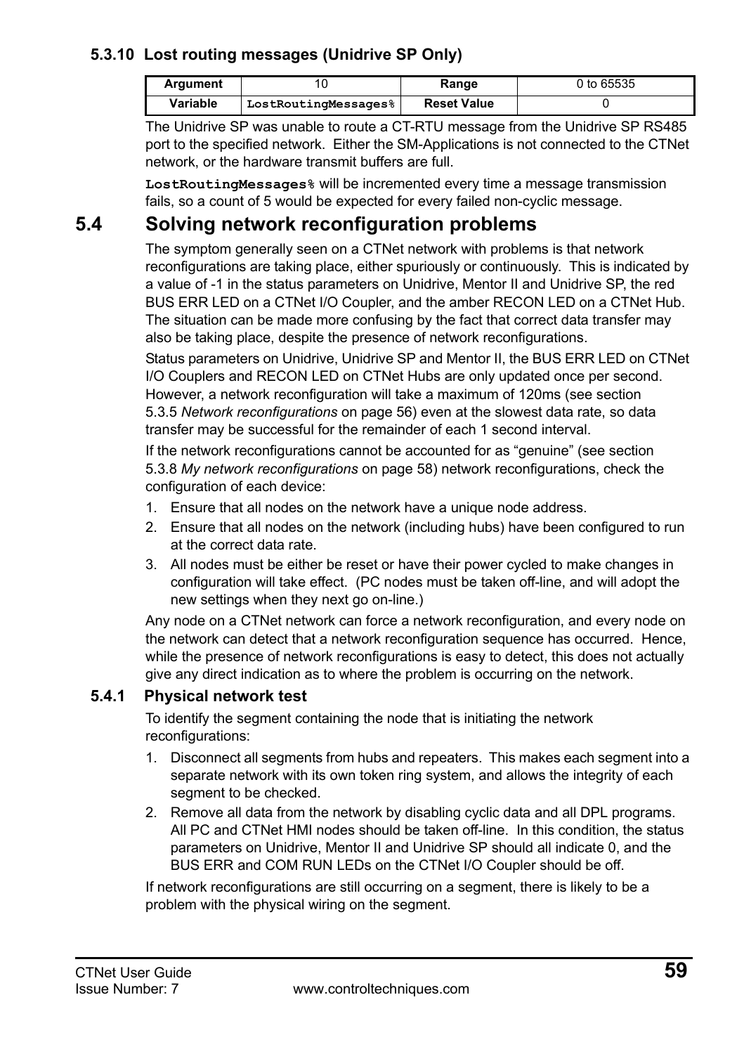### 5.3.10 Lost routing messages (Unidrive SP Only)

| Argument | 10 | Range | 0 to 65535 |
|---|---|---|---|
| Variable | `LostRoutingMessages%` | Reset Value | 0 |

The Unidrive SP was unable to route a CT-RTU message from the Unidrive SP RS485 port to the specified network. Either the SM-Applications is not connected to the CTNet network, or the hardware transmit buffers are full.

**`LostRoutingMessages%`** will be incremented every time a message transmission fails, so a count of 5 would be expected for every failed non-cyclic message.

## 5.4 Solving network reconfiguration problems

The symptom generally seen on a CTNet network with problems is that network reconfigurations are taking place, either spuriously or continuously. This is indicated by a value of -1 in the status parameters on Unidrive, Mentor II and Unidrive SP, the red BUS ERR LED on a CTNet I/O Coupler, and the amber RECON LED on a CTNet Hub. The situation can be made more confusing by the fact that correct data transfer may also be taking place, despite the presence of network reconfigurations.

Status parameters on Unidrive, Unidrive SP and Mentor II, the BUS ERR LED on CTNet I/O Couplers and RECON LED on CTNet Hubs are only updated once per second. However, a network reconfiguration will take a maximum of 120ms (see section 5.3.5 *Network reconfigurations* on page 56) even at the slowest data rate, so data transfer may be successful for the remainder of each 1 second interval.

If the network reconfigurations cannot be accounted for as “genuine” (see section 5.3.8 *My network reconfigurations* on page 58) network reconfigurations, check the configuration of each device:

1. Ensure that all nodes on the network have a unique node address.
2. Ensure that all nodes on the network (including hubs) have been configured to run at the correct data rate.
3. All nodes must be either be reset or have their power cycled to make changes in configuration will take effect. (PC nodes must be taken off-line, and will adopt the new settings when they next go on-line.)

Any node on a CTNet network can force a network reconfiguration, and every node on the network can detect that a network reconfiguration sequence has occurred. Hence, while the presence of network reconfigurations is easy to detect, this does not actually give any direct indication as to where the problem is occurring on the network.

### 5.4.1 Physical network test

To identify the segment containing the node that is initiating the network reconfigurations:

1. Disconnect all segments from hubs and repeaters. This makes each segment into a separate network with its own token ring system, and allows the integrity of each segment to be checked.
2. Remove all data from the network by disabling cyclic data and all DPL programs. All PC and CTNet HMI nodes should be taken off-line. In this condition, the status parameters on Unidrive, Mentor II and Unidrive SP should all indicate 0, and the BUS ERR and COM RUN LEDs on the CTNet I/O Coupler should be off.

If network reconfigurations are still occurring on a segment, there is likely to be a problem with the physical wiring on the segment.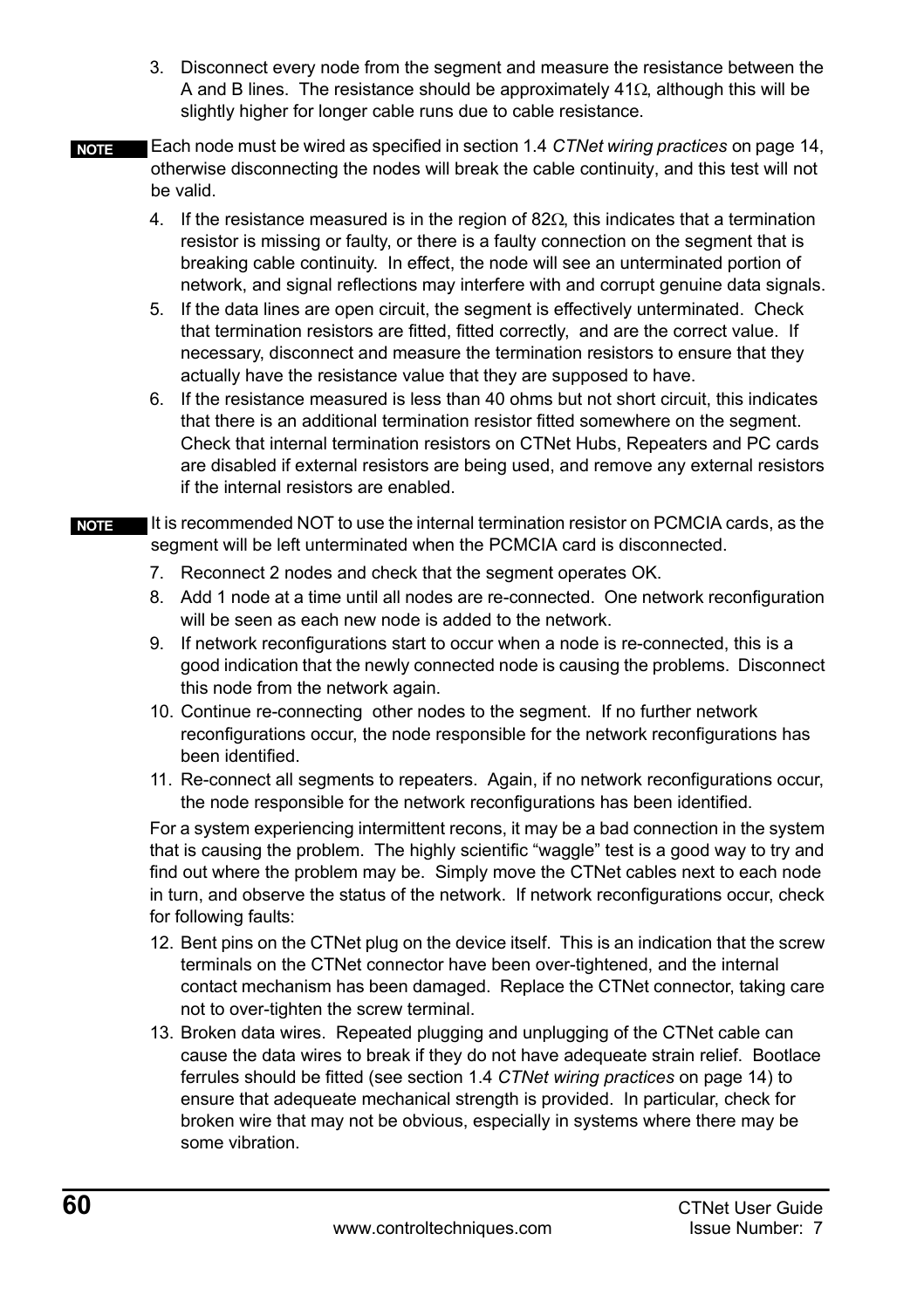3. Disconnect every node from the segment and measure the resistance between the A and B lines. The resistance should be approximately 41Ω, although this will be slightly higher for longer cable runs due to cable resistance.

**NOTE** Each node must be wired as specified in section 1.4 *CTNet wiring practices* on page 14, otherwise disconnecting the nodes will break the cable continuity, and this test will not be valid.

4. If the resistance measured is in the region of 82Ω, this indicates that a termination resistor is missing or faulty, or there is a faulty connection on the segment that is breaking cable continuity. In effect, the node will see an unterminated portion of network, and signal reflections may interfere with and corrupt genuine data signals.
5. If the data lines are open circuit, the segment is effectively unterminated. Check that termination resistors are fitted, fitted correctly, and are the correct value. If necessary, disconnect and measure the termination resistors to ensure that they actually have the resistance value that they are supposed to have.
6. If the resistance measured is less than 40 ohms but not short circuit, this indicates that there is an additional termination resistor fitted somewhere on the segment. Check that internal termination resistors on CTNet Hubs, Repeaters and PC cards are disabled if external resistors are being used, and remove any external resistors if the internal resistors are enabled.

**NOTE** It is recommended NOT to use the internal termination resistor on PCMCIA cards, as the segment will be left unterminated when the PCMCIA card is disconnected.

7. Reconnect 2 nodes and check that the segment operates OK.
8. Add 1 node at a time until all nodes are re-connected. One network reconfiguration will be seen as each new node is added to the network.
9. If network reconfigurations start to occur when a node is re-connected, this is a good indication that the newly connected node is causing the problems. Disconnect this node from the network again.
10. Continue re-connecting other nodes to the segment. If no further network reconfigurations occur, the node responsible for the network reconfigurations has been identified.
11. Re-connect all segments to repeaters. Again, if no network reconfigurations occur, the node responsible for the network reconfigurations has been identified.

For a system experiencing intermittent recons, it may be a bad connection in the system that is causing the problem. The highly scientific “waggle” test is a good way to try and find out where the problem may be. Simply move the CTNet cables next to each node in turn, and observe the status of the network. If network reconfigurations occur, check for following faults:

12. Bent pins on the CTNet plug on the device itself. This is an indication that the screw terminals on the CTNet connector have been over-tightened, and the internal contact mechanism has been damaged. Replace the CTNet connector, taking care not to over-tighten the screw terminal.
13. Broken data wires. Repeated plugging and unplugging of the CTNet cable can cause the data wires to break if they do not have adequeate strain relief. Bootlace ferrules should be fitted (see section 1.4 *CTNet wiring practices* on page 14) to ensure that adequeate mechanical strength is provided. In particular, check for broken wire that may not be obvious, especially in systems where there may be some vibration.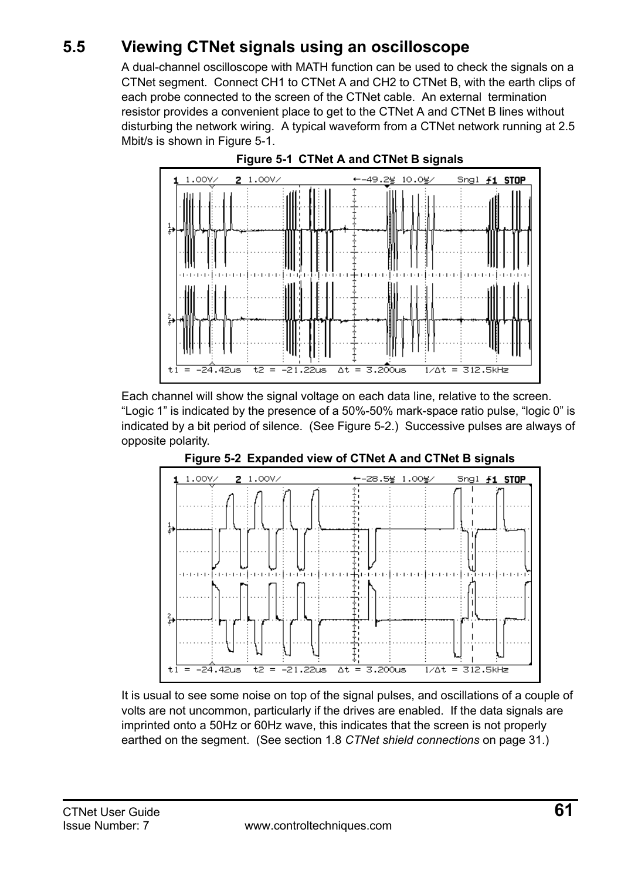## 5.5 Viewing CTNet signals using an oscilloscope

A dual-channel oscilloscope with MATH function can be used to check the signals on a CTNet segment. Connect CH1 to CTNet A and CH2 to CTNet B, with the earth clips of each probe connected to the screen of the CTNet cable. An external termination resistor provides a convenient place to get to the CTNet A and CTNet B lines without disturbing the network wiring. A typical waveform from a CTNet network running at 2.5 Mbit/s is shown in Figure 5-1.

**Figure 5-1 CTNet A and CTNet B signals**

Each channel will show the signal voltage on each data line, relative to the screen. “Logic 1” is indicated by the presence of a 50%-50% mark-space ratio pulse, “logic 0” is indicated by a bit period of silence. (See Figure 5-2.) Successive pulses are always of opposite polarity.

**Figure 5-2 Expanded view of CTNet A and CTNet B signals**

It is usual to see some noise on top of the signal pulses, and oscillations of a couple of volts are not uncommon, particularly if the drives are enabled. If the data signals are imprinted onto a 50Hz or 60Hz wave, this indicates that the screen is not properly earthed on the segment. (See section 1.8 *CTNet shield connections* on page 31.)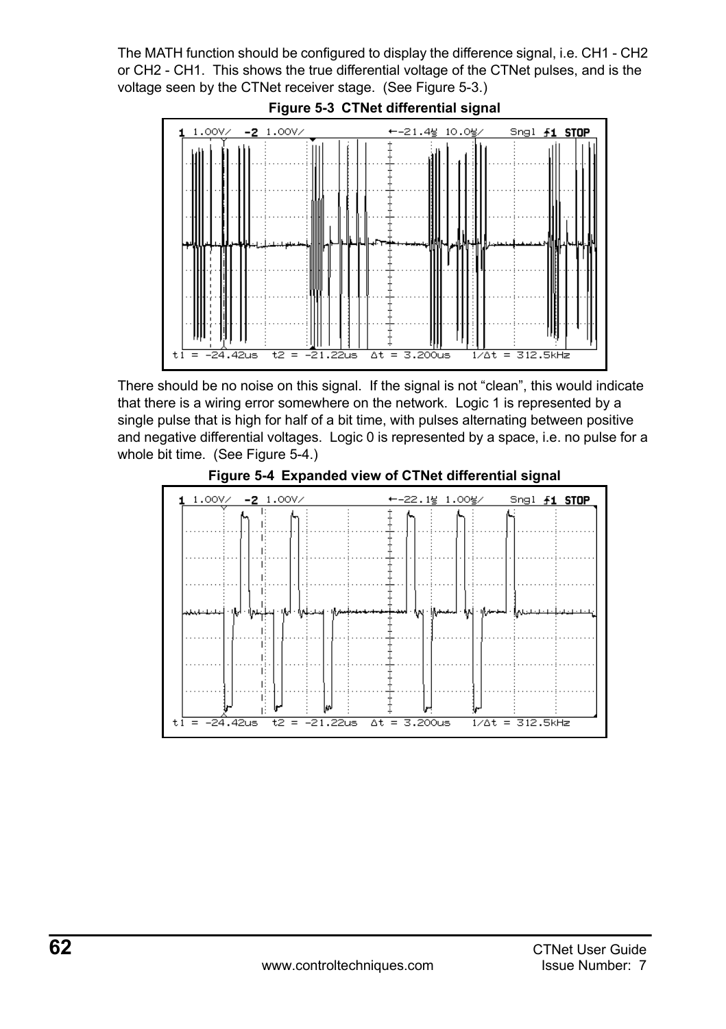The MATH function should be configured to display the difference signal, i.e. CH1 - CH2 or CH2 - CH1. This shows the true differential voltage of the CTNet pulses, and is the voltage seen by the CTNet receiver stage. (See Figure 5-3.)

**Figure 5-3 CTNet differential signal**

There should be no noise on this signal. If the signal is not “clean”, this would indicate that there is a wiring error somewhere on the network. Logic 1 is represented by a single pulse that is high for half of a bit time, with pulses alternating between positive and negative differential voltages. Logic 0 is represented by a space, i.e. no pulse for a whole bit time. (See Figure 5-4.)

**Figure 5-4 Expanded view of CTNet differential signal**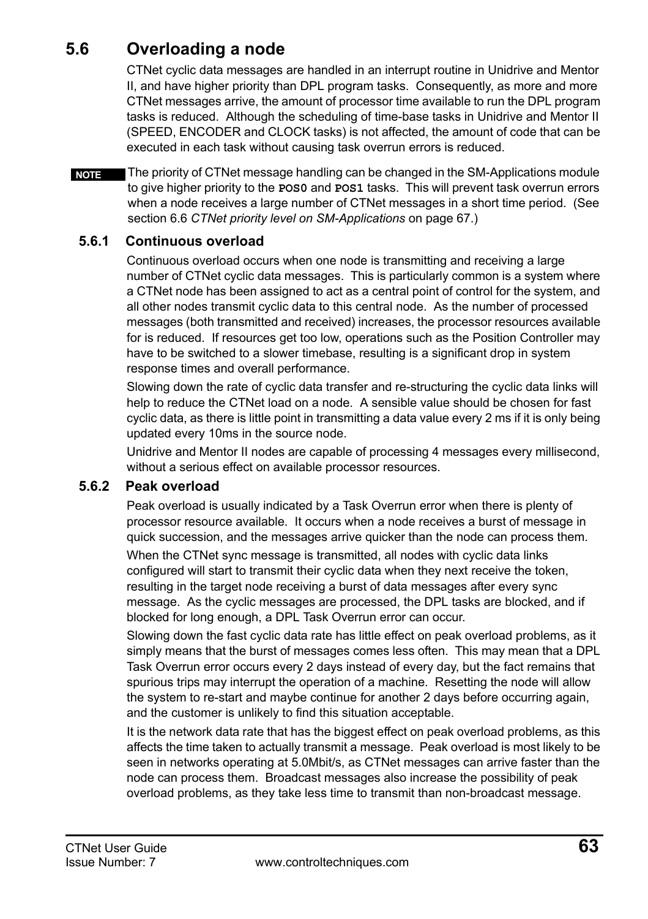## 5.6 Overloading a node

CTNet cyclic data messages are handled in an interrupt routine in Unidrive and Mentor II, and have higher priority than DPL program tasks. Consequently, as more and more CTNet messages arrive, the amount of processor time available to run the DPL program tasks is reduced. Although the scheduling of time-base tasks in Unidrive and Mentor II (SPEED, ENCODER and CLOCK tasks) is not affected, the amount of code that can be executed in each task without causing task overrun errors is reduced.

**NOTE** The priority of CTNet message handling can be changed in the SM-Applications module to give higher priority to the **POS0** and **POS1** tasks. This will prevent task overrun errors when a node receives a large number of CTNet messages in a short time period. (See section 6.6 *CTNet priority level on SM-Applications* on page 67.)

### 5.6.1 Continuous overload

Continuous overload occurs when one node is transmitting and receiving a large number of CTNet cyclic data messages. This is particularly common is a system where a CTNet node has been assigned to act as a central point of control for the system, and all other nodes transmit cyclic data to this central node. As the number of processed messages (both transmitted and received) increases, the processor resources available for is reduced. If resources get too low, operations such as the Position Controller may have to be switched to a slower timebase, resulting is a significant drop in system response times and overall performance.

Slowing down the rate of cyclic data transfer and re-structuring the cyclic data links will help to reduce the CTNet load on a node. A sensible value should be chosen for fast cyclic data, as there is little point in transmitting a data value every 2 ms if it is only being updated every 10ms in the source node.

Unidrive and Mentor II nodes are capable of processing 4 messages every millisecond, without a serious effect on available processor resources.

### 5.6.2 Peak overload

Peak overload is usually indicated by a Task Overrun error when there is plenty of processor resource available. It occurs when a node receives a burst of message in quick succession, and the messages arrive quicker than the node can process them.

When the CTNet sync message is transmitted, all nodes with cyclic data links configured will start to transmit their cyclic data when they next receive the token, resulting in the target node receiving a burst of data messages after every sync message. As the cyclic messages are processed, the DPL tasks are blocked, and if blocked for long enough, a DPL Task Overrun error can occur.

Slowing down the fast cyclic data rate has little effect on peak overload problems, as it simply means that the burst of messages comes less often. This may mean that a DPL Task Overrun error occurs every 2 days instead of every day, but the fact remains that spurious trips may interrupt the operation of a machine. Resetting the node will allow the system to re-start and maybe continue for another 2 days before occurring again, and the customer is unlikely to find this situation acceptable.

It is the network data rate that has the biggest effect on peak overload problems, as this affects the time taken to actually transmit a message. Peak overload is most likely to be seen in networks operating at 5.0Mbit/s, as CTNet messages can arrive faster than the node can process them. Broadcast messages also increase the possibility of peak overload problems, as they take less time to transmit than non-broadcast message.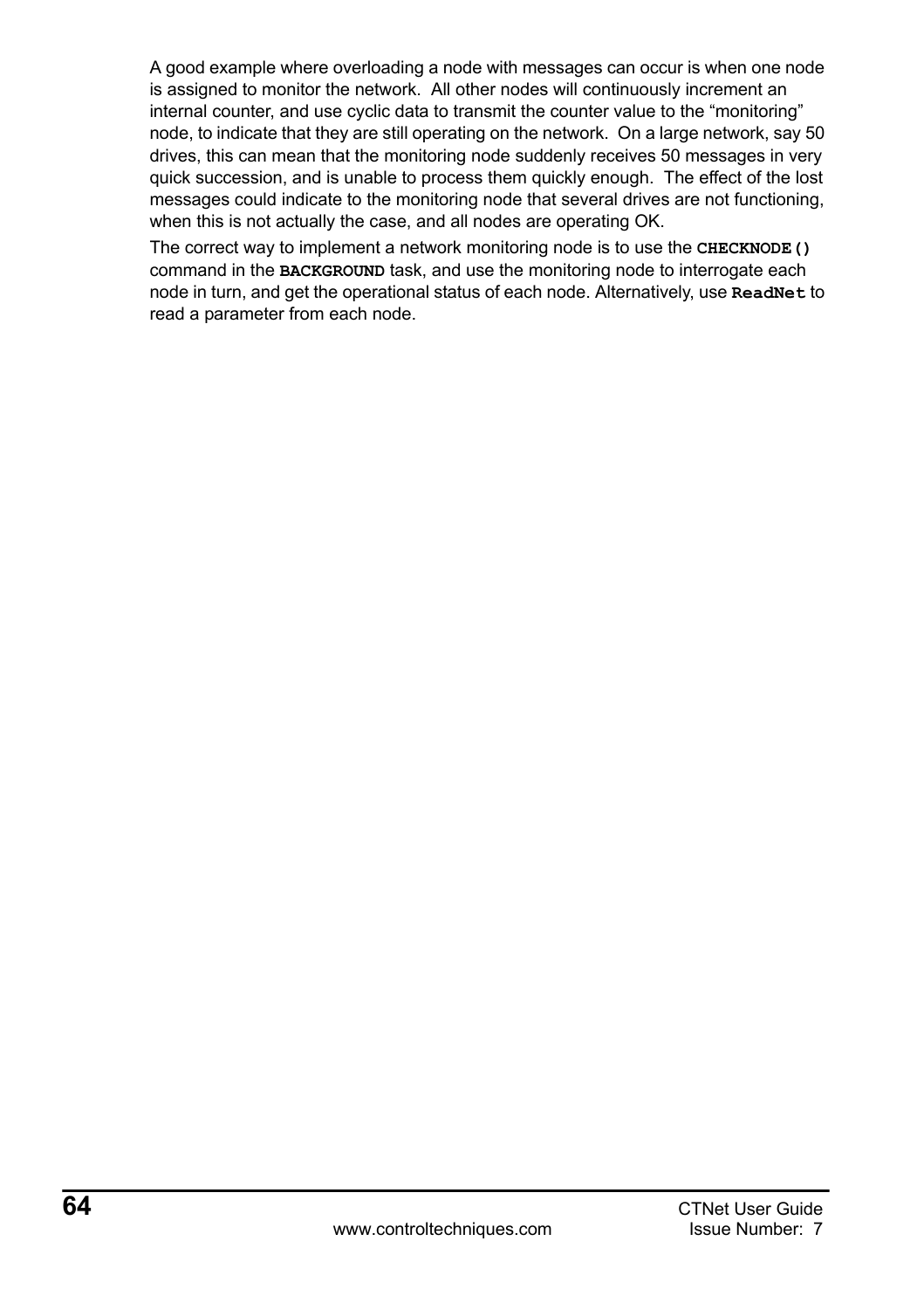A good example where overloading a node with messages can occur is when one node is assigned to monitor the network. All other nodes will continuously increment an internal counter, and use cyclic data to transmit the counter value to the “monitoring” node, to indicate that they are still operating on the network. On a large network, say 50 drives, this can mean that the monitoring node suddenly receives 50 messages in very quick succession, and is unable to process them quickly enough. The effect of the lost messages could indicate to the monitoring node that several drives are not functioning, when this is not actually the case, and all nodes are operating OK.

The correct way to implement a network monitoring node is to use the **`CHECKNODE()`** command in the **`BACKGROUND`** task, and use the monitoring node to interrogate each node in turn, and get the operational status of each node. Alternatively, use **`ReadNet`** to read a parameter from each node.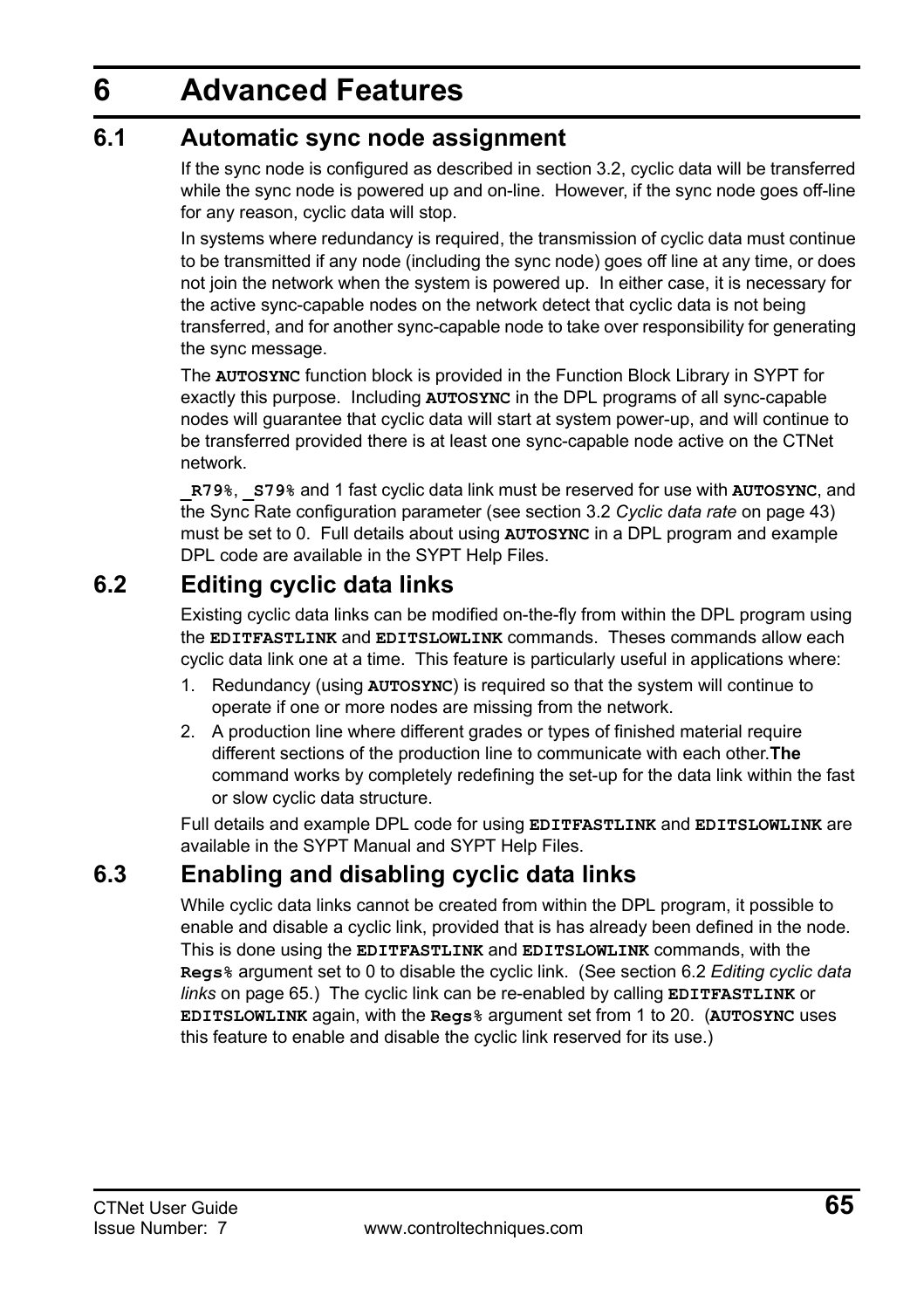# 6 Advanced Features

## 6.1 Automatic sync node assignment

If the sync node is configured as described in section 3.2, cyclic data will be transferred while the sync node is powered up and on-line. However, if the sync node goes off-line for any reason, cyclic data will stop.

In systems where redundancy is required, the transmission of cyclic data must continue to be transmitted if any node (including the sync node) goes off line at any time, or does not join the network when the system is powered up. In either case, it is necessary for the active sync-capable nodes on the network detect that cyclic data is not being transferred, and for another sync-capable node to take over responsibility for generating the sync message.

The **AUTOSYNC** function block is provided in the Function Block Library in SYPT for exactly this purpose. Including **AUTOSYNC** in the DPL programs of all sync-capable nodes will guarantee that cyclic data will start at system power-up, and will continue to be transferred provided there is at least one sync-capable node active on the CTNet network.

**_R79%**, **_S79%** and 1 fast cyclic data link must be reserved for use with **AUTOSYNC**, and the Sync Rate configuration parameter (see section 3.2 *Cyclic data rate* on page 43) must be set to 0. Full details about using **AUTOSYNC** in a DPL program and example DPL code are available in the SYPT Help Files.

## 6.2 Editing cyclic data links

Existing cyclic data links can be modified on-the-fly from within the DPL program using the **EDITFASTLINK** and **EDITSLOWLINK** commands. Theses commands allow each cyclic data link one at a time. This feature is particularly useful in applications where:

1. Redundancy (using **AUTOSYNC**) is required so that the system will continue to operate if one or more nodes are missing from the network.
2. A production line where different grades or types of finished material require different sections of the production line to communicate with each other.**The** command works by completely redefining the set-up for the data link within the fast or slow cyclic data structure.

Full details and example DPL code for using **EDITFASTLINK** and **EDITSLOWLINK** are available in the SYPT Manual and SYPT Help Files.

## 6.3 Enabling and disabling cyclic data links

While cyclic data links cannot be created from within the DPL program, it possible to enable and disable a cyclic link, provided that is has already been defined in the node. This is done using the **EDITFASTLINK** and **EDITSLOWLINK** commands, with the **Regs%** argument set to 0 to disable the cyclic link. (See section 6.2 *Editing cyclic data links* on page 65.) The cyclic link can be re-enabled by calling **EDITFASTLINK** or **EDITSLOWLINK** again, with the **Regs%** argument set from 1 to 20. (**AUTOSYNC** uses this feature to enable and disable the cyclic link reserved for its use.)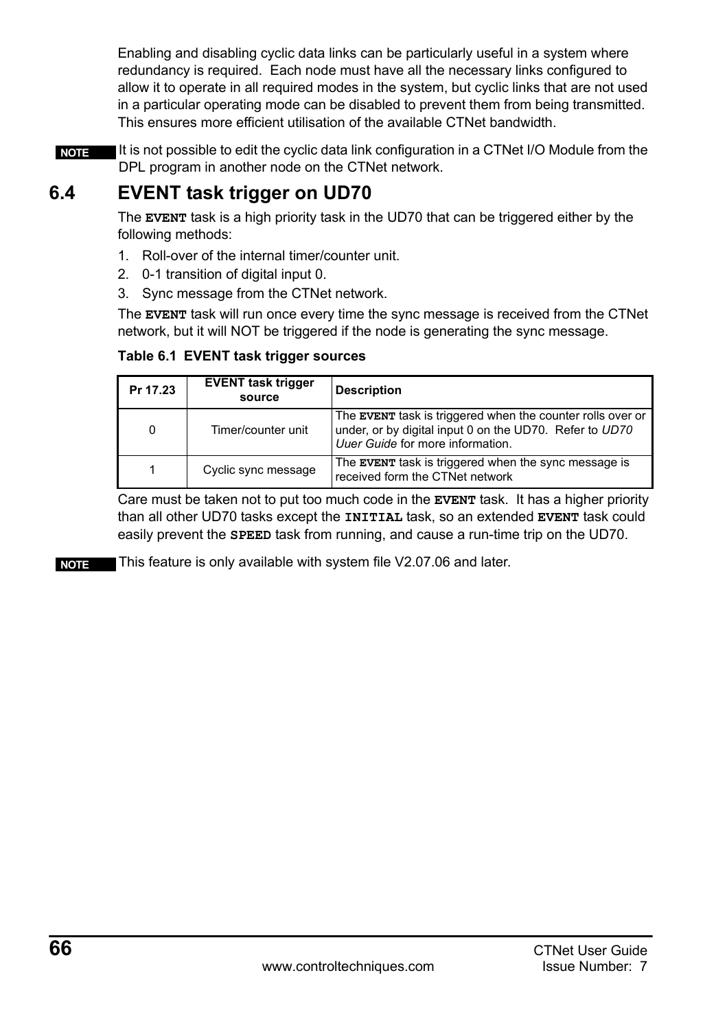Enabling and disabling cyclic data links can be particularly useful in a system where redundancy is required. Each node must have all the necessary links configured to allow it to operate in all required modes in the system, but cyclic links that are not used in a particular operating mode can be disabled to prevent them from being transmitted. This ensures more efficient utilisation of the available CTNet bandwidth.

**NOTE** It is not possible to edit the cyclic data link configuration in a CTNet I/O Module from the DPL program in another node on the CTNet network.

## 6.4 EVENT task trigger on UD70

The **EVENT** task is a high priority task in the UD70 that can be triggered either by the following methods:

1. Roll-over of the internal timer/counter unit.
2. 0-1 transition of digital input 0.
3. Sync message from the CTNet network.

The **EVENT** task will run once every time the sync message is received from the CTNet network, but it will NOT be triggered if the node is generating the sync message.

**Table 6.1 EVENT task trigger sources**

| Pr 17.23 | EVENT task trigger source | Description |
|---|---|---|
| 0 | Timer/counter unit | The **EVENT** task is triggered when the counter rolls over or under, or by digital input 0 on the UD70. Refer to *UD70 Uuer Guide* for more information. |
| 1 | Cyclic sync message | The **EVENT** task is triggered when the sync message is received form the CTNet network |

Care must be taken not to put too much code in the **EVENT** task. It has a higher priority than all other UD70 tasks except the **INITIAL** task, so an extended **EVENT** task could easily prevent the **SPEED** task from running, and cause a run-time trip on the UD70.

**NOTE** This feature is only available with system file V2.07.06 and later.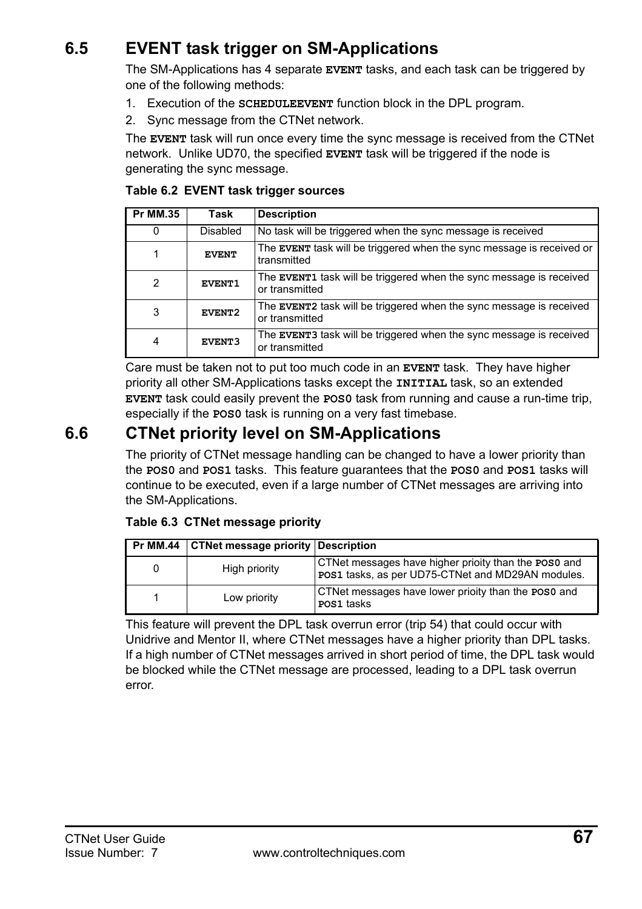## 6.5 EVENT task trigger on SM-Applications

The SM-Applications has 4 separate **EVENT** tasks, and each task can be triggered by one of the following methods:

1. Execution of the **SCHEDULEEVENT** function block in the DPL program.
2. Sync message from the CTNet network.

The **EVENT** task will run once every time the sync message is received from the CTNet network. Unlike UD70, the specified **EVENT** task will be triggered if the node is generating the sync message.

**Table 6.2 EVENT task trigger sources**

| Pr MM.35 | Task | Description |
|---|---|---|
| 0 | Disabled | No task will be triggered when the sync message is received |
| 1 | **EVENT** | The **EVENT** task will be triggered when the sync message is received or transmitted |
| 2 | **EVENT1** | The **EVENT1** task will be triggered when the sync message is received or transmitted |
| 3 | **EVENT2** | The **EVENT2** task will be triggered when the sync message is received or transmitted |
| 4 | **EVENT3** | The **EVENT3** task will be triggered when the sync message is received or transmitted |

Care must be taken not to put too much code in an **EVENT** task. They have higher priority all other SM-Applications tasks except the **INITIAL** task, so an extended **EVENT** task could easily prevent the **POS0** task from running and cause a run-time trip, especially if the **POS0** task is running on a very fast timebase.

## 6.6 CTNet priority level on SM-Applications

The priority of CTNet message handling can be changed to have a lower priority than the **POS0** and **POS1** tasks. This feature guarantees that the **POS0** and **POS1** tasks will continue to be executed, even if a large number of CTNet messages are arriving into the SM-Applications.

**Table 6.3 CTNet message priority**

| Pr MM.44 | CTNet message priority | Description |
|---|---|---|
| 0 | High priority | CTNet messages have higher prioity than the **POS0** and **POS1** tasks, as per UD75-CTNet and MD29AN modules. |
| 1 | Low priority | CTNet messages have lower prioity than the **POS0** and **POS1** tasks |

This feature will prevent the DPL task overrun error (trip 54) that could occur with Unidrive and Mentor II, where CTNet messages have a higher priority than DPL tasks. If a high number of CTNet messages arrived in short period of time, the DPL task would be blocked while the CTNet message are processed, leading to a DPL task overrun error.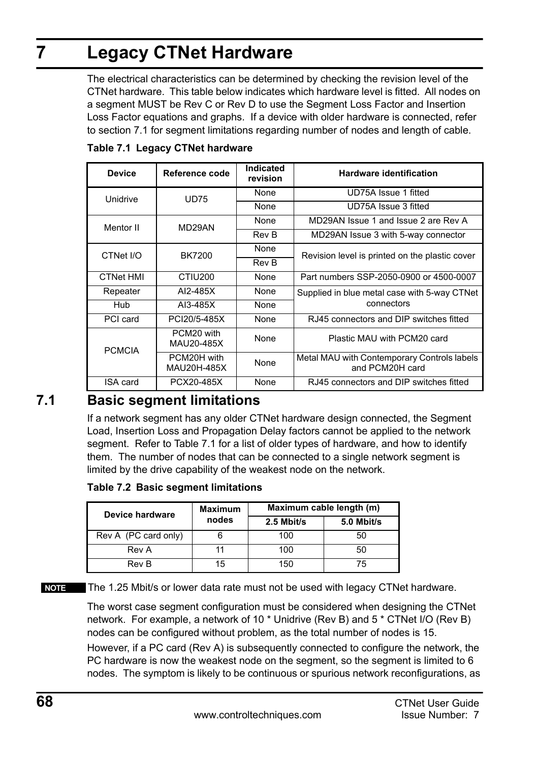# 7 Legacy CTNet Hardware

The electrical characteristics can be determined by checking the revision level of the CTNet hardware. This table below indicates which hardware level is fitted. All nodes on a segment MUST be Rev C or Rev D to use the Segment Loss Factor and Insertion Loss Factor equations and graphs. If a device with older hardware is connected, refer to section 7.1 for segment limitations regarding number of nodes and length of cable.

**Table 7.1 Legacy CTNet hardware**

| Device | Reference code | Indicated revision | Hardware identification |
|---|---|---|---|
| Unidrive | UD75 | None | UD75A Issue 1 fitted |
| | | None | UD75A Issue 3 fitted |
| Mentor II | MD29AN | None | MD29AN Issue 1 and Issue 2 are Rev A |
| | | Rev B | MD29AN Issue 3 with 5-way connector |
| CTNet I/O | BK7200 | None | Revision level is printed on the plastic cover |
| | | Rev B | |
| CTNet HMI | CTIU200 | None | Part numbers SSP-2050-0900 or 4500-0007 |
| Repeater | AI2-485X | None | Supplied in blue metal case with 5-way CTNet connectors |
| Hub | AI3-485X | None | |
| PCI card | PCI20/5-485X | None | RJ45 connectors and DIP switches fitted |
| PCMCIA | PCM20 with MAU20-485X | None | Plastic MAU with PCM20 card |
| | PCM20H with MAU20H-485X | None | Metal MAU with Contemporary Controls labels and PCM20H card |
| ISA card | PCX20-485X | None | RJ45 connectors and DIP switches fitted |

## 7.1 Basic segment limitations

If a network segment has any older CTNet hardware design connected, the Segment Load, Insertion Loss and Propagation Delay factors cannot be applied to the network segment. Refer to Table 7.1 for a list of older types of hardware, and how to identify them. The number of nodes that can be connected to a single network segment is limited by the drive capability of the weakest node on the network.

**Table 7.2 Basic segment limitations**

| Device hardware | Maximum nodes | Maximum cable length (m) | |
|---|---|---|---|
| | | 2.5 Mbit/s | 5.0 Mbit/s |
| Rev A (PC card only) | 6 | 100 | 50 |
| Rev A | 11 | 100 | 50 |
| Rev B | 15 | 150 | 75 |

**NOTE** The 1.25 Mbit/s or lower data rate must not be used with legacy CTNet hardware.

The worst case segment configuration must be considered when designing the CTNet network. For example, a network of 10 * Unidrive (Rev B) and 5 * CTNet I/O (Rev B) nodes can be configured without problem, as the total number of nodes is 15.

However, if a PC card (Rev A) is subsequently connected to configure the network, the PC hardware is now the weakest node on the segment, so the segment is limited to 6 nodes. The symptom is likely to be continuous or spurious network reconfigurations, as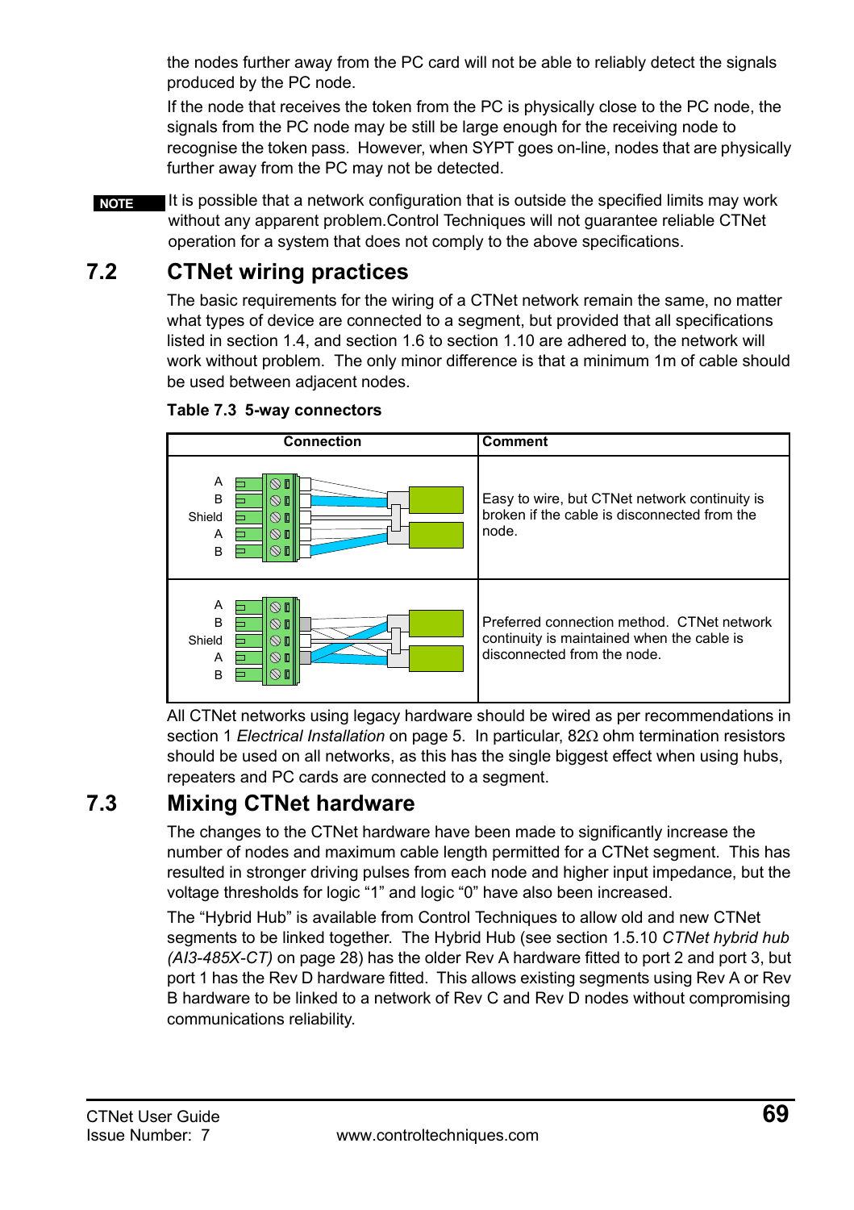the nodes further away from the PC card will not be able to reliably detect the signals produced by the PC node.

If the node that receives the token from the PC is physically close to the PC node, the signals from the PC node may be still be large enough for the receiving node to recognise the token pass. However, when SYPT goes on-line, nodes that are physically further away from the PC may not be detected.

**NOTE** It is possible that a network configuration that is outside the specified limits may work without any apparent problem.Control Techniques will not guarantee reliable CTNet operation for a system that does not comply to the above specifications.

## 7.2 CTNet wiring practices

The basic requirements for the wiring of a CTNet network remain the same, no matter what types of device are connected to a segment, but provided that all specifications listed in section 1.4, and section 1.6 to section 1.10 are adhered to, the network will work without problem. The only minor difference is that a minimum 1m of cable should be used between adjacent nodes.

**Table 7.3 5-way connectors**

| Connection | Comment |
|---|---|
| A, B, Shield, A, B | Easy to wire, but CTNet network continuity is broken if the cable is disconnected from the node. |
| A, B, Shield, A, B | Preferred connection method. CTNet network continuity is maintained when the cable is disconnected from the node. |

All CTNet networks using legacy hardware should be wired as per recommendations in section 1 *Electrical Installation* on page 5. In particular, 82Ω ohm termination resistors should be used on all networks, as this has the single biggest effect when using hubs, repeaters and PC cards are connected to a segment.

## 7.3 Mixing CTNet hardware

The changes to the CTNet hardware have been made to significantly increase the number of nodes and maximum cable length permitted for a CTNet segment. This has resulted in stronger driving pulses from each node and higher input impedance, but the voltage thresholds for logic "1" and logic "0" have also been increased.

The "Hybrid Hub" is available from Control Techniques to allow old and new CTNet segments to be linked together. The Hybrid Hub (see section 1.5.10 *CTNet hybrid hub (AI3-485X-CT)* on page 28) has the older Rev A hardware fitted to port 2 and port 3, but port 1 has the Rev D hardware fitted. This allows existing segments using Rev A or Rev B hardware to be linked to a network of Rev C and Rev D nodes without compromising communications reliability.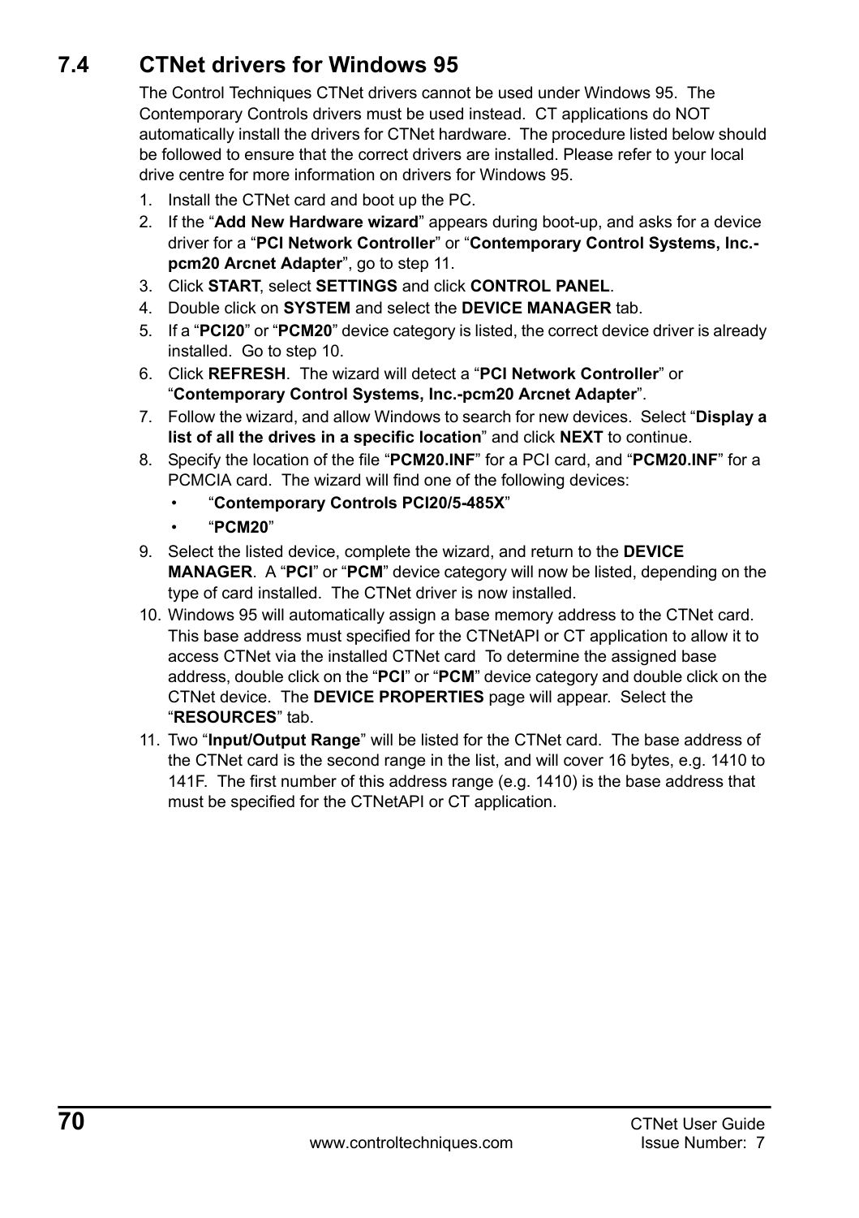## 7.4 CTNet drivers for Windows 95

The Control Techniques CTNet drivers cannot be used under Windows 95. The Contemporary Controls drivers must be used instead. CT applications do NOT automatically install the drivers for CTNet hardware. The procedure listed below should be followed to ensure that the correct drivers are installed. Please refer to your local drive centre for more information on drivers for Windows 95.

1. Install the CTNet card and boot up the PC.
2. If the "**Add New Hardware wizard**" appears during boot-up, and asks for a device driver for a "**PCI Network Controller**" or "**Contemporary Control Systems, Inc.-pcm20 Arcnet Adapter**", go to step 11.
3. Click **START**, select **SETTINGS** and click **CONTROL PANEL**.
4. Double click on **SYSTEM** and select the **DEVICE MANAGER** tab.
5. If a "**PCI20**" or "**PCM20**" device category is listed, the correct device driver is already installed. Go to step 10.
6. Click **REFRESH**. The wizard will detect a "**PCI Network Controller**" or "**Contemporary Control Systems, Inc.-pcm20 Arcnet Adapter**".
7. Follow the wizard, and allow Windows to search for new devices. Select "**Display a list of all the drives in a specific location**" and click **NEXT** to continue.
8. Specify the location of the file "**PCM20.INF**" for a PCI card, and "**PCM20.INF**" for a PCMCIA card. The wizard will find one of the following devices:
   - "**Contemporary Controls PCI20/5-485X**"
   - "**PCM20**"
9. Select the listed device, complete the wizard, and return to the **DEVICE MANAGER**. A "**PCI**" or "**PCM**" device category will now be listed, depending on the type of card installed. The CTNet driver is now installed.
10. Windows 95 will automatically assign a base memory address to the CTNet card. This base address must specified for the CTNetAPI or CT application to allow it to access CTNet via the installed CTNet card To determine the assigned base address, double click on the "**PCI**" or "**PCM**" device category and double click on the CTNet device. The **DEVICE PROPERTIES** page will appear. Select the "**RESOURCES**" tab.
11. Two "**Input/Output Range**" will be listed for the CTNet card. The base address of the CTNet card is the second range in the list, and will cover 16 bytes, e.g. 1410 to 141F. The first number of this address range (e.g. 1410) is the base address that must be specified for the CTNetAPI or CT application.